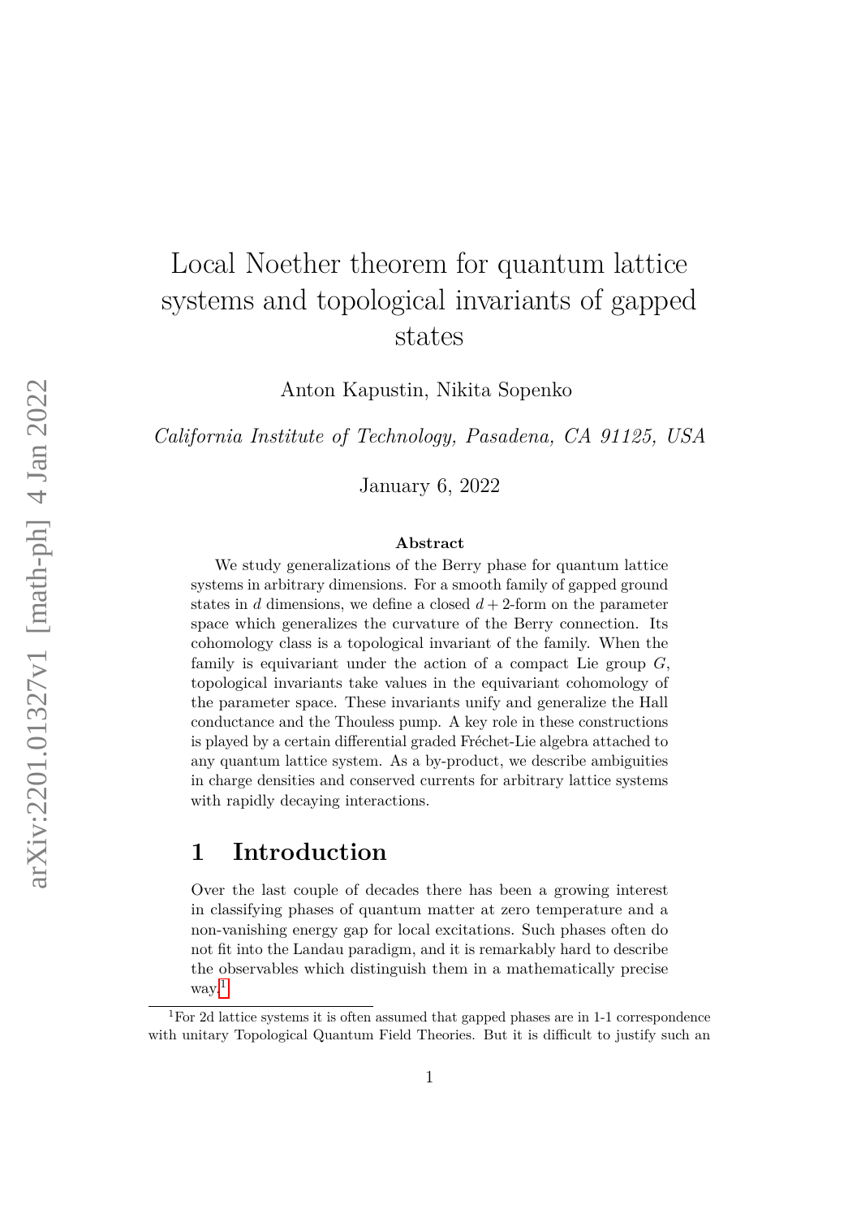# Local Noether theorem for quantum lattice systems and topological invariants of gapped states

Anton Kapustin, Nikita Sopenko

*California Institute of Technology, Pasadena, CA 91125, USA*

January 6, 2022

**Abstract**

We study generalizations of the Berry phase for quantum lattice systems in arbitrary dimensions. For a smooth family of gapped ground states in $d$ dimensions, we define a closed $d+2$-form on the parameter space which generalizes the curvature of the Berry connection. Its cohomology class is a topological invariant of the family. When the family is equivariant under the action of a compact Lie group $G$, topological invariants take values in the equivariant cohomology of the parameter space. These invariants unify and generalize the Hall conductance and the Thouless pump. A key role in these constructions is played by a certain differential graded Fréchet-Lie algebra attached to any quantum lattice system. As a by-product, we describe ambiguities in charge densities and conserved currents for arbitrary lattice systems with rapidly decaying interactions.

## 1 Introduction

Over the last couple of decades there has been a growing interest in classifying phases of quantum matter at zero temperature and a non-vanishing energy gap for local excitations. Such phases often do not fit into the Landau paradigm, and it is remarkably hard to describe the observables which distinguish them in a mathematically precise way.[1]

[1] For 2d lattice systems it is often assumed that gapped phases are in 1-1 correspondence with unitary Topological Quantum Field Theories. But it is difficult to justify such an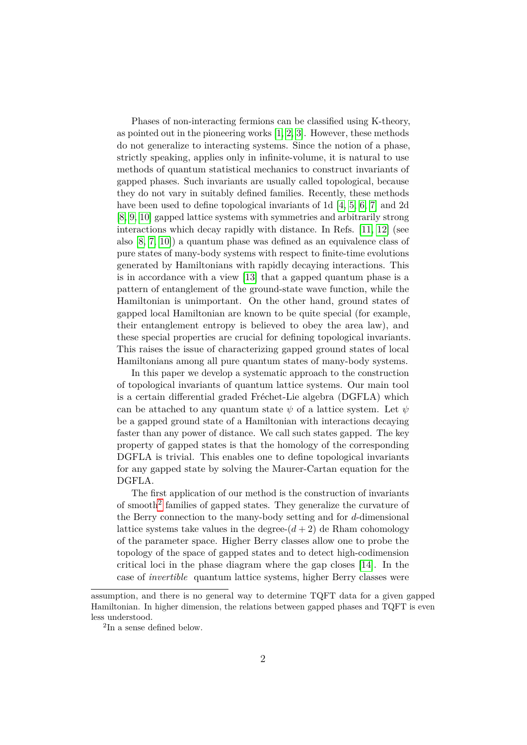Phases of non-interacting fermions can be classified using K-theory, as pointed out in the pioneering works [1, 2, 3]. However, these methods do not generalize to interacting systems. Since the notion of a phase, strictly speaking, applies only in infinite-volume, it is natural to use methods of quantum statistical mechanics to construct invariants of gapped phases. Such invariants are usually called topological, because they do not vary in suitably defined families. Recently, these methods have been used to define topological invariants of 1d [4, 5, 6, 7] and 2d [8, 9, 10] gapped lattice systems with symmetries and arbitrarily strong interactions which decay rapidly with distance. In Refs. [11, 12] (see also [8, 7, 10]) a quantum phase was defined as an equivalence class of pure states of many-body systems with respect to finite-time evolutions generated by Hamiltonians with rapidly decaying interactions. This is in accordance with a view [13] that a gapped quantum phase is a pattern of entanglement of the ground-state wave function, while the Hamiltonian is unimportant. On the other hand, ground states of gapped local Hamiltonian are known to be quite special (for example, their entanglement entropy is believed to obey the area law), and these special properties are crucial for defining topological invariants. This raises the issue of characterizing gapped ground states of local Hamiltonians among all pure quantum states of many-body systems.

In this paper we develop a systematic approach to the construction of topological invariants of quantum lattice systems. Our main tool is a certain differential graded Fréchet-Lie algebra (DGFLA) which can be attached to any quantum state $\psi$ of a lattice system. Let $\psi$ be a gapped ground state of a Hamiltonian with interactions decaying faster than any power of distance. We call such states gapped. The key property of gapped states is that the homology of the corresponding DGFLA is trivial. This enables one to define topological invariants for any gapped state by solving the Maurer-Cartan equation for the DGFLA.

The first application of our method is the construction of invariants of smooth[2] families of gapped states. They generalize the curvature of the Berry connection to the many-body setting and for $d$-dimensional lattice systems take values in the degree-$(d+2)$ de Rham cohomology of the parameter space. Higher Berry classes allow one to probe the topology of the space of gapped states and to detect high-codimension critical loci in the phase diagram where the gap closes [14]. In the case of *invertible* quantum lattice systems, higher Berry classes were

assumption, and there is no general way to determine TQFT data for a given gapped Hamiltonian. In higher dimension, the relations between gapped phases and TQFT is even less understood.

[2] In a sense defined below.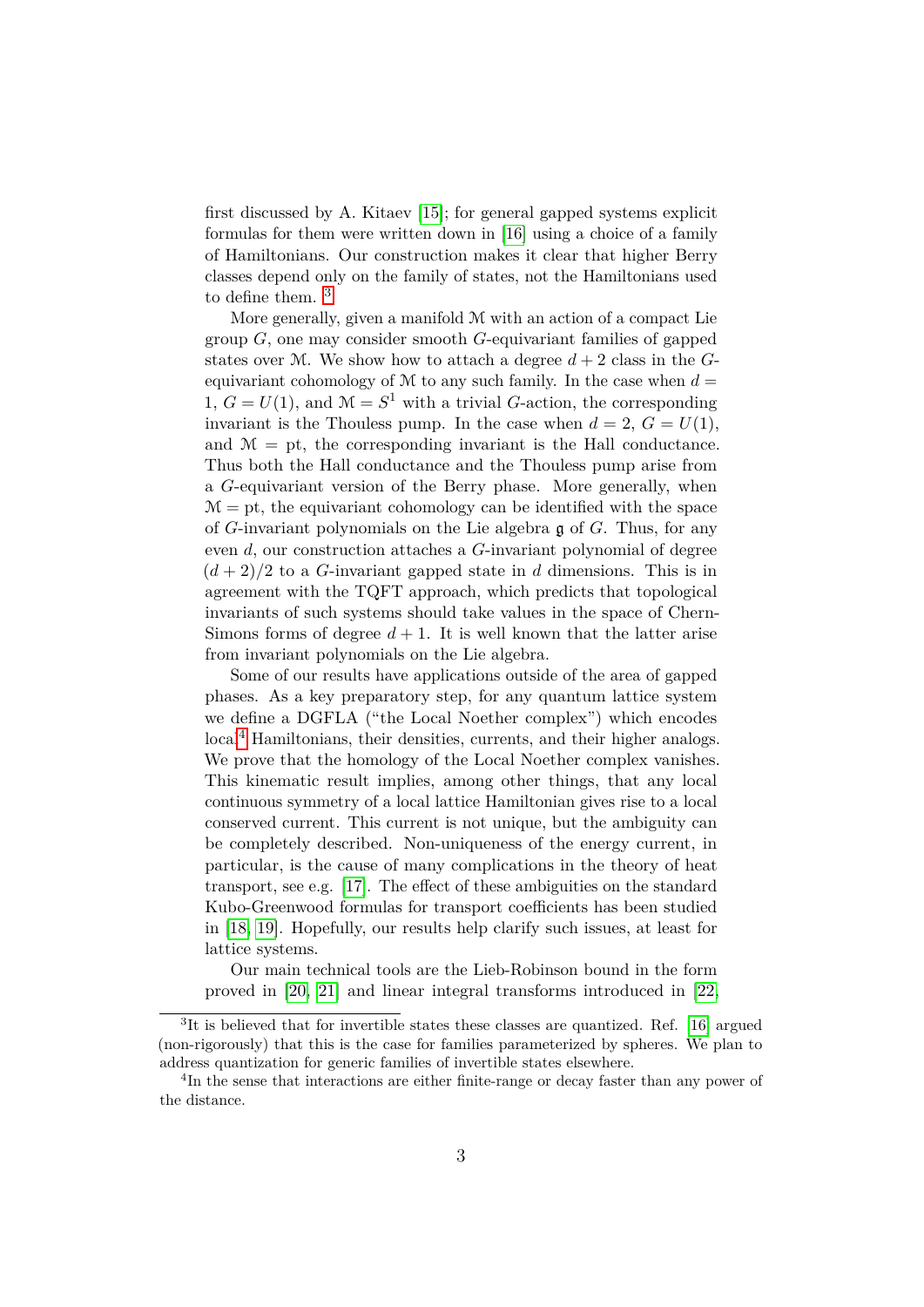first discussed by A. Kitaev [15]; for general gapped systems explicit formulas for them were written down in [16] using a choice of a family of Hamiltonians. Our construction makes it clear that higher Berry classes depend only on the family of states, not the Hamiltonians used to define them. [3]

More generally, given a manifold $\mathcal{M}$ with an action of a compact Lie group $G$, one may consider smooth $G$-equivariant families of gapped states over $\mathcal{M}$. We show how to attach a degree $d+2$ class in the $G$-equivariant cohomology of $\mathcal{M}$ to any such family. In the case when $d = 1$, $G = U(1)$, and $\mathcal{M} = S^1$ with a trivial $G$-action, the corresponding invariant is the Thouless pump. In the case when $d = 2$, $G = U(1)$, and $\mathcal{M} = \text{pt}$, the corresponding invariant is the Hall conductance. Thus both the Hall conductance and the Thouless pump arise from a $G$-equivariant version of the Berry phase. More generally, when $\mathcal{M} = \text{pt}$, the equivariant cohomology can be identified with the space of $G$-invariant polynomials on the Lie algebra $\mathfrak{g}$ of $G$. Thus, for any even $d$, our construction attaches a $G$-invariant polynomial of degree $(d+2)/2$ to a $G$-invariant gapped state in $d$ dimensions. This is in agreement with the TQFT approach, which predicts that topological invariants of such systems should take values in the space of Chern-Simons forms of degree $d+1$. It is well known that the latter arise from invariant polynomials on the Lie algebra.

Some of our results have applications outside of the area of gapped phases. As a key preparatory step, for any quantum lattice system we define a DGFLA ("the Local Noether complex") which encodes local[4] Hamiltonians, their densities, currents, and their higher analogs. We prove that the homology of the Local Noether complex vanishes. This kinematic result implies, among other things, that any local continuous symmetry of a local lattice Hamiltonian gives rise to a local conserved current. This current is not unique, but the ambiguity can be completely described. Non-uniqueness of the energy current, in particular, is the cause of many complications in the theory of heat transport, see e.g. [17]. The effect of these ambiguities on the standard Kubo-Greenwood formulas for transport coefficients has been studied in [18, 19]. Hopefully, our results help clarify such issues, at least for lattice systems.

Our main technical tools are the Lieb-Robinson bound in the form proved in [20, 21] and linear integral transforms introduced in [22,

[3] It is believed that for invertible states these classes are quantized. Ref. [16] argued (non-rigorously) that this is the case for families parameterized by spheres. We plan to address quantization for generic families of invertible states elsewhere.

[4] In the sense that interactions are either finite-range or decay faster than any power of the distance.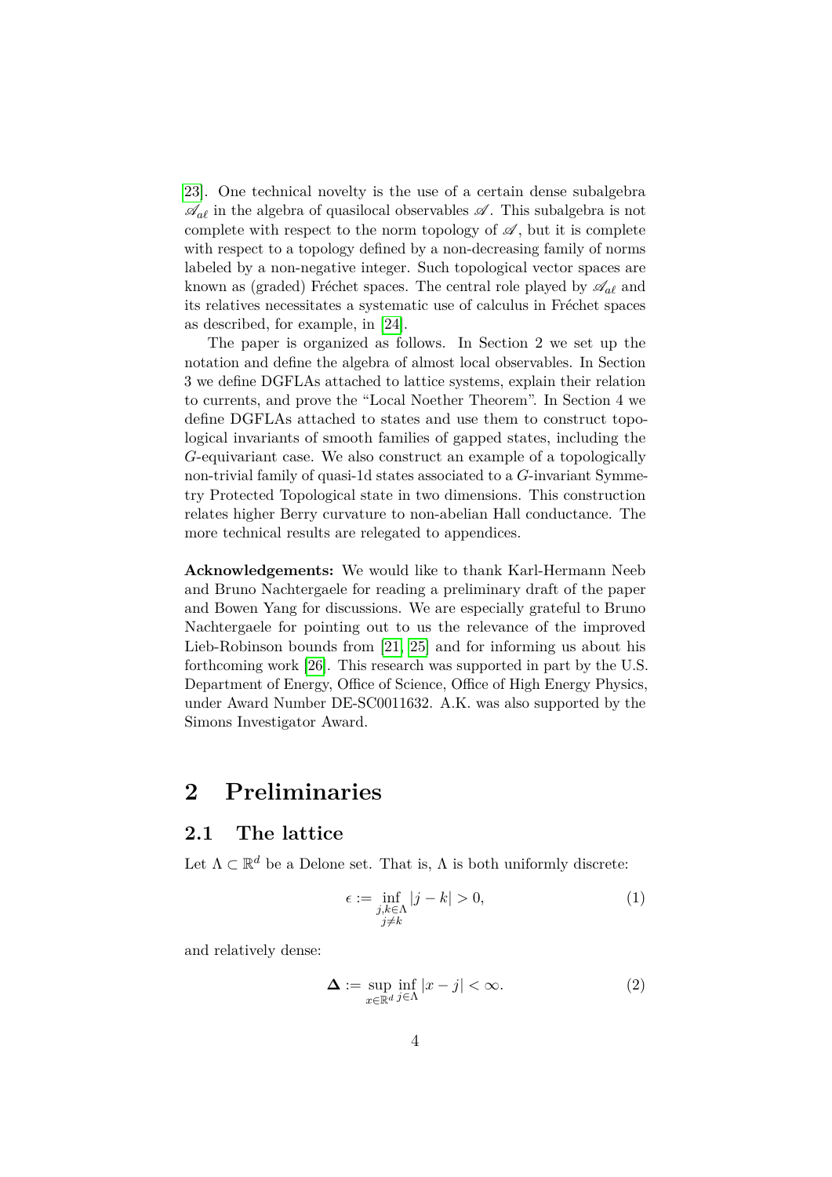[23]. One technical novelty is the use of a certain dense subalgebra $\mathscr{A}_{a\ell}$ in the algebra of quasilocal observables $\mathscr{A}$. This subalgebra is not complete with respect to the norm topology of $\mathscr{A}$, but it is complete with respect to a topology defined by a non-decreasing family of norms labeled by a non-negative integer. Such topological vector spaces are known as (graded) Fréchet spaces. The central role played by $\mathscr{A}_{a\ell}$ and its relatives necessitates a systematic use of calculus in Fréchet spaces as described, for example, in [24].

The paper is organized as follows. In Section 2 we set up the notation and define the algebra of almost local observables. In Section 3 we define DGFLAs attached to lattice systems, explain their relation to currents, and prove the "Local Noether Theorem". In Section 4 we define DGFLAs attached to states and use them to construct topological invariants of smooth families of gapped states, including the $G$-equivariant case. We also construct an example of a topologically non-trivial family of quasi-1d states associated to a $G$-invariant Symmetry Protected Topological state in two dimensions. This construction relates higher Berry curvature to non-abelian Hall conductance. The more technical results are relegated to appendices.

**Acknowledgements:** We would like to thank Karl-Hermann Neeb and Bruno Nachtergaele for reading a preliminary draft of the paper and Bowen Yang for discussions. We are especially grateful to Bruno Nachtergaele for pointing out to us the relevance of the improved Lieb-Robinson bounds from [21, 25] and for informing us about his forthcoming work [26]. This research was supported in part by the U.S. Department of Energy, Office of Science, Office of High Energy Physics, under Award Number DE-SC0011632. A.K. was also supported by the Simons Investigator Award.

# 2 Preliminaries

## 2.1 The lattice

Let $\Lambda \subset \mathbb{R}^d$ be a Delone set. That is, $\Lambda$ is both uniformly discrete:

$$\epsilon := \inf_{\substack{j,k \in \Lambda \\ j \neq k}} |j - k| > 0, \tag{1}$$

and relatively dense:

$$\boldsymbol{\Delta} := \sup_{x \in \mathbb{R}^d} \inf_{j \in \Lambda} |x - j| < \infty. \tag{2}$$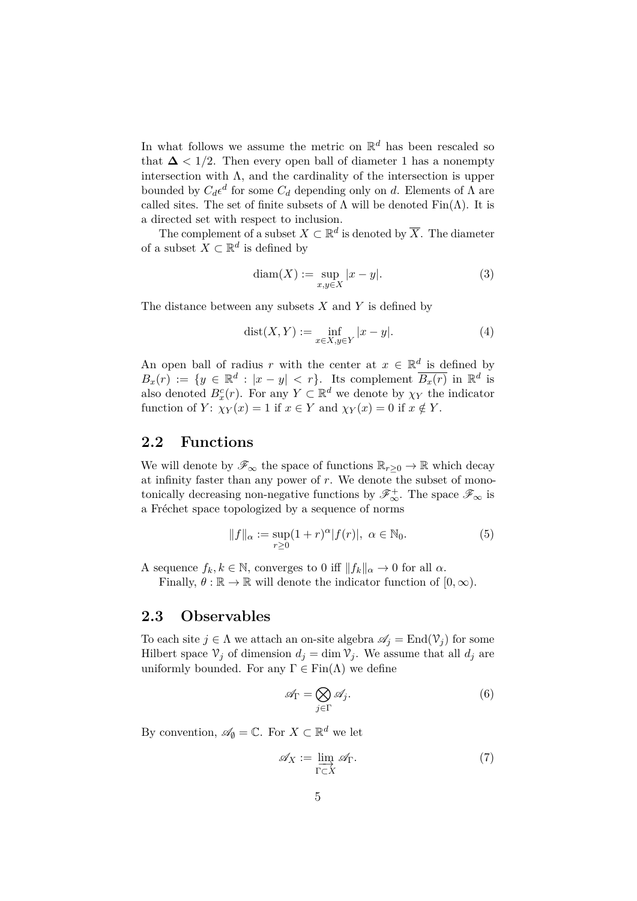In what follows we assume the metric on $\mathbb{R}^d$ has been rescaled so that $\mathbf{\Delta} < 1/2$. Then every open ball of diameter 1 has a nonempty intersection with $\Lambda$, and the cardinality of the intersection is upper bounded by $C_d \epsilon^d$ for some $C_d$ depending only on $d$. Elements of $\Lambda$ are called sites. The set of finite subsets of $\Lambda$ will be denoted $\mathrm{Fin}(\Lambda)$. It is a directed set with respect to inclusion.

The complement of a subset $X \subset \mathbb{R}^d$ is denoted by $\overline{X}$. The diameter of a subset $X \subset \mathbb{R}^d$ is defined by

$$\mathrm{diam}(X) := \sup_{x,y \in X} |x - y|. \tag{3}$$

The distance between any subsets $X$ and $Y$ is defined by

$$\mathrm{dist}(X, Y) := \inf_{x \in X, y \in Y} |x - y|. \tag{4}$$

An open ball of radius $r$ with the center at $x \in \mathbb{R}^d$ is defined by $B_x(r) := \{y \in \mathbb{R}^d : |x - y| < r\}$. Its complement $\overline{B_x(r)}$ in $\mathbb{R}^d$ is also denoted $B^c_x(r)$. For any $Y \subset \mathbb{R}^d$ we denote by $\chi_Y$ the indicator function of $Y$: $\chi_Y(x) = 1$ if $x \in Y$ and $\chi_Y(x) = 0$ if $x \notin Y$.

## 2.2 Functions

We will denote by $\mathscr{F}_\infty$ the space of functions $\mathbb{R}_{r \geq 0} \to \mathbb{R}$ which decay at infinity faster than any power of $r$. We denote the subset of monotonically decreasing non-negative functions by $\mathscr{F}^+_\infty$. The space $\mathscr{F}_\infty$ is a Fréchet space topologized by a sequence of norms

$$\|f\|_\alpha := \sup_{r \geq 0} (1 + r)^\alpha |f(r)|, \ \alpha \in \mathbb{N}_0. \tag{5}$$

A sequence $f_k, k \in \mathbb{N}$, converges to 0 iff $\|f_k\|_\alpha \to 0$ for all $\alpha$.

Finally, $\theta : \mathbb{R} \to \mathbb{R}$ will denote the indicator function of $[0, \infty)$.

## 2.3 Observables

To each site $j \in \Lambda$ we attach an on-site algebra $\mathscr{A}_j = \mathrm{End}(\mathcal{V}_j)$ for some Hilbert space $\mathcal{V}_j$ of dimension $d_j = \dim \mathcal{V}_j$. We assume that all $d_j$ are uniformly bounded. For any $\Gamma \in \mathrm{Fin}(\Lambda)$ we define

$$\mathscr{A}_\Gamma = \bigotimes_{j \in \Gamma} \mathscr{A}_j. \tag{6}$$

By convention, $\mathscr{A}_\emptyset = \mathbb{C}$. For $X \subset \mathbb{R}^d$ we let

$$\mathscr{A}_X := \varinjlim_{\Gamma \subset X} \mathscr{A}_\Gamma. \tag{7}$$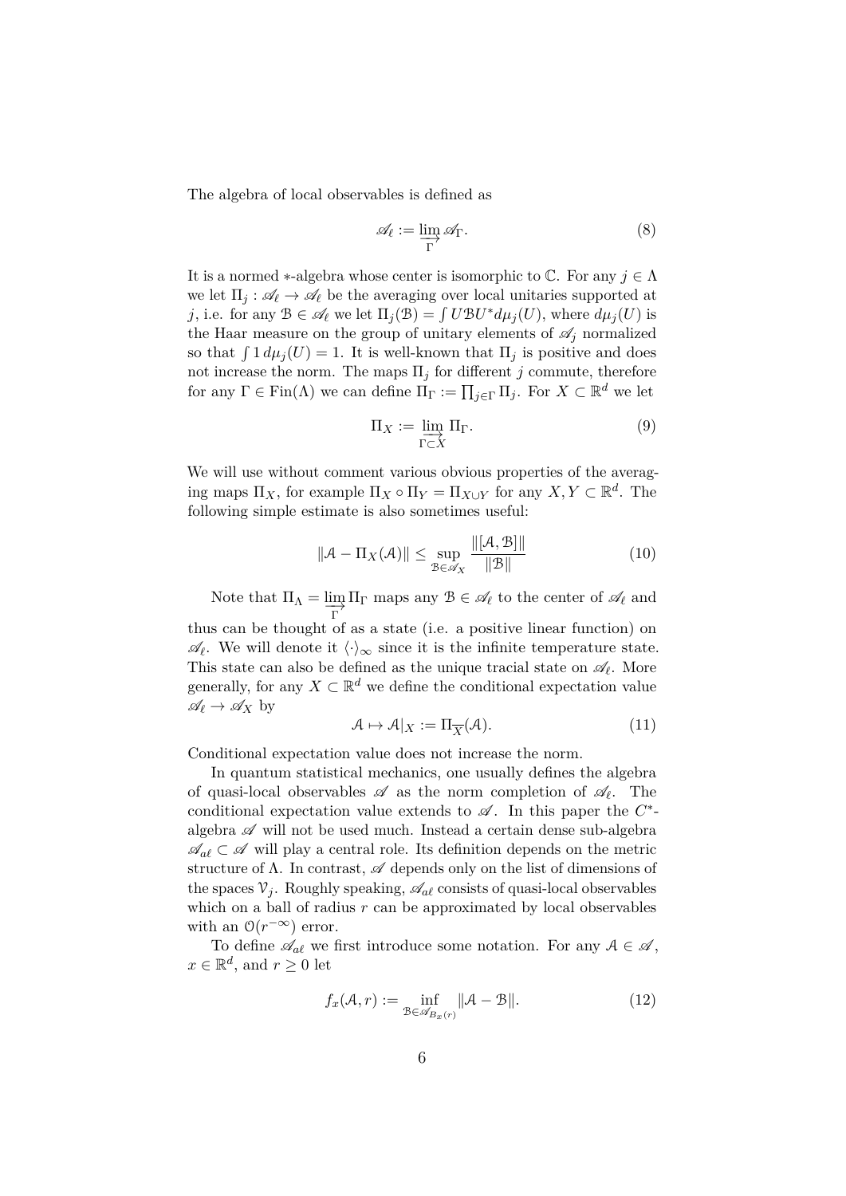The algebra of local observables is defined as

$$\mathscr{A}_\ell := \varinjlim_{\Gamma} \mathscr{A}_\Gamma. \tag{8}$$

It is a normed $*$-algebra whose center is isomorphic to $\mathbb{C}$. For any $j \in \Lambda$ we let $\Pi_j : \mathscr{A}_\ell \to \mathscr{A}_\ell$ be the averaging over local unitaries supported at $j$, i.e. for any $\mathcal{B} \in \mathscr{A}_\ell$ we let $\Pi_j(\mathcal{B}) = \int U\mathcal{B}U^* d\mu_j(U)$, where $d\mu_j(U)$ is the Haar measure on the group of unitary elements of $\mathscr{A}_j$ normalized so that $\int 1\, d\mu_j(U) = 1$. It is well-known that $\Pi_j$ is positive and does not increase the norm. The maps $\Pi_j$ for different $j$ commute, therefore for any $\Gamma \in \mathrm{Fin}(\Lambda)$ we can define $\Pi_\Gamma := \prod_{j\in\Gamma} \Pi_j$. For $X \subset \mathbb{R}^d$ we let

$$\Pi_X := \varinjlim_{\Gamma \subset X} \Pi_\Gamma. \tag{9}$$

We will use without comment various obvious properties of the averaging maps $\Pi_X$, for example $\Pi_X \circ \Pi_Y = \Pi_{X\cup Y}$ for any $X, Y \subset \mathbb{R}^d$. The following simple estimate is also sometimes useful:

$$\|\mathcal{A} - \Pi_X(\mathcal{A})\| \leq \sup_{\mathcal{B}\in\mathscr{A}_X} \frac{\|[\mathcal{A},\mathcal{B}]\|}{\|\mathcal{B}\|} \tag{10}$$

Note that $\Pi_\Lambda = \varinjlim_{\Gamma} \Pi_\Gamma$ maps any $\mathcal{B} \in \mathscr{A}_\ell$ to the center of $\mathscr{A}_\ell$ and thus can be thought of as a state (i.e. a positive linear function) on $\mathscr{A}_\ell$. We will denote it $\langle\cdot\rangle_\infty$ since it is the infinite temperature state. This state can also be defined as the unique tracial state on $\mathscr{A}_\ell$. More generally, for any $X \subset \mathbb{R}^d$ we define the conditional expectation value $\mathscr{A}_\ell \to \mathscr{A}_X$ by

$$\mathcal{A} \mapsto \mathcal{A}|_X := \Pi_{\overline{X}}(\mathcal{A}). \tag{11}$$

Conditional expectation value does not increase the norm.

In quantum statistical mechanics, one usually defines the algebra of quasi-local observables $\mathscr{A}$ as the norm completion of $\mathscr{A}_\ell$. The conditional expectation value extends to $\mathscr{A}$. In this paper the $C^*$-algebra $\mathscr{A}$ will not be used much. Instead a certain dense sub-algebra $\mathscr{A}_{a\ell} \subset \mathscr{A}$ will play a central role. Its definition depends on the metric structure of $\Lambda$. In contrast, $\mathscr{A}$ depends only on the list of dimensions of the spaces $\mathcal{V}_j$. Roughly speaking, $\mathscr{A}_{a\ell}$ consists of quasi-local observables which on a ball of radius $r$ can be approximated by local observables with an $\mathcal{O}(r^{-\infty})$ error.

To define $\mathscr{A}_{a\ell}$ we first introduce some notation. For any $\mathcal{A} \in \mathscr{A}$, $x \in \mathbb{R}^d$, and $r \geq 0$ let

$$f_x(\mathcal{A}, r) := \inf_{\mathcal{B}\in\mathscr{A}_{B_x(r)}} \|\mathcal{A} - \mathcal{B}\|. \tag{12}$$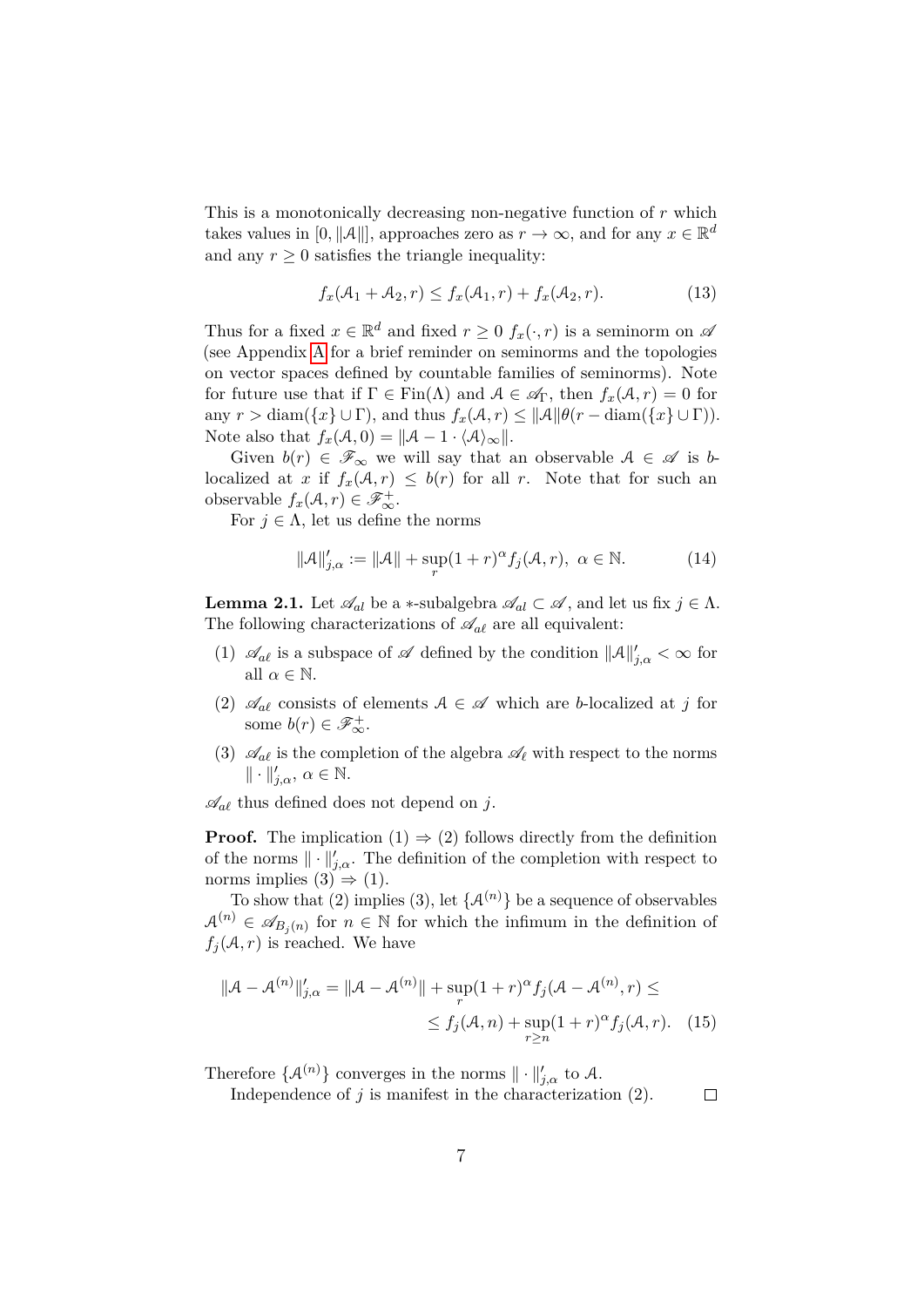This is a monotonically decreasing non-negative function of $r$ which takes values in $[0, \|\mathcal{A}\|]$, approaches zero as $r \to \infty$, and for any $x \in \mathbb{R}^d$ and any $r \geq 0$ satisfies the triangle inequality:

$$f_x(\mathcal{A}_1 + \mathcal{A}_2, r) \leq f_x(\mathcal{A}_1, r) + f_x(\mathcal{A}_2, r). \tag{13}$$

Thus for a fixed $x \in \mathbb{R}^d$ and fixed $r \geq 0$ $f_x(\cdot, r)$ is a seminorm on $\mathscr{A}$ (see Appendix A for a brief reminder on seminorms and the topologies on vector spaces defined by countable families of seminorms). Note for future use that if $\Gamma \in \mathrm{Fin}(\Lambda)$ and $\mathcal{A} \in \mathscr{A}_\Gamma$, then $f_x(\mathcal{A}, r) = 0$ for any $r > \mathrm{diam}(\{x\} \cup \Gamma)$, and thus $f_x(\mathcal{A}, r) \leq \|\mathcal{A}\| \theta(r - \mathrm{diam}(\{x\} \cup \Gamma))$. Note also that $f_x(\mathcal{A}, 0) = \|\mathcal{A} - 1 \cdot \langle \mathcal{A} \rangle_\infty\|$.

Given $b(r) \in \mathscr{F}_\infty$ we will say that an observable $\mathcal{A} \in \mathscr{A}$ is $b$-localized at $x$ if $f_x(\mathcal{A}, r) \leq b(r)$ for all $r$. Note that for such an observable $f_x(\mathcal{A}, r) \in \mathscr{F}_\infty^+$.

For $j \in \Lambda$, let us define the norms

$$\|\mathcal{A}\|'_{j,\alpha} := \|\mathcal{A}\| + \sup_r (1 + r)^\alpha f_j(\mathcal{A}, r), \ \alpha \in \mathbb{N}. \tag{14}$$

**Lemma 2.1.** Let $\mathscr{A}_{al}$ be a $*$-subalgebra $\mathscr{A}_{al} \subset \mathscr{A}$, and let us fix $j \in \Lambda$. The following characterizations of $\mathscr{A}_{a\ell}$ are all equivalent:

(1) $\mathscr{A}_{a\ell}$ is a subspace of $\mathscr{A}$ defined by the condition $\|\mathcal{A}\|'_{j,\alpha} < \infty$ for all $\alpha \in \mathbb{N}$.

(2) $\mathscr{A}_{a\ell}$ consists of elements $\mathcal{A} \in \mathscr{A}$ which are $b$-localized at $j$ for some $b(r) \in \mathscr{F}_\infty^+$.

(3) $\mathscr{A}_{a\ell}$ is the completion of the algebra $\mathscr{A}_\ell$ with respect to the norms $\| \cdot \|'_{j,\alpha}$, $\alpha \in \mathbb{N}$.

$\mathscr{A}_{a\ell}$ thus defined does not depend on $j$.

**Proof.** The implication (1) $\Rightarrow$ (2) follows directly from the definition of the norms $\| \cdot \|'_{j,\alpha}$. The definition of the completion with respect to norms implies (3) $\Rightarrow$ (1).

To show that (2) implies (3), let $\{\mathcal{A}^{(n)}\}$ be a sequence of observables $\mathcal{A}^{(n)} \in \mathscr{A}_{B_j(n)}$ for $n \in \mathbb{N}$ for which the infimum in the definition of $f_j(\mathcal{A}, r)$ is reached. We have

$$\begin{aligned} \|\mathcal{A} - \mathcal{A}^{(n)}\|'_{j,\alpha} = \|\mathcal{A} - \mathcal{A}^{(n)}\| + \sup_r (1 + r)^\alpha f_j(\mathcal{A} - \mathcal{A}^{(n)}, r) \leq \\ \leq f_j(\mathcal{A}, n) + \sup_{r \geq n} (1 + r)^\alpha f_j(\mathcal{A}, r). \end{aligned} \tag{15}$$

Therefore $\{\mathcal{A}^{(n)}\}$ converges in the norms $\| \cdot \|'_{j,\alpha}$ to $\mathcal{A}$.

Independence of $j$ is manifest in the characterization (2). $\square$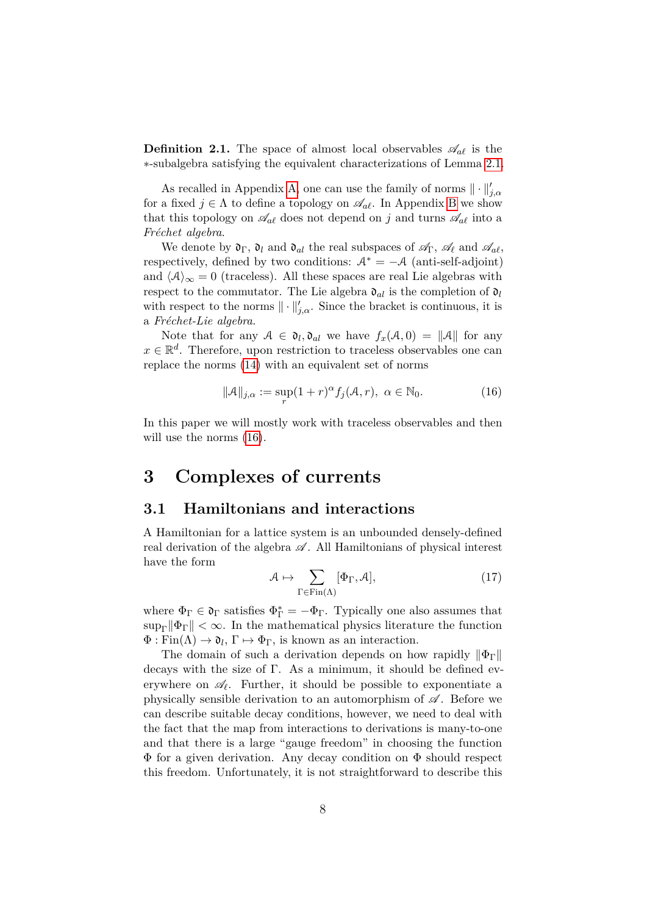**Definition 2.1.** The space of almost local observables $\mathscr{A}_{a\ell}$ is the $*$-subalgebra satisfying the equivalent characterizations of Lemma 2.1.

As recalled in Appendix A, one can use the family of norms $\|\cdot\|'_{j,\alpha}$ for a fixed $j \in \Lambda$ to define a topology on $\mathscr{A}_{a\ell}$. In Appendix B we show that this topology on $\mathscr{A}_{a\ell}$ does not depend on $j$ and turns $\mathscr{A}_{a\ell}$ into a *Fréchet algebra*.

We denote by $\mathfrak{d}_\Gamma$, $\mathfrak{d}_l$ and $\mathfrak{d}_{al}$ the real subspaces of $\mathscr{A}_\Gamma$, $\mathscr{A}_\ell$ and $\mathscr{A}_{a\ell}$, respectively, defined by two conditions: $\mathcal{A}^* = -\mathcal{A}$ (anti-self-adjoint) and $\langle \mathcal{A} \rangle_\infty = 0$ (traceless). All these spaces are real Lie algebras with respect to the commutator. The Lie algebra $\mathfrak{d}_{al}$ is the completion of $\mathfrak{d}_l$ with respect to the norms $\|\cdot\|'_{j,\alpha}$. Since the bracket is continuous, it is a *Fréchet-Lie algebra*.

Note that for any $\mathcal{A} \in \mathfrak{d}_l, \mathfrak{d}_{al}$ we have $f_x(\mathcal{A}, 0) = \|\mathcal{A}\|$ for any $x \in \mathbb{R}^d$. Therefore, upon restriction to traceless observables one can replace the norms (14) with an equivalent set of norms

$$\|\mathcal{A}\|_{j,\alpha} := \sup_r (1+r)^\alpha f_j(\mathcal{A}, r), \ \alpha \in \mathbb{N}_0. \tag{16}$$

In this paper we will mostly work with traceless observables and then will use the norms (16).

# 3 Complexes of currents

## 3.1 Hamiltonians and interactions

A Hamiltonian for a lattice system is an unbounded densely-defined real derivation of the algebra $\mathscr{A}$. All Hamiltonians of physical interest have the form

$$\mathcal{A} \mapsto \sum_{\Gamma \in \mathrm{Fin}(\Lambda)} [\Phi_\Gamma, \mathcal{A}], \tag{17}$$

where $\Phi_\Gamma \in \mathfrak{d}_\Gamma$ satisfies $\Phi_\Gamma^* = -\Phi_\Gamma$. Typically one also assumes that $\sup_\Gamma \|\Phi_\Gamma\| < \infty$. In the mathematical physics literature the function $\Phi : \mathrm{Fin}(\Lambda) \to \mathfrak{d}_l$, $\Gamma \mapsto \Phi_\Gamma$, is known as an interaction.

The domain of such a derivation depends on how rapidly $\|\Phi_\Gamma\|$ decays with the size of $\Gamma$. As a minimum, it should be defined everywhere on $\mathscr{A}_\ell$. Further, it should be possible to exponentiate a physically sensible derivation to an automorphism of $\mathscr{A}$. Before we can describe suitable decay conditions, however, we need to deal with the fact that the map from interactions to derivations is many-to-one and that there is a large "gauge freedom" in choosing the function $\Phi$ for a given derivation. Any decay condition on $\Phi$ should respect this freedom. Unfortunately, it is not straightforward to describe this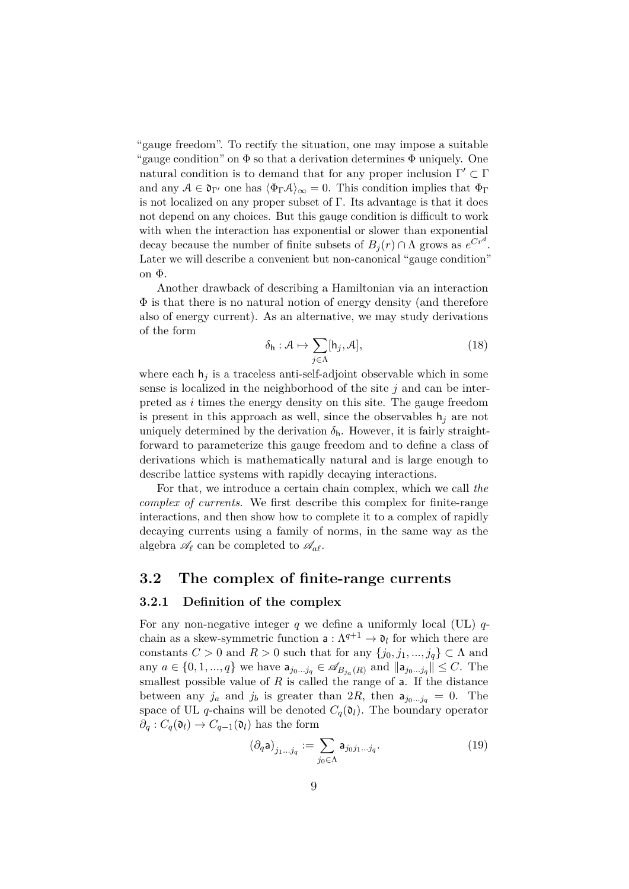"gauge freedom". To rectify the situation, one may impose a suitable "gauge condition" on $\Phi$ so that a derivation determines $\Phi$ uniquely. One natural condition is to demand that for any proper inclusion $\Gamma' \subset \Gamma$ and any $\mathcal{A} \in \mathfrak{d}_{\Gamma'}$ one has $\langle \Phi_\Gamma \mathcal{A} \rangle_\infty = 0$. This condition implies that $\Phi_\Gamma$ is not localized on any proper subset of $\Gamma$. Its advantage is that it does not depend on any choices. But this gauge condition is difficult to work with when the interaction has exponential or slower than exponential decay because the number of finite subsets of $B_j(r) \cap \Lambda$ grows as $e^{Cr^d}$. Later we will describe a convenient but non-canonical "gauge condition" on $\Phi$.

Another drawback of describing a Hamiltonian via an interaction $\Phi$ is that there is no natural notion of energy density (and therefore also of energy current). As an alternative, we may study derivations of the form

$$\delta_{\mathsf{h}} : \mathcal{A} \mapsto \sum_{j \in \Lambda} [\mathsf{h}_j, \mathcal{A}], \tag{18}$$

where each $\mathsf{h}_j$ is a traceless anti-self-adjoint observable which in some sense is localized in the neighborhood of the site $j$ and can be interpreted as $i$ times the energy density on this site. The gauge freedom is present in this approach as well, since the observables $\mathsf{h}_j$ are not uniquely determined by the derivation $\delta_{\mathsf{h}}$. However, it is fairly straightforward to parameterize this gauge freedom and to define a class of derivations which is mathematically natural and is large enough to describe lattice systems with rapidly decaying interactions.

For that, we introduce a certain chain complex, which we call *the complex of currents*. We first describe this complex for finite-range interactions, and then show how to complete it to a complex of rapidly decaying currents using a family of norms, in the same way as the algebra $\mathscr{A}_\ell$ can be completed to $\mathscr{A}_{a\ell}$.

## 3.2 The complex of finite-range currents

### 3.2.1 Definition of the complex

For any non-negative integer $q$ we define a uniformly local (UL) $q$-chain as a skew-symmetric function $\mathsf{a} : \Lambda^{q+1} \to \mathfrak{d}_l$ for which there are constants $C > 0$ and $R > 0$ such that for any $\{j_0, j_1, ..., j_q\} \subset \Lambda$ and any $a \in \{0, 1, ..., q\}$ we have $\mathsf{a}_{j_0 \dots j_q} \in \mathscr{A}_{B_{j_a}(R)}$ and $\|\mathsf{a}_{j_0 \dots j_q}\| \leq C$. The smallest possible value of $R$ is called the range of $\mathsf{a}$. If the distance between any $j_a$ and $j_b$ is greater than $2R$, then $\mathsf{a}_{j_0 \dots j_q} = 0$. The space of UL $q$-chains will be denoted $C_q(\mathfrak{d}_l)$. The boundary operator $\partial_q : C_q(\mathfrak{d}_l) \to C_{q-1}(\mathfrak{d}_l)$ has the form

$$(\partial_q \mathsf{a})_{j_1 \dots j_q} := \sum_{j_0 \in \Lambda} \mathsf{a}_{j_0 j_1 \dots j_q}. \tag{19}$$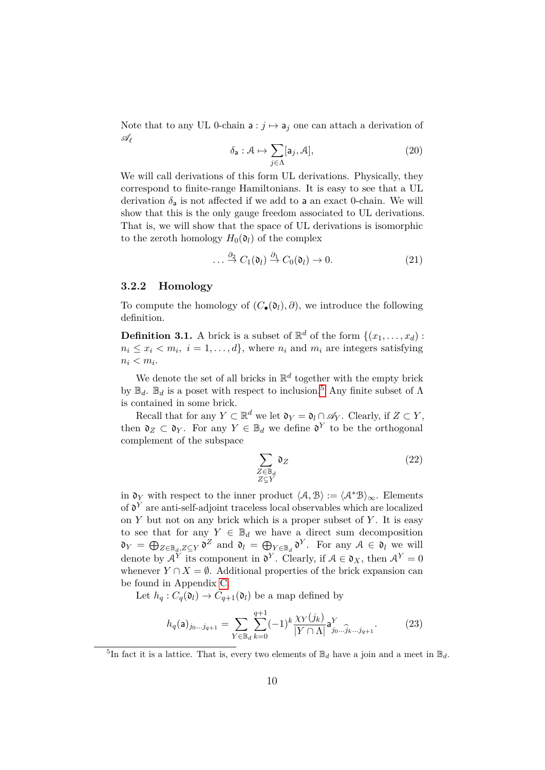Note that to any UL 0-chain $\mathsf{a} : j \mapsto \mathsf{a}_j$ one can attach a derivation of $\mathscr{A}_\ell$

$$\delta_{\mathsf{a}} : \mathcal{A} \mapsto \sum_{j \in \Lambda} [\mathsf{a}_j, \mathcal{A}], \tag{20}$$

We will call derivations of this form UL derivations. Physically, they correspond to finite-range Hamiltonians. It is easy to see that a UL derivation $\delta_{\mathsf{a}}$ is not affected if we add to $\mathsf{a}$ an exact 0-chain. We will show that this is the only gauge freedom associated to UL derivations. That is, we will show that the space of UL derivations is isomorphic to the zeroth homology $H_0(\mathfrak{d}_l)$ of the complex

$$\ldots \xrightarrow{\partial_2} C_1(\mathfrak{d}_l) \xrightarrow{\partial_1} C_0(\mathfrak{d}_l) \to 0. \tag{21}$$

### 3.2.2 Homology

To compute the homology of $(C_\bullet(\mathfrak{d}_l), \partial)$, we introduce the following definition.

**Definition 3.1.** A brick is a subset of $\mathbb{R}^d$ of the form $\{(x_1, \ldots, x_d) : n_i \leq x_i < m_i,\ i = 1, \ldots, d\}$, where $n_i$ and $m_i$ are integers satisfying $n_i < m_i$.

We denote the set of all bricks in $\mathbb{R}^d$ together with the empty brick by $\mathbb{B}_d$. $\mathbb{B}_d$ is a poset with respect to inclusion.[5] Any finite subset of $\Lambda$ is contained in some brick.

Recall that for any $Y \subset \mathbb{R}^d$ we let $\mathfrak{d}_Y = \mathfrak{d}_l \cap \mathscr{A}_Y$. Clearly, if $Z \subset Y$, then $\mathfrak{d}_Z \subset \mathfrak{d}_Y$. For any $Y \in \mathbb{B}_d$ we define $\mathfrak{d}^Y$ to be the orthogonal complement of the subspace

$$\sum_{\substack{Z \in \mathbb{B}_d \\ Z \subsetneq Y}} \mathfrak{d}_Z \tag{22}$$

in $\mathfrak{d}_Y$ with respect to the inner product $\langle \mathcal{A}, \mathcal{B} \rangle := \langle \mathcal{A}^* \mathcal{B} \rangle_\infty$. Elements of $\mathfrak{d}^Y$ are anti-self-adjoint traceless local observables which are localized on $Y$ but not on any brick which is a proper subset of $Y$. It is easy to see that for any $Y \in \mathbb{B}_d$ we have a direct sum decomposition $\mathfrak{d}_Y = \bigoplus_{Z \in \mathbb{B}_d, Z \subseteq Y} \mathfrak{d}^Z$ and $\mathfrak{d}_l = \bigoplus_{Y \in \mathbb{B}_d} \mathfrak{d}^Y$. For any $\mathcal{A} \in \mathfrak{d}_l$ we will denote by $\mathcal{A}^Y$ its component in $\mathfrak{d}^Y$. Clearly, if $\mathcal{A} \in \mathfrak{d}_X$, then $\mathcal{A}^Y = 0$ whenever $Y \cap X = \emptyset$. Additional properties of the brick expansion can be found in Appendix C.

Let $h_q : C_q(\mathfrak{d}_l) \to C_{q+1}(\mathfrak{d}_l)$ be a map defined by

$$h_q(\mathsf{a})_{j_0 \ldots j_{q+1}} = \sum_{Y \in \mathbb{B}_d} \sum_{k=0}^{q+1} (-1)^k \frac{\chi_Y(j_k)}{|Y \cap \Lambda|} \mathsf{a}^Y_{j_0 \ldots \widehat{j}_k \ldots j_{q+1}}. \tag{23}$$

[5] In fact it is a lattice. That is, every two elements of $\mathbb{B}_d$ have a join and a meet in $\mathbb{B}_d$.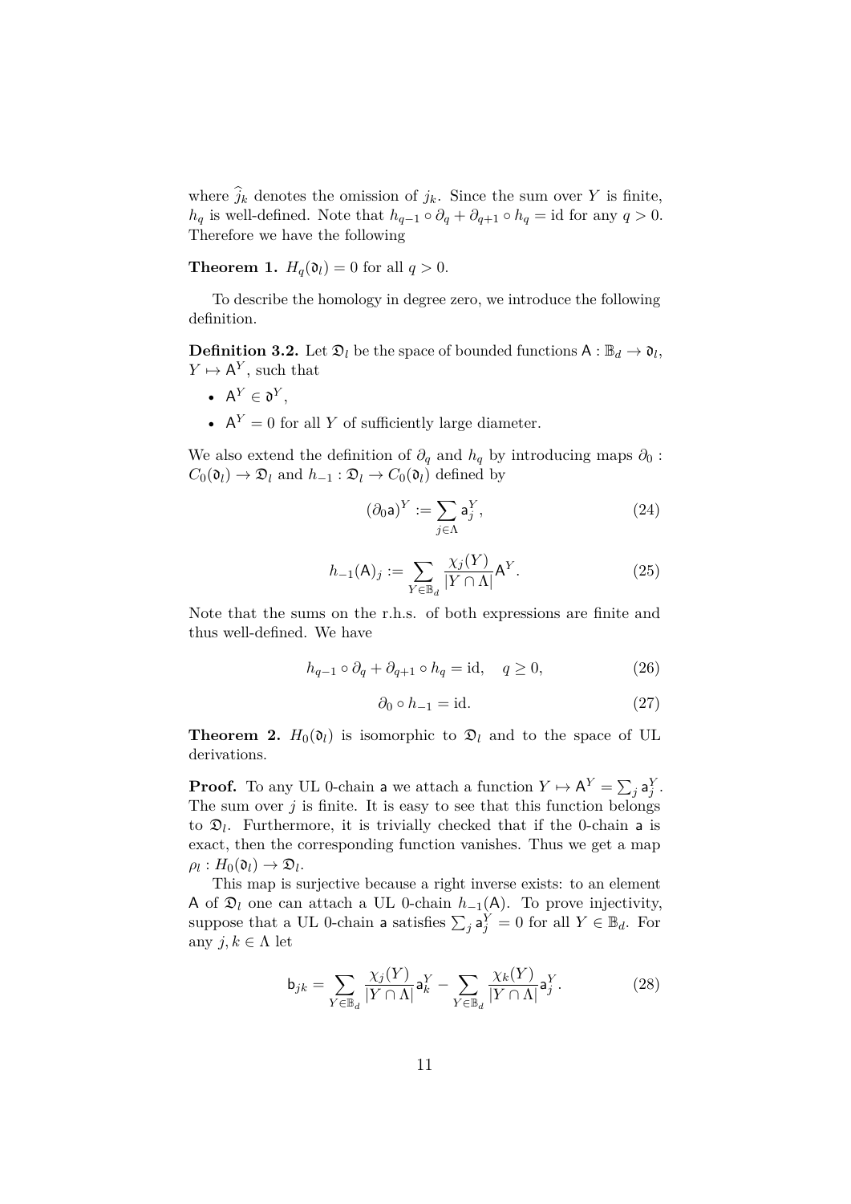where $\widehat{j_k}$ denotes the omission of $j_k$. Since the sum over $Y$ is finite, $h_q$ is well-defined. Note that $h_{q-1} \circ \partial_q + \partial_{q+1} \circ h_q = \mathrm{id}$ for any $q > 0$. Therefore we have the following

**Theorem 1.** $H_q(\mathfrak{d}_l) = 0$ for all $q > 0$.

To describe the homology in degree zero, we introduce the following definition.

**Definition 3.2.** Let $\mathfrak{D}_l$ be the space of bounded functions $\mathsf{A} : \mathbb{B}_d \to \mathfrak{d}_l$, $Y \mapsto \mathsf{A}^Y$, such that

- $\mathsf{A}^Y \in \mathfrak{d}^Y$,
- $\mathsf{A}^Y = 0$ for all $Y$ of sufficiently large diameter.

We also extend the definition of $\partial_q$ and $h_q$ by introducing maps $\partial_0 : C_0(\mathfrak{d}_l) \to \mathfrak{D}_l$ and $h_{-1} : \mathfrak{D}_l \to C_0(\mathfrak{d}_l)$ defined by

$$(\partial_0 \mathsf{a})^Y := \sum_{j \in \Lambda} \mathsf{a}_j^Y, \tag{24}$$

$$h_{-1}(\mathsf{A})_j := \sum_{Y \in \mathbb{B}_d} \frac{\chi_j(Y)}{|Y \cap \Lambda|} \mathsf{A}^Y. \tag{25}$$

Note that the sums on the r.h.s. of both expressions are finite and thus well-defined. We have

$$h_{q-1} \circ \partial_q + \partial_{q+1} \circ h_q = \mathrm{id}, \quad q \geq 0, \tag{26}$$

$$\partial_0 \circ h_{-1} = \mathrm{id}. \tag{27}$$

**Theorem 2.** $H_0(\mathfrak{d}_l)$ is isomorphic to $\mathfrak{D}_l$ and to the space of UL derivations.

**Proof.** To any UL 0-chain $\mathsf{a}$ we attach a function $Y \mapsto \mathsf{A}^Y = \sum_j \mathsf{a}_j^Y$. The sum over $j$ is finite. It is easy to see that this function belongs to $\mathfrak{D}_l$. Furthermore, it is trivially checked that if the 0-chain $\mathsf{a}$ is exact, then the corresponding function vanishes. Thus we get a map $\rho_l : H_0(\mathfrak{d}_l) \to \mathfrak{D}_l$.

This map is surjective because a right inverse exists: to an element $\mathsf{A}$ of $\mathfrak{D}_l$ one can attach a UL 0-chain $h_{-1}(\mathsf{A})$. To prove injectivity, suppose that a UL 0-chain $\mathsf{a}$ satisfies $\sum_j \mathsf{a}_j^Y = 0$ for all $Y \in \mathbb{B}_d$. For any $j, k \in \Lambda$ let

$$\mathsf{b}_{jk} = \sum_{Y \in \mathbb{B}_d} \frac{\chi_j(Y)}{|Y \cap \Lambda|} \mathsf{a}_k^Y - \sum_{Y \in \mathbb{B}_d} \frac{\chi_k(Y)}{|Y \cap \Lambda|} \mathsf{a}_j^Y. \tag{28}$$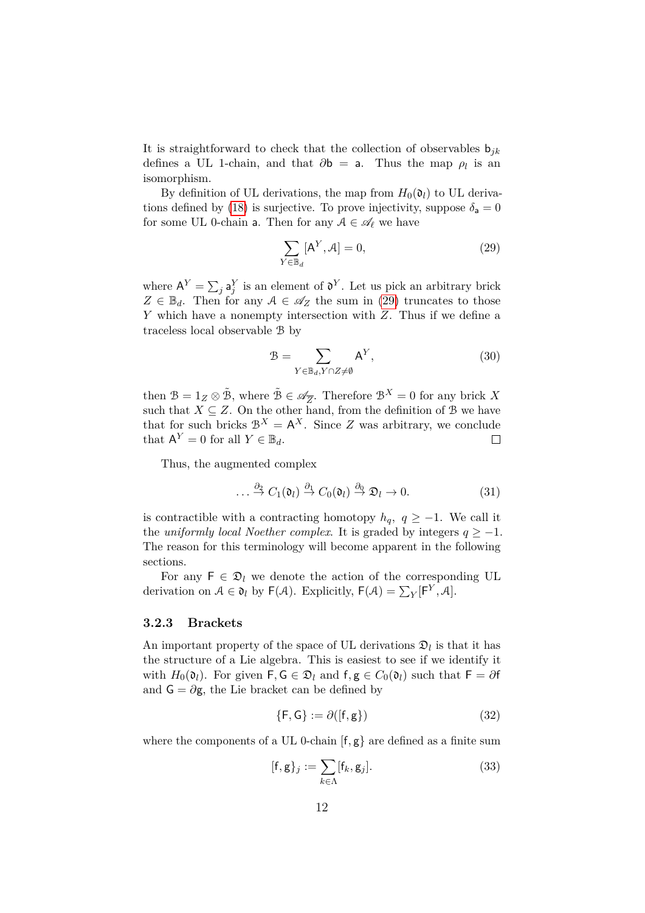It is straightforward to check that the collection of observables $\mathsf{b}_{jk}$ defines a UL 1-chain, and that $\partial \mathsf{b} = \mathsf{a}$. Thus the map $\rho_l$ is an isomorphism.

By definition of UL derivations, the map from $H_0(\mathfrak{d}_l)$ to UL derivations defined by (18) is surjective. To prove injectivity, suppose $\delta_{\mathsf{a}} = 0$ for some UL 0-chain $\mathsf{a}$. Then for any $\mathcal{A} \in \mathscr{A}_\ell$ we have

$$\sum_{Y \in \mathbb{B}_d} [\mathsf{A}^Y, \mathcal{A}] = 0, \tag{29}$$

where $\mathsf{A}^Y = \sum_j \mathsf{a}_j^Y$ is an element of $\mathfrak{d}^Y$. Let us pick an arbitrary brick $Z \in \mathbb{B}_d$. Then for any $\mathcal{A} \in \mathscr{A}_Z$ the sum in (29) truncates to those $Y$ which have a nonempty intersection with $Z$. Thus if we define a traceless local observable $\mathcal{B}$ by

$$\mathcal{B} = \sum_{Y \in \mathbb{B}_d, Y \cap Z \neq \emptyset} \mathsf{A}^Y, \tag{30}$$

then $\mathcal{B} = 1_Z \otimes \tilde{\mathcal{B}}$, where $\tilde{\mathcal{B}} \in \mathscr{A}_{\overline{Z}}$. Therefore $\mathcal{B}^X = 0$ for any brick $X$ such that $X \subseteq Z$. On the other hand, from the definition of $\mathcal{B}$ we have that for such bricks $\mathcal{B}^X = \mathsf{A}^X$. Since $Z$ was arbitrary, we conclude that $\mathsf{A}^Y = 0$ for all $Y \in \mathbb{B}_d$. $\square$

Thus, the augmented complex

$$\ldots \xrightarrow{\partial_2} C_1(\mathfrak{d}_l) \xrightarrow{\partial_1} C_0(\mathfrak{d}_l) \xrightarrow{\partial_0} \mathfrak{D}_l \to 0. \tag{31}$$

is contractible with a contracting homotopy $h_q$, $q \geq -1$. We call it the *uniformly local Noether complex*. It is graded by integers $q \geq -1$. The reason for this terminology will become apparent in the following sections.

For any $\mathsf{F} \in \mathfrak{D}_l$ we denote the action of the corresponding UL derivation on $\mathcal{A} \in \mathfrak{d}_l$ by $\mathsf{F}(\mathcal{A})$. Explicitly, $\mathsf{F}(\mathcal{A}) = \sum_Y [\mathsf{F}^Y, \mathcal{A}]$.

### 3.2.3 Brackets

An important property of the space of UL derivations $\mathfrak{D}_l$ is that it has the structure of a Lie algebra. This is easiest to see if we identify it with $H_0(\mathfrak{d}_l)$. For given $\mathsf{F}, \mathsf{G} \in \mathfrak{D}_l$ and $\mathsf{f}, \mathsf{g} \in C_0(\mathfrak{d}_l)$ such that $\mathsf{F} = \partial \mathsf{f}$ and $\mathsf{G} = \partial \mathsf{g}$, the Lie bracket can be defined by

$$\{\mathsf{F}, \mathsf{G}\} := \partial([\mathsf{f}, \mathsf{g}\}) \tag{32}$$

where the components of a UL 0-chain $[\mathsf{f}, \mathsf{g}\}$ are defined as a finite sum

$$[\mathsf{f}, \mathsf{g}\}_j := \sum_{k \in \Lambda} [\mathsf{f}_k, \mathsf{g}_j]. \tag{33}$$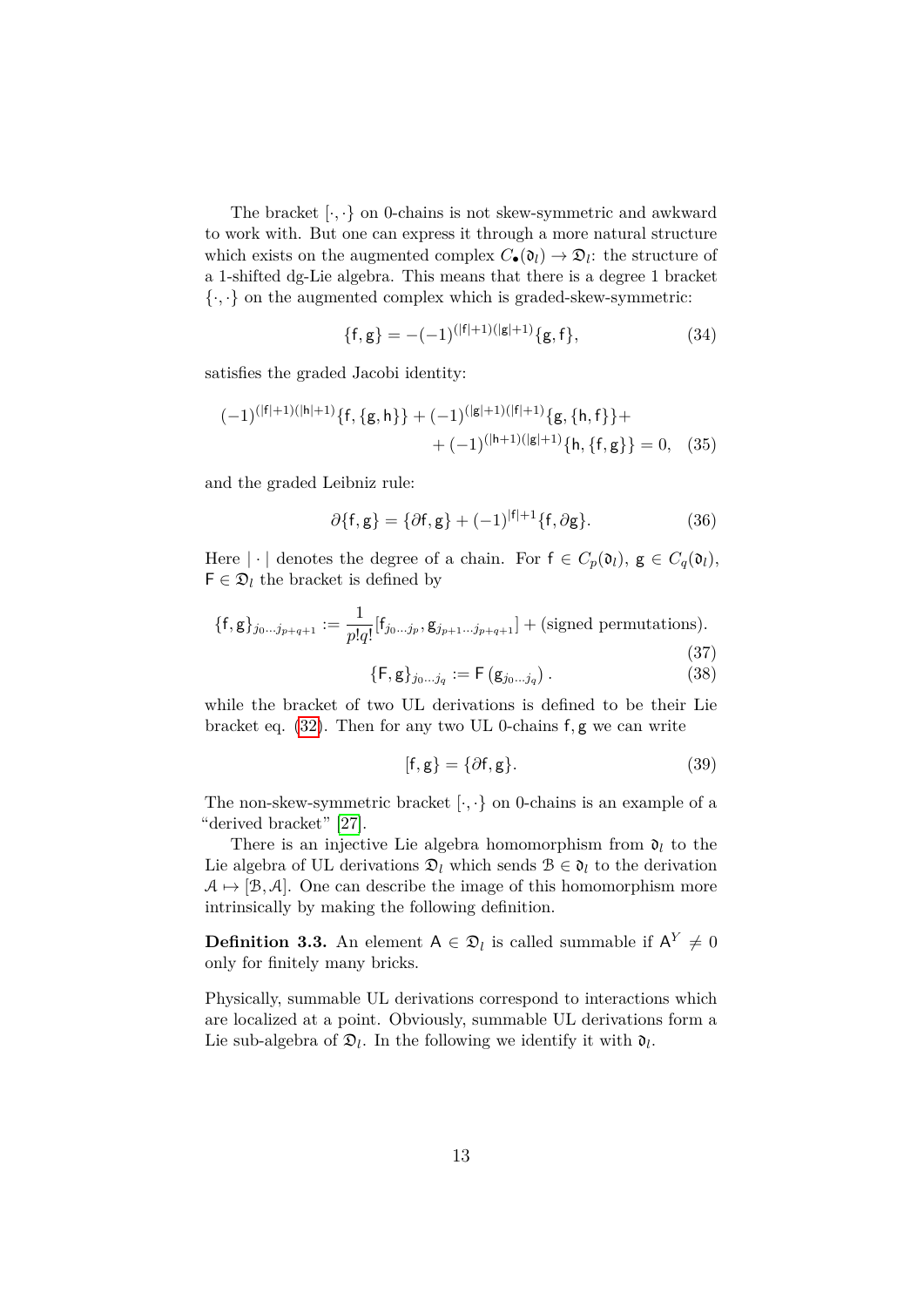The bracket $[\cdot,\cdot\}$ on 0-chains is not skew-symmetric and awkward to work with. But one can express it through a more natural structure which exists on the augmented complex $C_\bullet(\mathfrak{d}_l) \to \mathfrak{D}_l$: the structure of a 1-shifted dg-Lie algebra. This means that there is a degree 1 bracket $\{\cdot,\cdot\}$ on the augmented complex which is graded-skew-symmetric:

$$\{\mathsf{f},\mathsf{g}\} = -(-1)^{(|\mathsf{f}|+1)(|\mathsf{g}|+1)}\{\mathsf{g},\mathsf{f}\}, \tag{34}$$

satisfies the graded Jacobi identity:

$$(-1)^{(|\mathsf{f}|+1)(|\mathsf{h}|+1)}\{\mathsf{f},\{\mathsf{g},\mathsf{h}\}\} + (-1)^{(|\mathsf{g}|+1)(|\mathsf{f}|+1)}\{\mathsf{g},\{\mathsf{h},\mathsf{f}\}\}+ \\ + (-1)^{(|\mathsf{h}|+1)(|\mathsf{g}|+1)}\{\mathsf{h},\{\mathsf{f},\mathsf{g}\}\} = 0, \tag{35}$$

and the graded Leibniz rule:

$$\partial\{\mathsf{f},\mathsf{g}\} = \{\partial\mathsf{f},\mathsf{g}\} + (-1)^{|\mathsf{f}|+1}\{\mathsf{f},\partial\mathsf{g}\}. \tag{36}$$

Here $|\cdot|$ denotes the degree of a chain. For $\mathsf{f} \in C_p(\mathfrak{d}_l)$, $\mathsf{g} \in C_q(\mathfrak{d}_l)$, $\mathsf{F} \in \mathfrak{D}_l$ the bracket is defined by

$$\{\mathsf{f},\mathsf{g}\}_{j_0\ldots j_{p+q+1}} := \frac{1}{p!q!}[\mathsf{f}_{j_0\ldots j_p},\mathsf{g}_{j_{p+1}\ldots j_{p+q+1}}] + \text{(signed permutations)}. \tag{37}$$

$$\{\mathsf{F},\mathsf{g}\}_{j_0\ldots j_q} := \mathsf{F}\left(\mathsf{g}_{j_0\ldots j_q}\right). \tag{38}$$

while the bracket of two UL derivations is defined to be their Lie bracket eq. (32). Then for any two UL 0-chains $\mathsf{f},\mathsf{g}$ we can write

$$[\mathsf{f},\mathsf{g}\} = \{\partial\mathsf{f},\mathsf{g}\}. \tag{39}$$

The non-skew-symmetric bracket $[\cdot,\cdot\}$ on 0-chains is an example of a "derived bracket" [27].

There is an injective Lie algebra homomorphism from $\mathfrak{d}_l$ to the Lie algebra of UL derivations $\mathfrak{D}_l$ which sends $\mathcal{B} \in \mathfrak{d}_l$ to the derivation $\mathcal{A} \mapsto [\mathcal{B},\mathcal{A}]$. One can describe the image of this homomorphism more intrinsically by making the following definition.

**Definition 3.3.** An element $\mathsf{A} \in \mathfrak{D}_l$ is called summable if $\mathsf{A}^Y \neq 0$ only for finitely many bricks.

Physically, summable UL derivations correspond to interactions which are localized at a point. Obviously, summable UL derivations form a Lie sub-algebra of $\mathfrak{D}_l$. In the following we identify it with $\mathfrak{d}_l$.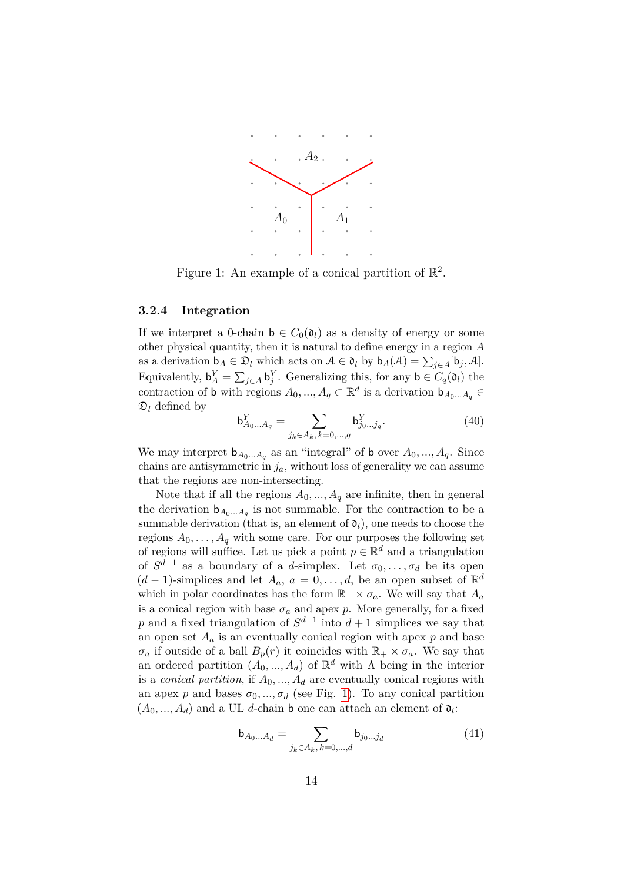$A_2$

$A_0$ $A_1$

Figure 1: An example of a conical partition of $\mathbb{R}^2$.

### 3.2.4 Integration

If we interpret a 0-chain $\mathsf{b} \in C_0(\mathfrak{d}_l)$ as a density of energy or some other physical quantity, then it is natural to define energy in a region $A$ as a derivation $\mathsf{b}_A \in \mathfrak{D}_l$ which acts on $\mathcal{A} \in \mathfrak{d}_l$ by $\mathsf{b}_A(\mathcal{A}) = \sum_{j\in A}[\mathsf{b}_j, \mathcal{A}]$. Equivalently, $\mathsf{b}^Y_A = \sum_{j\in A} \mathsf{b}^Y_j$. Generalizing this, for any $\mathsf{b} \in C_q(\mathfrak{d}_l)$ the contraction of $\mathsf{b}$ with regions $A_0, ..., A_q \subset \mathbb{R}^d$ is a derivation $\mathsf{b}_{A_0...A_q} \in \mathfrak{D}_l$ defined by

$$\mathsf{b}^Y_{A_0...A_q} = \sum_{j_k \in A_k,\, k=0,...,q} \mathsf{b}^Y_{j_0...j_q}. \tag{40}$$

We may interpret $\mathsf{b}_{A_0...A_q}$ as an "integral" of $\mathsf{b}$ over $A_0, ..., A_q$. Since chains are antisymmetric in $j_a$, without loss of generality we can assume that the regions are non-intersecting.

Note that if all the regions $A_0, ..., A_q$ are infinite, then in general the derivation $\mathsf{b}_{A_0...A_q}$ is not summable. For the contraction to be a summable derivation (that is, an element of $\mathfrak{d}_l$), one needs to choose the regions $A_0, \ldots, A_q$ with some care. For our purposes the following set of regions will suffice. Let us pick a point $p \in \mathbb{R}^d$ and a triangulation of $S^{d-1}$ as a boundary of a $d$-simplex. Let $\sigma_0, \ldots, \sigma_d$ be its open $(d-1)$-simplices and let $A_a$, $a = 0, \ldots, d$, be an open subset of $\mathbb{R}^d$ which in polar coordinates has the form $\mathbb{R}_+ \times \sigma_a$. We will say that $A_a$ is a conical region with base $\sigma_a$ and apex $p$. More generally, for a fixed $p$ and a fixed triangulation of $S^{d-1}$ into $d+1$ simplices we say that an open set $A_a$ is an eventually conical region with apex $p$ and base $\sigma_a$ if outside of a ball $B_p(r)$ it coincides with $\mathbb{R}_+ \times \sigma_a$. We say that an ordered partition $(A_0, ..., A_d)$ of $\mathbb{R}^d$ with $\Lambda$ being in the interior is a *conical partition*, if $A_0, ..., A_d$ are eventually conical regions with an apex $p$ and bases $\sigma_0, ..., \sigma_d$ (see Fig. 1). To any conical partition $(A_0, ..., A_d)$ and a UL $d$-chain $\mathsf{b}$ one can attach an element of $\mathfrak{d}_l$:

$$\mathsf{b}_{A_0...A_d} = \sum_{j_k \in A_k,\, k=0,...,d} \mathsf{b}_{j_0...j_d} \tag{41}$$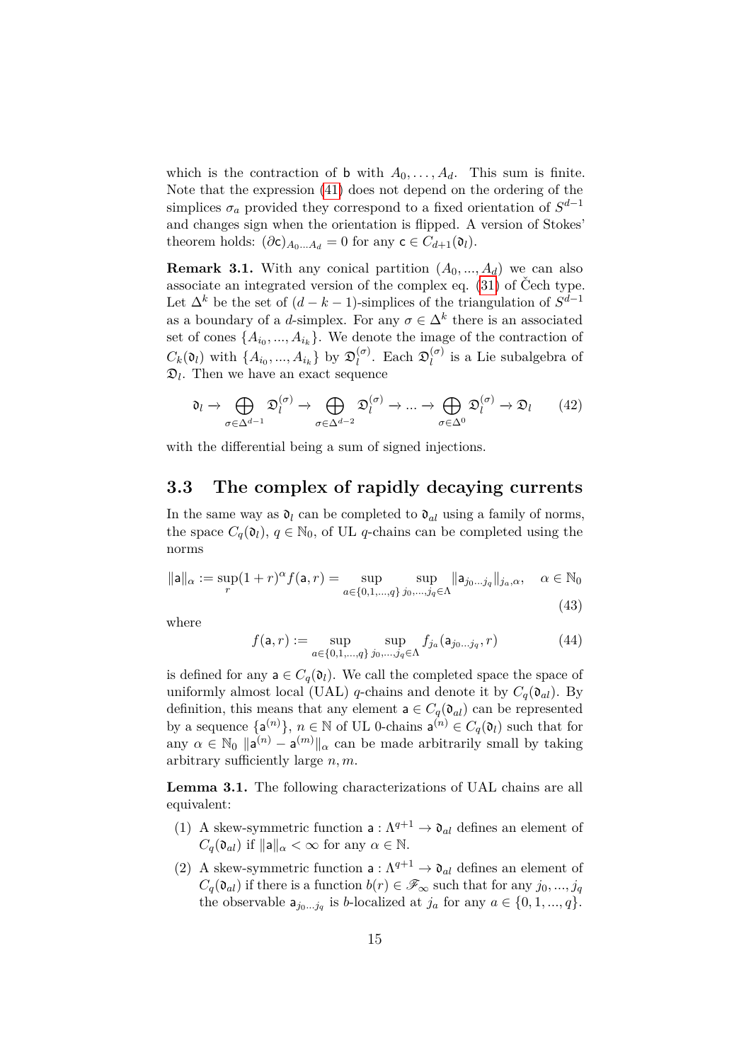which is the contraction of $\mathsf{b}$ with $A_0, \ldots, A_d$. This sum is finite. Note that the expression (41) does not depend on the ordering of the simplices $\sigma_a$ provided they correspond to a fixed orientation of $S^{d-1}$ and changes sign when the orientation is flipped. A version of Stokes' theorem holds: $(\partial \mathsf{c})_{A_0 \ldots A_d} = 0$ for any $\mathsf{c} \in C_{d+1}(\mathfrak{d}_l)$.

**Remark 3.1.** With any conical partition $(A_0, ..., A_d)$ we can also associate an integrated version of the complex eq. (31) of Čech type. Let $\Delta^k$ be the set of $(d-k-1)$-simplices of the triangulation of $S^{d-1}$ as a boundary of a $d$-simplex. For any $\sigma \in \Delta^k$ there is an associated set of cones $\{A_{i_0}, ..., A_{i_k}\}$. We denote the image of the contraction of $C_k(\mathfrak{d}_l)$ with $\{A_{i_0}, ..., A_{i_k}\}$ by $\mathfrak{D}_l^{(\sigma)}$. Each $\mathfrak{D}_l^{(\sigma)}$ is a Lie subalgebra of $\mathfrak{D}_l$. Then we have an exact sequence

$$\mathfrak{d}_l \to \bigoplus_{\sigma \in \Delta^{d-1}} \mathfrak{D}_l^{(\sigma)} \to \bigoplus_{\sigma \in \Delta^{d-2}} \mathfrak{D}_l^{(\sigma)} \to \ldots \to \bigoplus_{\sigma \in \Delta^{0}} \mathfrak{D}_l^{(\sigma)} \to \mathfrak{D}_l \tag{42}$$

with the differential being a sum of signed injections.

## 3.3 The complex of rapidly decaying currents

In the same way as $\mathfrak{d}_l$ can be completed to $\mathfrak{d}_{al}$ using a family of norms, the space $C_q(\mathfrak{d}_l)$, $q \in \mathbb{N}_0$, of UL $q$-chains can be completed using the norms

$$\|\mathsf{a}\|_\alpha := \sup_r (1+r)^\alpha f(\mathsf{a}, r) = \sup_{a \in \{0,1,\ldots,q\}} \sup_{j_0,\ldots,j_q \in \Lambda} \|\mathsf{a}_{j_0 \ldots j_q}\|_{j_a, \alpha}, \quad \alpha \in \mathbb{N}_0 \tag{43}$$

where

$$f(\mathsf{a}, r) := \sup_{a \in \{0,1,\ldots,q\}} \sup_{j_0,\ldots,j_q \in \Lambda} f_{j_a}(\mathsf{a}_{j_0 \ldots j_q}, r) \tag{44}$$

is defined for any $\mathsf{a} \in C_q(\mathfrak{d}_l)$. We call the completed space the space of uniformly almost local (UAL) $q$-chains and denote it by $C_q(\mathfrak{d}_{al})$. By definition, this means that any element $\mathsf{a} \in C_q(\mathfrak{d}_{al})$ can be represented by a sequence $\{\mathsf{a}^{(n)}\}$, $n \in \mathbb{N}$ of UL 0-chains $\mathsf{a}^{(n)} \in C_q(\mathfrak{d}_l)$ such that for any $\alpha \in \mathbb{N}_0$ $\|\mathsf{a}^{(n)} - \mathsf{a}^{(m)}\|_\alpha$ can be made arbitrarily small by taking arbitrary sufficiently large $n, m$.

**Lemma 3.1.** *The following characterizations of UAL chains are all equivalent:*

1. *A skew-symmetric function $\mathsf{a} : \Lambda^{q+1} \to \mathfrak{d}_{al}$ defines an element of $C_q(\mathfrak{d}_{al})$ if $\|\mathsf{a}\|_\alpha < \infty$ for any $\alpha \in \mathbb{N}$.*
2. *A skew-symmetric function $\mathsf{a} : \Lambda^{q+1} \to \mathfrak{d}_{al}$ defines an element of $C_q(\mathfrak{d}_{al})$ if there is a function $b(r) \in \mathscr{F}_\infty$ such that for any $j_0, ..., j_q$ the observable $\mathsf{a}_{j_0 \ldots j_q}$ is $b$-localized at $j_a$ for any $a \in \{0, 1, ..., q\}$.*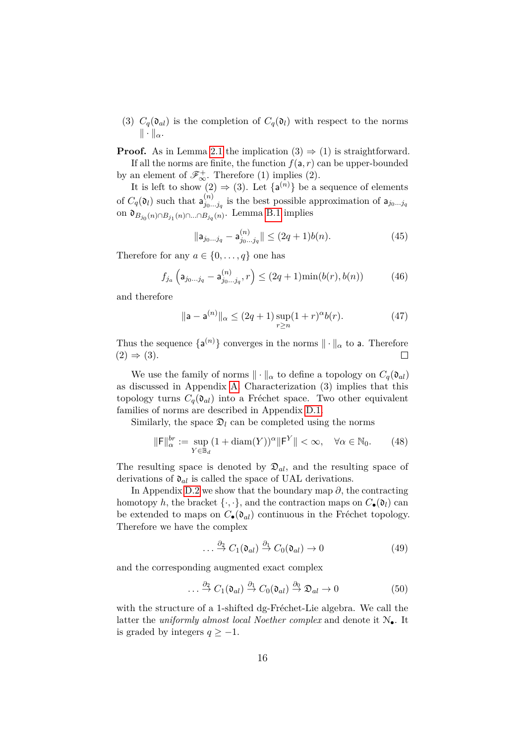(3) $C_q(\mathfrak{d}_{al})$ is the completion of $C_q(\mathfrak{d}_l)$ with respect to the norms $\|\cdot\|_\alpha$.

**Proof.** As in Lemma 2.1 the implication (3) $\Rightarrow$ (1) is straightforward.

If all the norms are finite, the function $f(\mathsf{a}, r)$ can be upper-bounded by an element of $\mathscr{F}^+_\infty$. Therefore (1) implies (2).

It is left to show (2) $\Rightarrow$ (3). Let $\{\mathsf{a}^{(n)}\}$ be a sequence of elements of $C_q(\mathfrak{d}_l)$ such that $\mathsf{a}^{(n)}_{j_0\ldots j_q}$ is the best possible approximation of $\mathsf{a}_{j_0\ldots j_q}$ on $\mathfrak{d}_{B_{j_0}(n)\cap B_{j_1}(n)\cap\ldots\cap B_{j_q}(n)}$. Lemma B.1 implies

$$\|\mathsf{a}_{j_0\ldots j_q} - \mathsf{a}^{(n)}_{j_0\ldots j_q}\| \leq (2q+1)b(n). \tag{45}$$

Therefore for any $a \in \{0,\ldots,q\}$ one has

$$f_{j_a}\left(\mathsf{a}_{j_0\ldots j_q} - \mathsf{a}^{(n)}_{j_0\ldots j_q}, r\right) \leq (2q+1)\min(b(r), b(n)) \tag{46}$$

and therefore

$$\|\mathsf{a} - \mathsf{a}^{(n)}\|_\alpha \leq (2q+1)\sup_{r\geq n}(1+r)^\alpha b(r). \tag{47}$$

Thus the sequence $\{\mathsf{a}^{(n)}\}$ converges in the norms $\|\cdot\|_\alpha$ to $\mathsf{a}$. Therefore (2) $\Rightarrow$ (3). $\square$

We use the family of norms $\|\cdot\|_\alpha$ to define a topology on $C_q(\mathfrak{d}_{al})$ as discussed in Appendix A. Characterization (3) implies that this topology turns $C_q(\mathfrak{d}_{al})$ into a Fréchet space. Two other equivalent families of norms are described in Appendix D.1.

Similarly, the space $\mathfrak{D}_l$ can be completed using the norms

$$\|\mathsf{F}\|^{br}_\alpha := \sup_{Y\in\mathbb{B}_d}(1+\mathrm{diam}(Y))^\alpha\|\mathsf{F}^Y\| < \infty, \quad \forall\alpha\in\mathbb{N}_0. \tag{48}$$

The resulting space is denoted by $\mathfrak{D}_{al}$, and the resulting space of derivations of $\mathfrak{d}_{al}$ is called the space of UAL derivations.

In Appendix D.2 we show that the boundary map $\partial$, the contracting homotopy $h$, the bracket $\{\cdot,\cdot\}$, and the contraction maps on $C_\bullet(\mathfrak{d}_l)$ can be extended to maps on $C_\bullet(\mathfrak{d}_{al})$ continuous in the Fréchet topology. Therefore we have the complex

$$\ldots \xrightarrow{\partial_2} C_1(\mathfrak{d}_{al}) \xrightarrow{\partial_1} C_0(\mathfrak{d}_{al}) \to 0 \tag{49}$$

and the corresponding augmented exact complex

$$\ldots \xrightarrow{\partial_2} C_1(\mathfrak{d}_{al}) \xrightarrow{\partial_1} C_0(\mathfrak{d}_{al}) \xrightarrow{\partial_0} \mathfrak{D}_{al} \to 0 \tag{50}$$

with the structure of a 1-shifted dg-Fréchet-Lie algebra. We call the latter the *uniformly almost local Noether complex* and denote it $\mathcal{N}_\bullet$. It is graded by integers $q \geq -1$.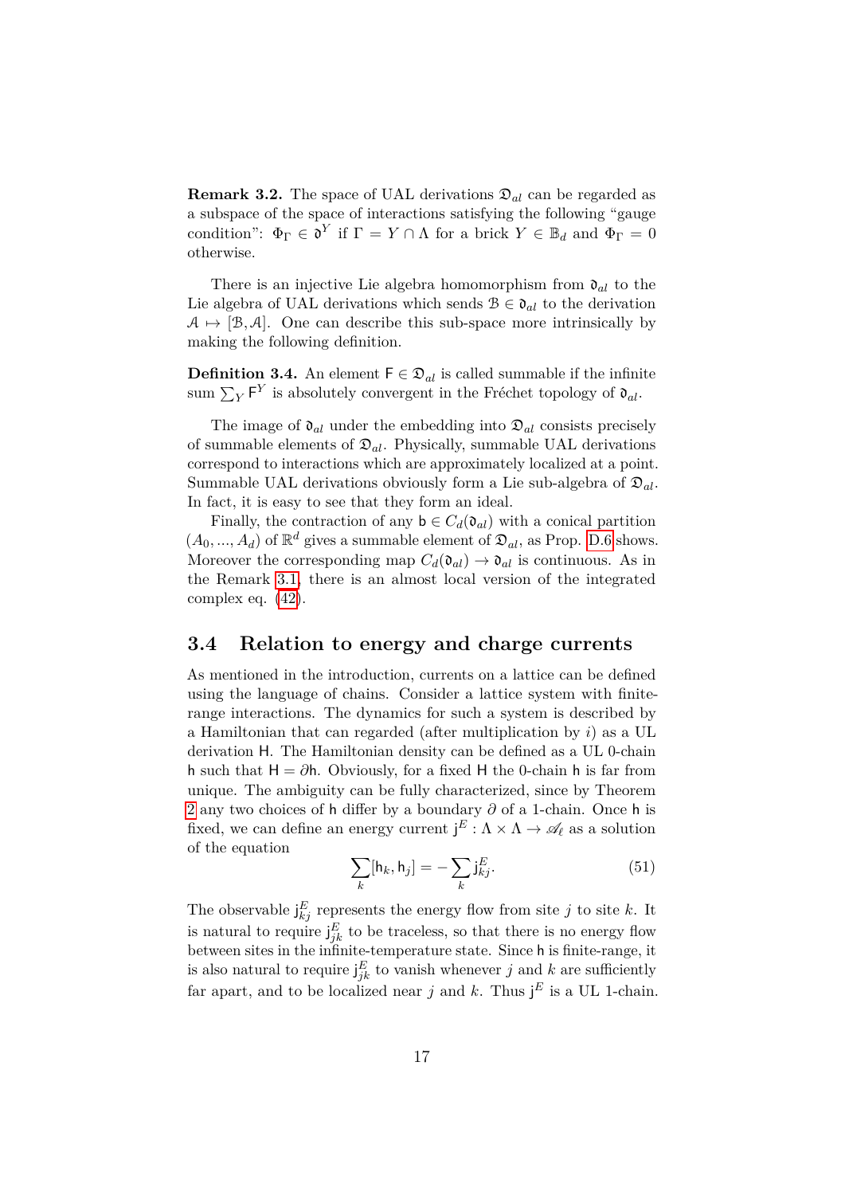**Remark 3.2.** The space of UAL derivations $\mathfrak{D}_{al}$ can be regarded as a subspace of the space of interactions satisfying the following "gauge condition": $\Phi_\Gamma \in \mathfrak{d}^Y$ if $\Gamma = Y \cap \Lambda$ for a brick $Y \in \mathbb{B}_d$ and $\Phi_\Gamma = 0$ otherwise.

There is an injective Lie algebra homomorphism from $\mathfrak{d}_{al}$ to the Lie algebra of UAL derivations which sends $\mathcal{B} \in \mathfrak{d}_{al}$ to the derivation $\mathcal{A} \mapsto [\mathcal{B}, \mathcal{A}]$. One can describe this sub-space more intrinsically by making the following definition.

**Definition 3.4.** An element $\mathsf{F} \in \mathfrak{D}_{al}$ is called summable if the infinite sum $\sum_Y \mathsf{F}^Y$ is absolutely convergent in the Fréchet topology of $\mathfrak{d}_{al}$.

The image of $\mathfrak{d}_{al}$ under the embedding into $\mathfrak{D}_{al}$ consists precisely of summable elements of $\mathfrak{D}_{al}$. Physically, summable UAL derivations correspond to interactions which are approximately localized at a point. Summable UAL derivations obviously form a Lie sub-algebra of $\mathfrak{D}_{al}$. In fact, it is easy to see that they form an ideal.

Finally, the contraction of any $\mathsf{b} \in C_d(\mathfrak{d}_{al})$ with a conical partition $(A_0, ..., A_d)$ of $\mathbb{R}^d$ gives a summable element of $\mathfrak{D}_{al}$, as Prop. D.6 shows. Moreover the corresponding map $C_d(\mathfrak{d}_{al}) \to \mathfrak{d}_{al}$ is continuous. As in the Remark 3.1, there is an almost local version of the integrated complex eq. (42).

## 3.4 Relation to energy and charge currents

As mentioned in the introduction, currents on a lattice can be defined using the language of chains. Consider a lattice system with finite-range interactions. The dynamics for such a system is described by a Hamiltonian that can regarded (after multiplication by $i$) as a UL derivation $\mathsf{H}$. The Hamiltonian density can be defined as a UL 0-chain $\mathsf{h}$ such that $\mathsf{H} = \partial \mathsf{h}$. Obviously, for a fixed $\mathsf{H}$ the 0-chain $\mathsf{h}$ is far from unique. The ambiguity can be fully characterized, since by Theorem 2 any two choices of $\mathsf{h}$ differ by a boundary $\partial$ of a 1-chain. Once $\mathsf{h}$ is fixed, we can define an energy current $\mathsf{j}^E : \Lambda \times \Lambda \to \mathscr{A}_\ell$ as a solution of the equation

$$\sum_k [\mathsf{h}_k, \mathsf{h}_j] = -\sum_k \mathsf{j}^E_{kj}. \tag{51}$$

The observable $\mathsf{j}^E_{kj}$ represents the energy flow from site $j$ to site $k$. It is natural to require $\mathsf{j}^E_{jk}$ to be traceless, so that there is no energy flow between sites in the infinite-temperature state. Since $\mathsf{h}$ is finite-range, it is also natural to require $\mathsf{j}^E_{jk}$ to vanish whenever $j$ and $k$ are sufficiently far apart, and to be localized near $j$ and $k$. Thus $\mathsf{j}^E$ is a UL 1-chain.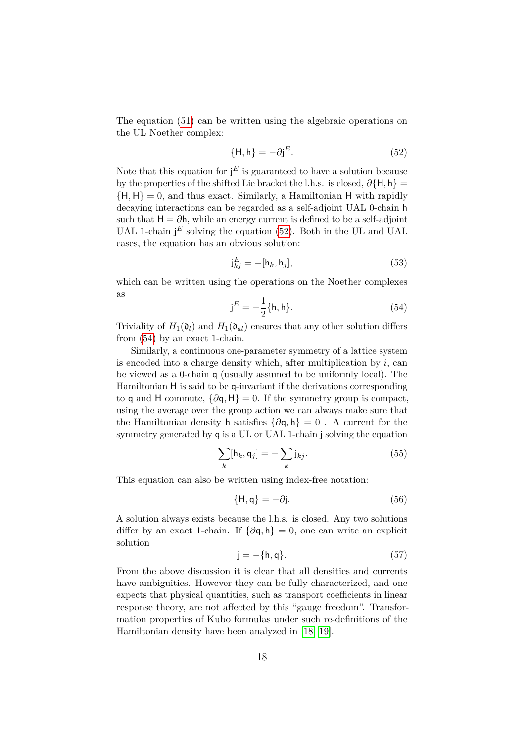The equation (51) can be written using the algebraic operations on the UL Noether complex:

$$\{\mathsf{H}, \mathsf{h}\} = -\partial \mathsf{j}^E. \tag{52}$$

Note that this equation for $\mathsf{j}^E$ is guaranteed to have a solution because by the properties of the shifted Lie bracket the l.h.s. is closed, $\partial\{\mathsf{H}, \mathsf{h}\} = \{\mathsf{H}, \mathsf{H}\} = 0$, and thus exact. Similarly, a Hamiltonian $\mathsf{H}$ with rapidly decaying interactions can be regarded as a self-adjoint UAL 0-chain $\mathsf{h}$ such that $\mathsf{H} = \partial \mathsf{h}$, while an energy current is defined to be a self-adjoint UAL 1-chain $\mathsf{j}^E$ solving the equation (52). Both in the UL and UAL cases, the equation has an obvious solution:

$$\mathsf{j}^E_{kj} = -[\mathsf{h}_k, \mathsf{h}_j], \tag{53}$$

which can be written using the operations on the Noether complexes as

$$\mathsf{j}^E = -\frac{1}{2}\{\mathsf{h}, \mathsf{h}\}. \tag{54}$$

Triviality of $H_1(\mathfrak{d}_l)$ and $H_1(\mathfrak{d}_{al})$ ensures that any other solution differs from (54) by an exact 1-chain.

Similarly, a continuous one-parameter symmetry of a lattice system is encoded into a charge density which, after multiplication by $i$, can be viewed as a 0-chain $\mathsf{q}$ (usually assumed to be uniformly local). The Hamiltonian $\mathsf{H}$ is said to be $\mathsf{q}$-invariant if the derivations corresponding to $\mathsf{q}$ and $\mathsf{H}$ commute, $\{\partial \mathsf{q}, \mathsf{H}\} = 0$. If the symmetry group is compact, using the average over the group action we can always make sure that the Hamiltonian density $\mathsf{h}$ satisfies $\{\partial \mathsf{q}, \mathsf{h}\} = 0$ . A current for the symmetry generated by $\mathsf{q}$ is a UL or UAL 1-chain $\mathsf{j}$ solving the equation

$$\sum_k [\mathsf{h}_k, \mathsf{q}_j] = -\sum_k \mathsf{j}_{kj}. \tag{55}$$

This equation can also be written using index-free notation:

$$\{\mathsf{H}, \mathsf{q}\} = -\partial \mathsf{j}. \tag{56}$$

A solution always exists because the l.h.s. is closed. Any two solutions differ by an exact 1-chain. If $\{\partial \mathsf{q}, \mathsf{h}\} = 0$, one can write an explicit solution

$$\mathsf{j} = -\{\mathsf{h}, \mathsf{q}\}. \tag{57}$$

From the above discussion it is clear that all densities and currents have ambiguities. However they can be fully characterized, and one expects that physical quantities, such as transport coefficients in linear response theory, are not affected by this "gauge freedom". Transformation properties of Kubo formulas under such re-definitions of the Hamiltonian density have been analyzed in [18, 19].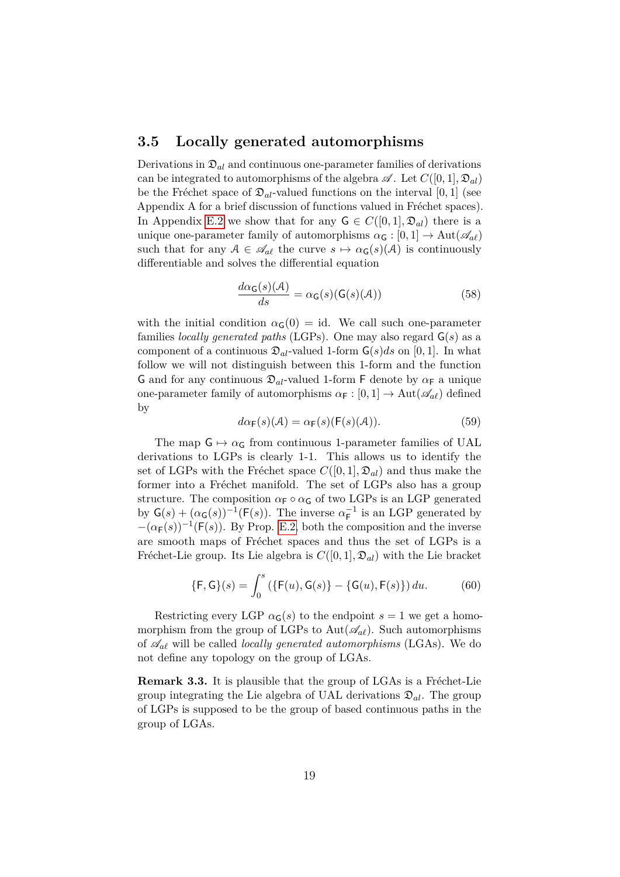### 3.5 Locally generated automorphisms

Derivations in $\mathfrak{D}_{al}$ and continuous one-parameter families of derivations can be integrated to automorphisms of the algebra $\mathscr{A}$. Let $C([0,1],\mathfrak{D}_{al})$ be the Fréchet space of $\mathfrak{D}_{al}$-valued functions on the interval $[0,1]$ (see Appendix A for a brief discussion of functions valued in Fréchet spaces). In Appendix E.2 we show that for any $\mathsf{G} \in C([0,1],\mathfrak{D}_{al})$ there is a unique one-parameter family of automorphisms $\alpha_{\mathsf{G}} : [0,1] \to \mathrm{Aut}(\mathscr{A}_{a\ell})$ such that for any $\mathcal{A} \in \mathscr{A}_{a\ell}$ the curve $s \mapsto \alpha_{\mathsf{G}}(s)(\mathcal{A})$ is continuously differentiable and solves the differential equation

$$\frac{d\alpha_{\mathsf{G}}(s)(\mathcal{A})}{ds} = \alpha_{\mathsf{G}}(s)(\mathsf{G}(s)(\mathcal{A})) \tag{58}$$

with the initial condition $\alpha_{\mathsf{G}}(0) = \mathrm{id}$. We call such one-parameter families *locally generated paths* (LGPs). One may also regard $\mathsf{G}(s)$ as a component of a continuous $\mathfrak{D}_{al}$-valued 1-form $\mathsf{G}(s)ds$ on $[0,1]$. In what follow we will not distinguish between this 1-form and the function $\mathsf{G}$ and for any continuous $\mathfrak{D}_{al}$-valued 1-form $\mathsf{F}$ denote by $\alpha_{\mathsf{F}}$ a unique one-parameter family of automorphisms $\alpha_{\mathsf{F}} : [0,1] \to \mathrm{Aut}(\mathscr{A}_{a\ell})$ defined by

$$d\alpha_{\mathsf{F}}(s)(\mathcal{A}) = \alpha_{\mathsf{F}}(s)(\mathsf{F}(s)(\mathcal{A})). \tag{59}$$

The map $\mathsf{G} \mapsto \alpha_{\mathsf{G}}$ from continuous 1-parameter families of UAL derivations to LGPs is clearly 1-1. This allows us to identify the set of LGPs with the Fréchet space $C([0,1],\mathfrak{D}_{al})$ and thus make the former into a Fréchet manifold. The set of LGPs also has a group structure. The composition $\alpha_{\mathsf{F}} \circ \alpha_{\mathsf{G}}$ of two LGPs is an LGP generated by $\mathsf{G}(s) + (\alpha_{\mathsf{G}}(s))^{-1}(\mathsf{F}(s))$. The inverse $\alpha_{\mathsf{F}}^{-1}$ is an LGP generated by $-(\alpha_{\mathsf{F}}(s))^{-1}(\mathsf{F}(s))$. By Prop. E.2, both the composition and the inverse are smooth maps of Fréchet spaces and thus the set of LGPs is a Fréchet-Lie group. Its Lie algebra is $C([0,1],\mathfrak{D}_{al})$ with the Lie bracket

$$\{\mathsf{F},\mathsf{G}\}(s) = \int_0^s \left(\{\mathsf{F}(u),\mathsf{G}(s)\} - \{\mathsf{G}(u),\mathsf{F}(s)\}\right) du. \tag{60}$$

Restricting every LGP $\alpha_{\mathsf{G}}(s)$ to the endpoint $s = 1$ we get a homomorphism from the group of LGPs to $\mathrm{Aut}(\mathscr{A}_{a\ell})$. Such automorphisms of $\mathscr{A}_{a\ell}$ will be called *locally generated automorphisms* (LGAs). We do not define any topology on the group of LGAs.

**Remark 3.3.** It is plausible that the group of LGAs is a Fréchet-Lie group integrating the Lie algebra of UAL derivations $\mathfrak{D}_{al}$. The group of LGPs is supposed to be the group of based continuous paths in the group of LGAs.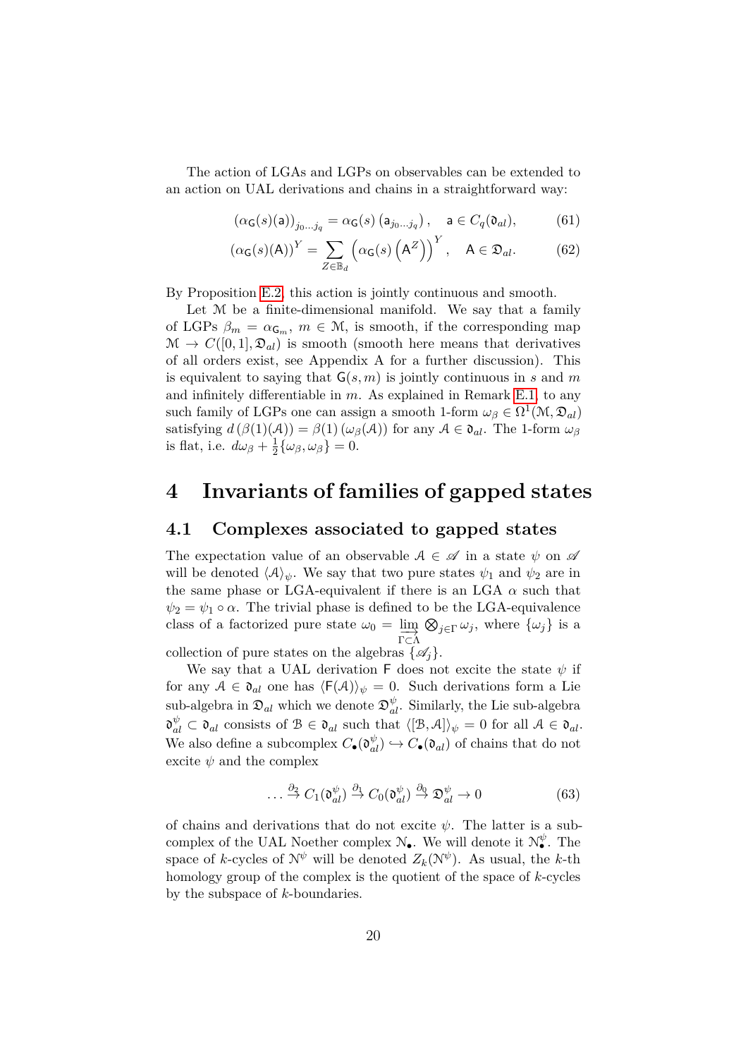The action of LGAs and LGPs on observables can be extended to an action on UAL derivations and chains in a straightforward way:

$$(\alpha_{\mathsf{G}}(s)(\mathsf{a}))_{j_0 \dots j_q} = \alpha_{\mathsf{G}}(s)\left(\mathsf{a}_{j_0 \dots j_q}\right), \quad \mathsf{a} \in C_q(\mathfrak{d}_{al}), \tag{61}$$

$$(\alpha_{\mathsf{G}}(s)(\mathsf{A}))^{Y} = \sum_{Z \in \mathbb{B}_d} \left(\alpha_{\mathsf{G}}(s)\left(\mathsf{A}^{Z}\right)\right)^{Y}, \quad \mathsf{A} \in \mathfrak{D}_{al}. \tag{62}$$

By Proposition E.2, this action is jointly continuous and smooth.

Let $\mathcal{M}$ be a finite-dimensional manifold. We say that a family of LGPs $\beta_m = \alpha_{\mathsf{G}_m}$, $m \in \mathcal{M}$, is smooth, if the corresponding map $\mathcal{M} \to C([0,1], \mathfrak{D}_{al})$ is smooth (smooth here means that derivatives of all orders exist, see Appendix A for a further discussion). This is equivalent to saying that $\mathsf{G}(s,m)$ is jointly continuous in $s$ and $m$ and infinitely differentiable in $m$. As explained in Remark E.1, to any such family of LGPs one can assign a smooth 1-form $\omega_\beta \in \Omega^1(\mathcal{M}, \mathfrak{D}_{al})$ satisfying $d\left(\beta(1)(\mathcal{A})\right) = \beta(1)\left(\omega_\beta(\mathcal{A})\right)$ for any $\mathcal{A} \in \mathfrak{d}_{al}$. The 1-form $\omega_\beta$ is flat, i.e. $d\omega_\beta + \frac{1}{2}\{\omega_\beta, \omega_\beta\} = 0$.

# 4 Invariants of families of gapped states

## 4.1 Complexes associated to gapped states

The expectation value of an observable $\mathcal{A} \in \mathscr{A}$ in a state $\psi$ on $\mathscr{A}$ will be denoted $\langle \mathcal{A} \rangle_\psi$. We say that two pure states $\psi_1$ and $\psi_2$ are in the same phase or LGA-equivalent if there is an LGA $\alpha$ such that $\psi_2 = \psi_1 \circ \alpha$. The trivial phase is defined to be the LGA-equivalence class of a factorized pure state $\omega_0 = \varinjlim_{\Gamma \subset \Lambda} \bigotimes_{j \in \Gamma} \omega_j$, where $\{\omega_j\}$ is a collection of pure states on the algebras $\{\mathscr{A}_j\}$.

We say that a UAL derivation $\mathsf{F}$ does not excite the state $\psi$ if for any $\mathcal{A} \in \mathfrak{d}_{al}$ one has $\langle \mathsf{F}(\mathcal{A}) \rangle_\psi = 0$. Such derivations form a Lie sub-algebra in $\mathfrak{D}_{al}$ which we denote $\mathfrak{D}_{al}^{\psi}$. Similarly, the Lie sub-algebra $\mathfrak{d}_{al}^{\psi} \subset \mathfrak{d}_{al}$ consists of $\mathcal{B} \in \mathfrak{d}_{al}$ such that $\langle [\mathcal{B}, \mathcal{A}] \rangle_\psi = 0$ for all $\mathcal{A} \in \mathfrak{d}_{al}$. We also define a subcomplex $C_\bullet(\mathfrak{d}_{al}^{\psi}) \hookrightarrow C_\bullet(\mathfrak{d}_{al})$ of chains that do not excite $\psi$ and the complex

$$\dots \xrightarrow{\partial_2} C_1(\mathfrak{d}_{al}^{\psi}) \xrightarrow{\partial_1} C_0(\mathfrak{d}_{al}^{\psi}) \xrightarrow{\partial_0} \mathfrak{D}_{al}^{\psi} \to 0 \tag{63}$$

of chains and derivations that do not excite $\psi$. The latter is a sub-complex of the UAL Noether complex $\mathcal{N}_\bullet$. We will denote it $\mathcal{N}_\bullet^{\psi}$. The space of $k$-cycles of $\mathcal{N}^{\psi}$ will be denoted $Z_k(\mathcal{N}^{\psi})$. As usual, the $k$-th homology group of the complex is the quotient of the space of $k$-cycles by the subspace of $k$-boundaries.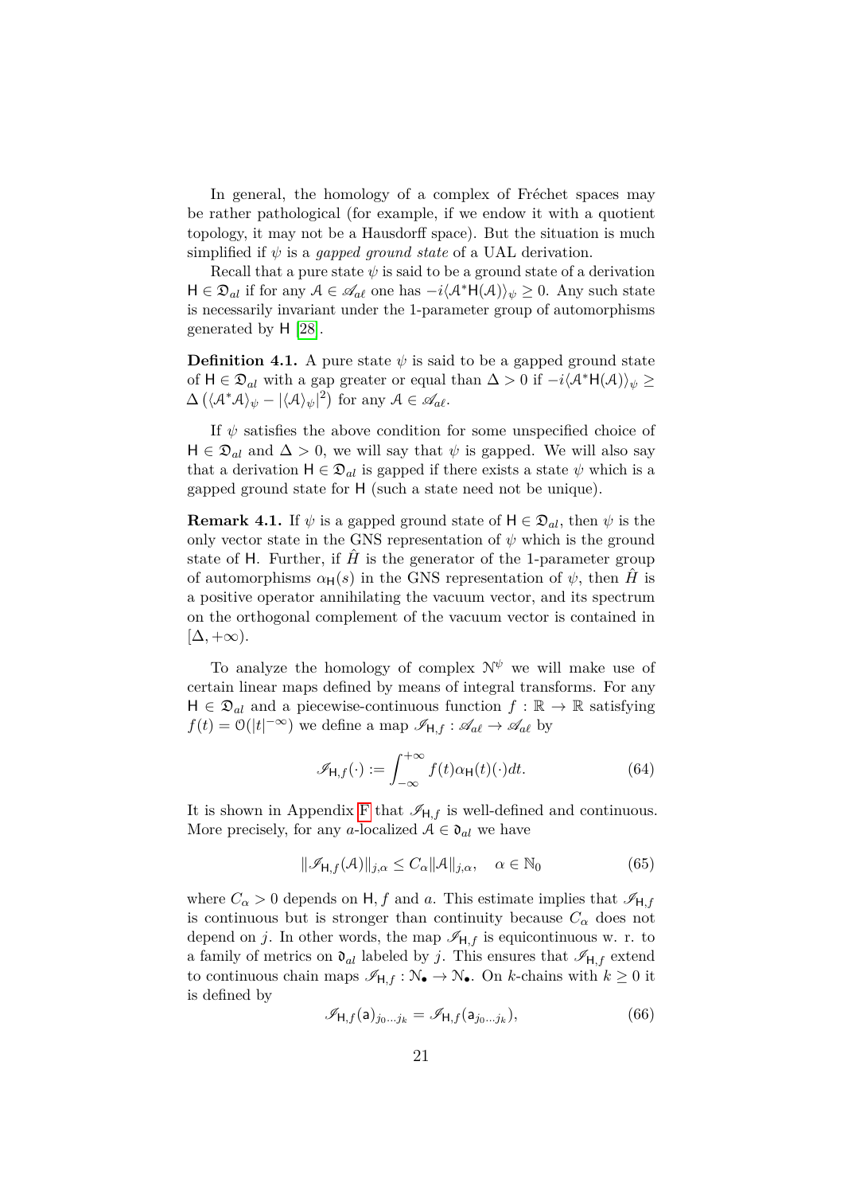In general, the homology of a complex of Fréchet spaces may be rather pathological (for example, if we endow it with a quotient topology, it may not be a Hausdorff space). But the situation is much simplified if $\psi$ is a *gapped ground state* of a UAL derivation.

Recall that a pure state $\psi$ is said to be a ground state of a derivation $\mathsf{H} \in \mathfrak{D}_{al}$ if for any $\mathcal{A} \in \mathscr{A}_{a\ell}$ one has $-i\langle \mathcal{A}^* \mathsf{H}(\mathcal{A})\rangle_\psi \geq 0$. Any such state is necessarily invariant under the 1-parameter group of automorphisms generated by $\mathsf{H}$ [28].

**Definition 4.1.** A pure state $\psi$ is said to be a gapped ground state of $\mathsf{H} \in \mathfrak{D}_{al}$ with a gap greater or equal than $\Delta > 0$ if $-i\langle \mathcal{A}^* \mathsf{H}(\mathcal{A})\rangle_\psi \geq \Delta \left(\langle \mathcal{A}^* \mathcal{A}\rangle_\psi - |\langle \mathcal{A}\rangle_\psi|^2\right)$ for any $\mathcal{A} \in \mathscr{A}_{a\ell}$.

If $\psi$ satisfies the above condition for some unspecified choice of $\mathsf{H} \in \mathfrak{D}_{al}$ and $\Delta > 0$, we will say that $\psi$ is gapped. We will also say that a derivation $\mathsf{H} \in \mathfrak{D}_{al}$ is gapped if there exists a state $\psi$ which is a gapped ground state for $\mathsf{H}$ (such a state need not be unique).

**Remark 4.1.** If $\psi$ is a gapped ground state of $\mathsf{H} \in \mathfrak{D}_{al}$, then $\psi$ is the only vector state in the GNS representation of $\psi$ which is the ground state of $\mathsf{H}$. Further, if $\hat{H}$ is the generator of the 1-parameter group of automorphisms $\alpha_{\mathsf{H}}(s)$ in the GNS representation of $\psi$, then $\hat{H}$ is a positive operator annihilating the vacuum vector, and its spectrum on the orthogonal complement of the vacuum vector is contained in $[\Delta, +\infty)$.

To analyze the homology of complex $\mathcal{N}^\psi$ we will make use of certain linear maps defined by means of integral transforms. For any $\mathsf{H} \in \mathfrak{D}_{al}$ and a piecewise-continuous function $f : \mathbb{R} \to \mathbb{R}$ satisfying $f(t) = \mathcal{O}(|t|^{-\infty})$ we define a map $\mathscr{I}_{\mathsf{H},f} : \mathscr{A}_{a\ell} \to \mathscr{A}_{a\ell}$ by

$$\mathscr{I}_{\mathsf{H},f}(\cdot) := \int_{-\infty}^{+\infty} f(t)\alpha_{\mathsf{H}}(t)(\cdot)dt. \tag{64}$$

It is shown in Appendix F that $\mathscr{I}_{\mathsf{H},f}$ is well-defined and continuous. More precisely, for any $a$-localized $\mathcal{A} \in \mathfrak{d}_{al}$ we have

$$\|\mathscr{I}_{\mathsf{H},f}(\mathcal{A})\|_{j,\alpha} \leq C_\alpha \|\mathcal{A}\|_{j,\alpha}, \quad \alpha \in \mathbb{N}_0 \tag{65}$$

where $C_\alpha > 0$ depends on $\mathsf{H}$, $f$ and $a$. This estimate implies that $\mathscr{I}_{\mathsf{H},f}$ is continuous but is stronger than continuity because $C_\alpha$ does not depend on $j$. In other words, the map $\mathscr{I}_{\mathsf{H},f}$ is equicontinuous w. r. to a family of metrics on $\mathfrak{d}_{al}$ labeled by $j$. This ensures that $\mathscr{I}_{\mathsf{H},f}$ extend to continuous chain maps $\mathscr{I}_{\mathsf{H},f} : \mathcal{N}_\bullet \to \mathcal{N}_\bullet$. On $k$-chains with $k \geq 0$ it is defined by

$$\mathscr{I}_{\mathsf{H},f}(\mathsf{a})_{j_0 \ldots j_k} = \mathscr{I}_{\mathsf{H},f}(\mathsf{a}_{j_0 \ldots j_k}), \tag{66}$$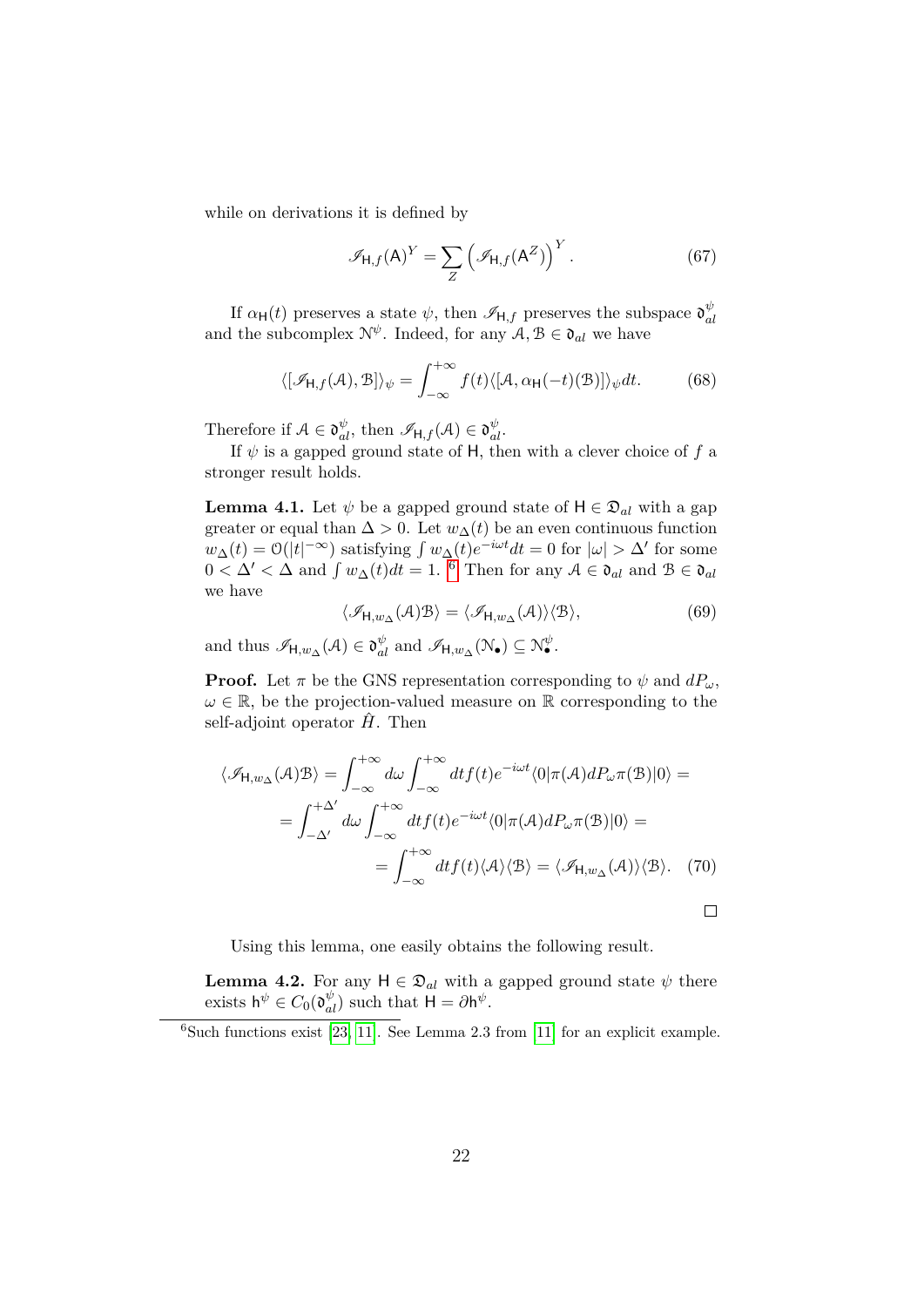while on derivations it is defined by

$$\mathscr{I}_{\mathsf{H},f}(\mathsf{A})^Y = \sum_Z \left(\mathscr{I}_{\mathsf{H},f}(\mathsf{A}^Z)\right)^Y. \tag{67}$$

If $\alpha_{\mathsf{H}}(t)$ preserves a state $\psi$, then $\mathscr{I}_{\mathsf{H},f}$ preserves the subspace $\mathfrak{d}_{al}^{\psi}$ and the subcomplex $\mathcal{N}^{\psi}$. Indeed, for any $\mathcal{A}, \mathcal{B} \in \mathfrak{d}_{al}$ we have

$$\langle [\mathscr{I}_{\mathsf{H},f}(\mathcal{A}), \mathcal{B}]\rangle_{\psi} = \int_{-\infty}^{+\infty} f(t) \langle [\mathcal{A}, \alpha_{\mathsf{H}}(-t)(\mathcal{B})]\rangle_{\psi} dt. \tag{68}$$

Therefore if $\mathcal{A} \in \mathfrak{d}_{al}^{\psi}$, then $\mathscr{I}_{\mathsf{H},f}(\mathcal{A}) \in \mathfrak{d}_{al}^{\psi}$.

If $\psi$ is a gapped ground state of $\mathsf{H}$, then with a clever choice of $f$ a stronger result holds.

**Lemma 4.1.** Let $\psi$ be a gapped ground state of $\mathsf{H} \in \mathfrak{D}_{al}$ with a gap greater or equal than $\Delta > 0$. Let $w_{\Delta}(t)$ be an even continuous function $w_{\Delta}(t) = \mathcal{O}(|t|^{-\infty})$ satisfying $\int w_{\Delta}(t) e^{-i\omega t} dt = 0$ for $|\omega| > \Delta'$ for some $0 < \Delta' < \Delta$ and $\int w_{\Delta}(t) dt = 1$. [6] Then for any $\mathcal{A} \in \mathfrak{d}_{al}$ and $\mathcal{B} \in \mathfrak{d}_{al}$ we have

$$\langle \mathscr{I}_{\mathsf{H},w_{\Delta}}(\mathcal{A})\mathcal{B}\rangle = \langle \mathscr{I}_{\mathsf{H},w_{\Delta}}(\mathcal{A})\rangle \langle \mathcal{B}\rangle, \tag{69}$$

and thus $\mathscr{I}_{\mathsf{H},w_{\Delta}}(\mathcal{A}) \in \mathfrak{d}_{al}^{\psi}$ and $\mathscr{I}_{\mathsf{H},w_{\Delta}}(\mathcal{N}_{\bullet}) \subseteq \mathcal{N}_{\bullet}^{\psi}$.

**Proof.** Let $\pi$ be the GNS representation corresponding to $\psi$ and $dP_{\omega}$, $\omega \in \mathbb{R}$, be the projection-valued measure on $\mathbb{R}$ corresponding to the self-adjoint operator $\hat{H}$. Then

$$\begin{aligned}
\langle \mathscr{I}_{\mathsf{H},w_{\Delta}}(\mathcal{A})\mathcal{B}\rangle &= \int_{-\infty}^{+\infty} d\omega \int_{-\infty}^{+\infty} dt f(t) e^{-i\omega t} \langle 0|\pi(\mathcal{A}) dP_{\omega} \pi(\mathcal{B})|0\rangle = \\
&= \int_{-\Delta'}^{+\Delta'} d\omega \int_{-\infty}^{+\infty} dt f(t) e^{-i\omega t} \langle 0|\pi(\mathcal{A}) dP_{\omega} \pi(\mathcal{B})|0\rangle = \\
&= \int_{-\infty}^{+\infty} dt f(t) \langle \mathcal{A}\rangle\langle \mathcal{B}\rangle = \langle \mathscr{I}_{\mathsf{H},w_{\Delta}}(\mathcal{A})\rangle\langle \mathcal{B}\rangle. \quad (70)
\end{aligned}$$

$\square$

Using this lemma, one easily obtains the following result.

**Lemma 4.2.** For any $\mathsf{H} \in \mathfrak{D}_{al}$ with a gapped ground state $\psi$ there exists $\mathsf{h}^{\psi} \in C_0(\mathfrak{d}_{al}^{\psi})$ such that $\mathsf{H} = \partial \mathsf{h}^{\psi}$.

[6] Such functions exist [23, 11]. See Lemma 2.3 from [11] for an explicit example.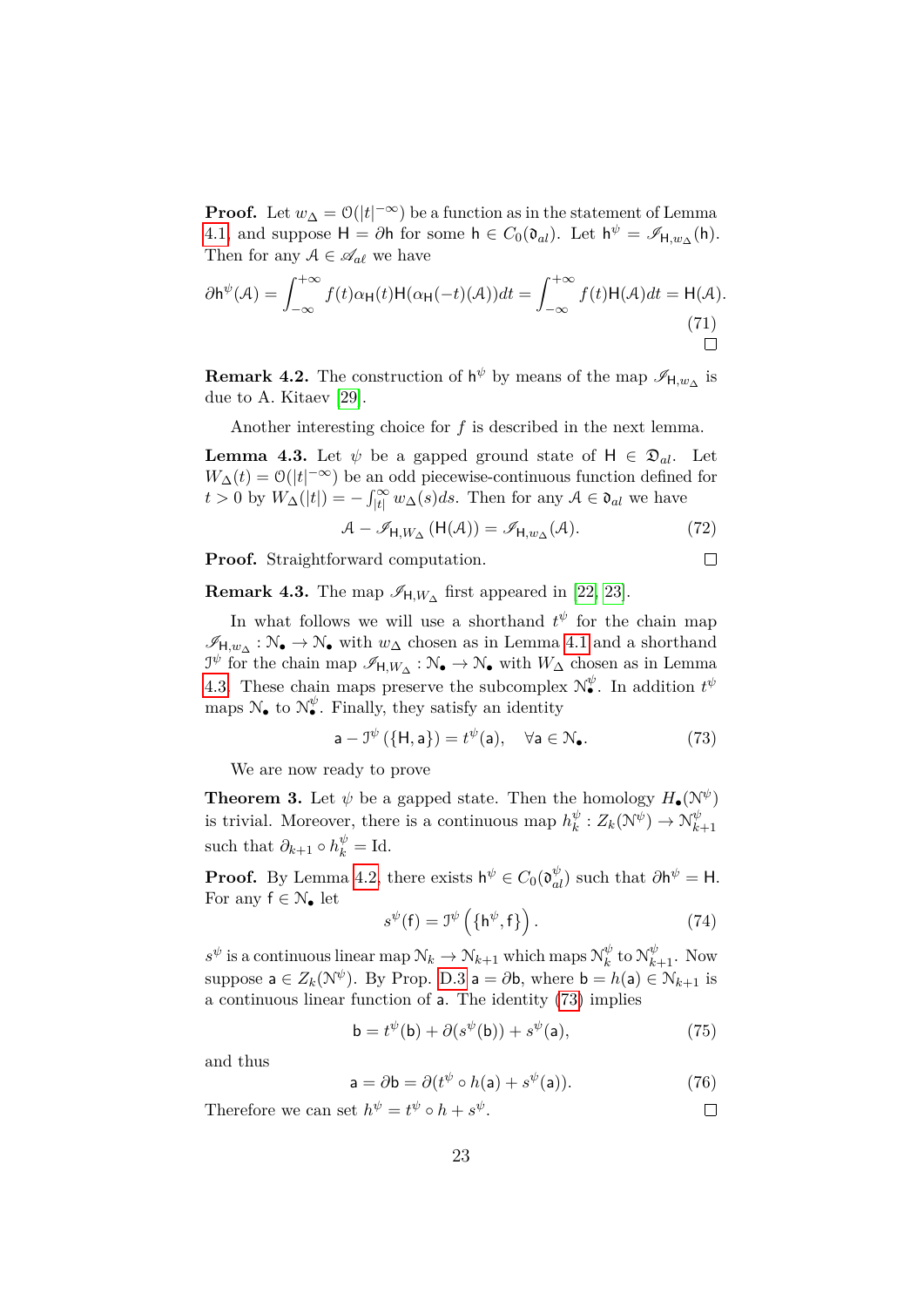**Proof.** Let $w_\Delta = \mathcal{O}(|t|^{-\infty})$ be a function as in the statement of Lemma 4.1, and suppose $\mathsf{H} = \partial \mathsf{h}$ for some $\mathsf{h} \in C_0(\mathfrak{d}_{al})$. Let $\mathsf{h}^\psi = \mathscr{I}_{\mathsf{H},w_\Delta}(\mathsf{h})$. Then for any $\mathcal{A} \in \mathscr{A}_{al}$ we have

$$\partial \mathsf{h}^\psi(\mathcal{A}) = \int_{-\infty}^{+\infty} f(t)\alpha_{\mathsf{H}}(t)\mathsf{H}(\alpha_{\mathsf{H}}(-t)(\mathcal{A}))dt = \int_{-\infty}^{+\infty} f(t)\mathsf{H}(\mathcal{A})dt = \mathsf{H}(\mathcal{A}). \tag{71}$$

□

**Remark 4.2.** The construction of $\mathsf{h}^\psi$ by means of the map $\mathscr{I}_{\mathsf{H},w_\Delta}$ is due to A. Kitaev [29].

Another interesting choice for $f$ is described in the next lemma.

**Lemma 4.3.** Let $\psi$ be a gapped ground state of $\mathsf{H} \in \mathfrak{D}_{al}$. Let $W_\Delta(t) = \mathcal{O}(|t|^{-\infty})$ be an odd piecewise-continuous function defined for $t > 0$ by $W_\Delta(|t|) = -\int_{|t|}^{\infty} w_\Delta(s)ds$. Then for any $\mathcal{A} \in \mathfrak{d}_{al}$ we have

$$\mathcal{A} - \mathscr{I}_{\mathsf{H},W_\Delta}(\mathsf{H}(\mathcal{A})) = \mathscr{I}_{\mathsf{H},w_\Delta}(\mathcal{A}). \tag{72}$$

**Proof.** Straightforward computation. □

**Remark 4.3.** The map $\mathscr{I}_{\mathsf{H},W_\Delta}$ first appeared in [22, 23].

In what follows we will use a shorthand $t^\psi$ for the chain map $\mathscr{I}_{\mathsf{H},w_\Delta} : \mathcal{N}_\bullet \to \mathcal{N}_\bullet$ with $w_\Delta$ chosen as in Lemma 4.1 and a shorthand $\mathfrak{I}^\psi$ for the chain map $\mathscr{I}_{\mathsf{H},W_\Delta} : \mathcal{N}_\bullet \to \mathcal{N}_\bullet$ with $W_\Delta$ chosen as in Lemma 4.3. These chain maps preserve the subcomplex $\mathcal{N}^\psi_\bullet$. In addition $t^\psi$ maps $\mathcal{N}_\bullet$ to $\mathcal{N}^\psi_\bullet$. Finally, they satisfy an identity

$$\mathsf{a} - \mathfrak{I}^\psi(\{\mathsf{H}, \mathsf{a}\}) = t^\psi(\mathsf{a}), \quad \forall \mathsf{a} \in \mathcal{N}_\bullet. \tag{73}$$

We are now ready to prove

**Theorem 3.** Let $\psi$ be a gapped state. Then the homology $H_\bullet(\mathcal{N}^\psi)$ is trivial. Moreover, there is a continuous map $h^\psi_k : Z_k(\mathcal{N}^\psi) \to \mathcal{N}^\psi_{k+1}$ such that $\partial_{k+1} \circ h^\psi_k = \mathrm{Id}$.

**Proof.** By Lemma 4.2, there exists $\mathsf{h}^\psi \in C_0(\mathfrak{d}^\psi_{al})$ such that $\partial \mathsf{h}^\psi = \mathsf{H}$. For any $\mathsf{f} \in \mathcal{N}_\bullet$ let

$$s^\psi(\mathsf{f}) = \mathfrak{I}^\psi\left(\{\mathsf{h}^\psi, \mathsf{f}\}\right). \tag{74}$$

$s^\psi$ is a continuous linear map $\mathcal{N}_k \to \mathcal{N}_{k+1}$ which maps $\mathcal{N}^\psi_k$ to $\mathcal{N}^\psi_{k+1}$. Now suppose $\mathsf{a} \in Z_k(\mathcal{N}^\psi)$. By Prop. D.3 $\mathsf{a} = \partial \mathsf{b}$, where $\mathsf{b} = h(\mathsf{a}) \in \mathcal{N}_{k+1}$ is a continuous linear function of $\mathsf{a}$. The identity (73) implies

$$\mathsf{b} = t^\psi(\mathsf{b}) + \partial(s^\psi(\mathsf{b})) + s^\psi(\mathsf{a}), \tag{75}$$

and thus

$$\mathsf{a} = \partial \mathsf{b} = \partial(t^\psi \circ h(\mathsf{a}) + s^\psi(\mathsf{a})). \tag{76}$$

Therefore we can set $h^\psi = t^\psi \circ h + s^\psi$. □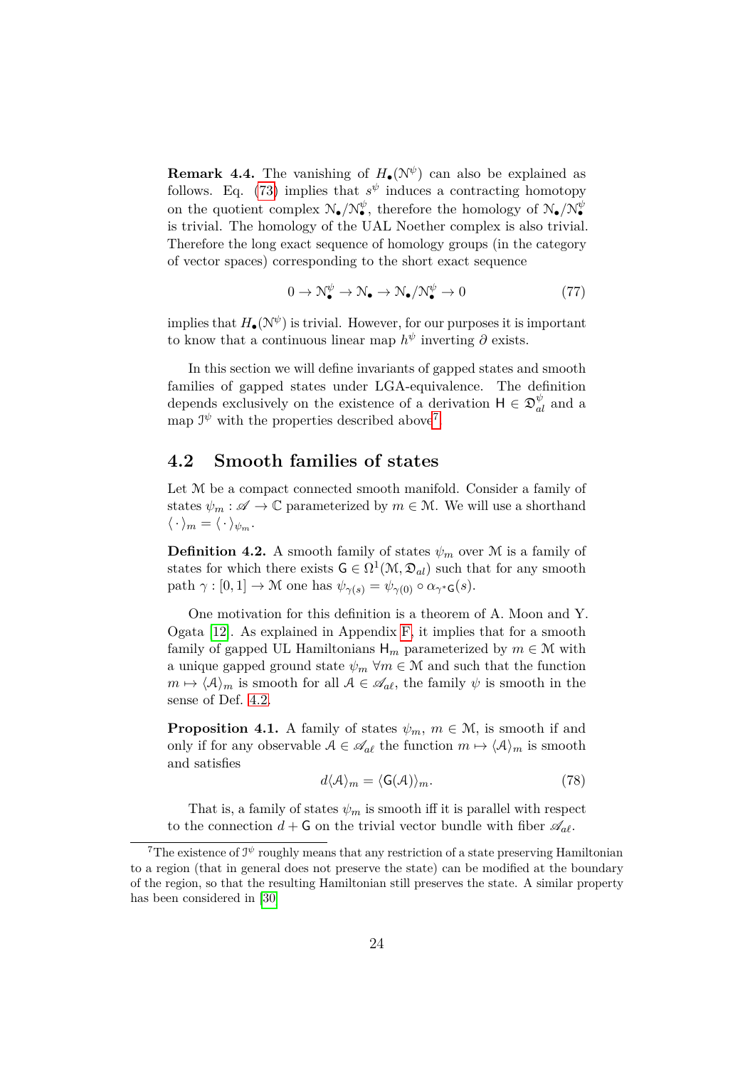**Remark 4.4.** The vanishing of $H_\bullet(\mathcal{N}^\psi)$ can also be explained as follows. Eq. (73) implies that $s^\psi$ induces a contracting homotopy on the quotient complex $\mathcal{N}_\bullet/\mathcal{N}^\psi_\bullet$, therefore the homology of $\mathcal{N}_\bullet/\mathcal{N}^\psi_\bullet$ is trivial. The homology of the UAL Noether complex is also trivial. Therefore the long exact sequence of homology groups (in the category of vector spaces) corresponding to the short exact sequence

$$0 \to \mathcal{N}^\psi_\bullet \to \mathcal{N}_\bullet \to \mathcal{N}_\bullet/\mathcal{N}^\psi_\bullet \to 0 \tag{77}$$

implies that $H_\bullet(\mathcal{N}^\psi)$ is trivial. However, for our purposes it is important to know that a continuous linear map $h^\psi$ inverting $\partial$ exists.

In this section we will define invariants of gapped states and smooth families of gapped states under LGA-equivalence. The definition depends exclusively on the existence of a derivation $\mathsf{H} \in \mathfrak{D}^\psi_{al}$ and a map $\mathcal{I}^\psi$ with the properties described above[7].

## 4.2 Smooth families of states

Let $\mathcal{M}$ be a compact connected smooth manifold. Consider a family of states $\psi_m : \mathscr{A} \to \mathbb{C}$ parameterized by $m \in \mathcal{M}$. We will use a shorthand $\langle \cdot \rangle_m = \langle \cdot \rangle_{\psi_m}$.

**Definition 4.2.** A smooth family of states $\psi_m$ over $\mathcal{M}$ is a family of states for which there exists $\mathsf{G} \in \Omega^1(\mathcal{M}, \mathfrak{D}_{al})$ such that for any smooth path $\gamma : [0,1] \to \mathcal{M}$ one has $\psi_{\gamma(s)} = \psi_{\gamma(0)} \circ \alpha_{\gamma^*\mathsf{G}}(s)$.

One motivation for this definition is a theorem of A. Moon and Y. Ogata [12]. As explained in Appendix F, it implies that for a smooth family of gapped UL Hamiltonians $\mathsf{H}_m$ parameterized by $m \in \mathcal{M}$ with a unique gapped ground state $\psi_m$ $\forall m \in \mathcal{M}$ and such that the function $m \mapsto \langle \mathcal{A} \rangle_m$ is smooth for all $\mathcal{A} \in \mathscr{A}_{a\ell}$, the family $\psi$ is smooth in the sense of Def. 4.2.

**Proposition 4.1.** A family of states $\psi_m$, $m \in \mathcal{M}$, is smooth if and only if for any observable $\mathcal{A} \in \mathscr{A}_{a\ell}$ the function $m \mapsto \langle \mathcal{A} \rangle_m$ is smooth and satisfies

$$d\langle \mathcal{A} \rangle_m = \langle \mathsf{G}(\mathcal{A}) \rangle_m. \tag{78}$$

That is, a family of states $\psi_m$ is smooth iff it is parallel with respect to the connection $d + \mathsf{G}$ on the trivial vector bundle with fiber $\mathscr{A}_{a\ell}$.

[7] The existence of $\mathcal{I}^\psi$ roughly means that any restriction of a state preserving Hamiltonian to a region (that in general does not preserve the state) can be modified at the boundary of the region, so that the resulting Hamiltonian still preserves the state. A similar property has been considered in [30].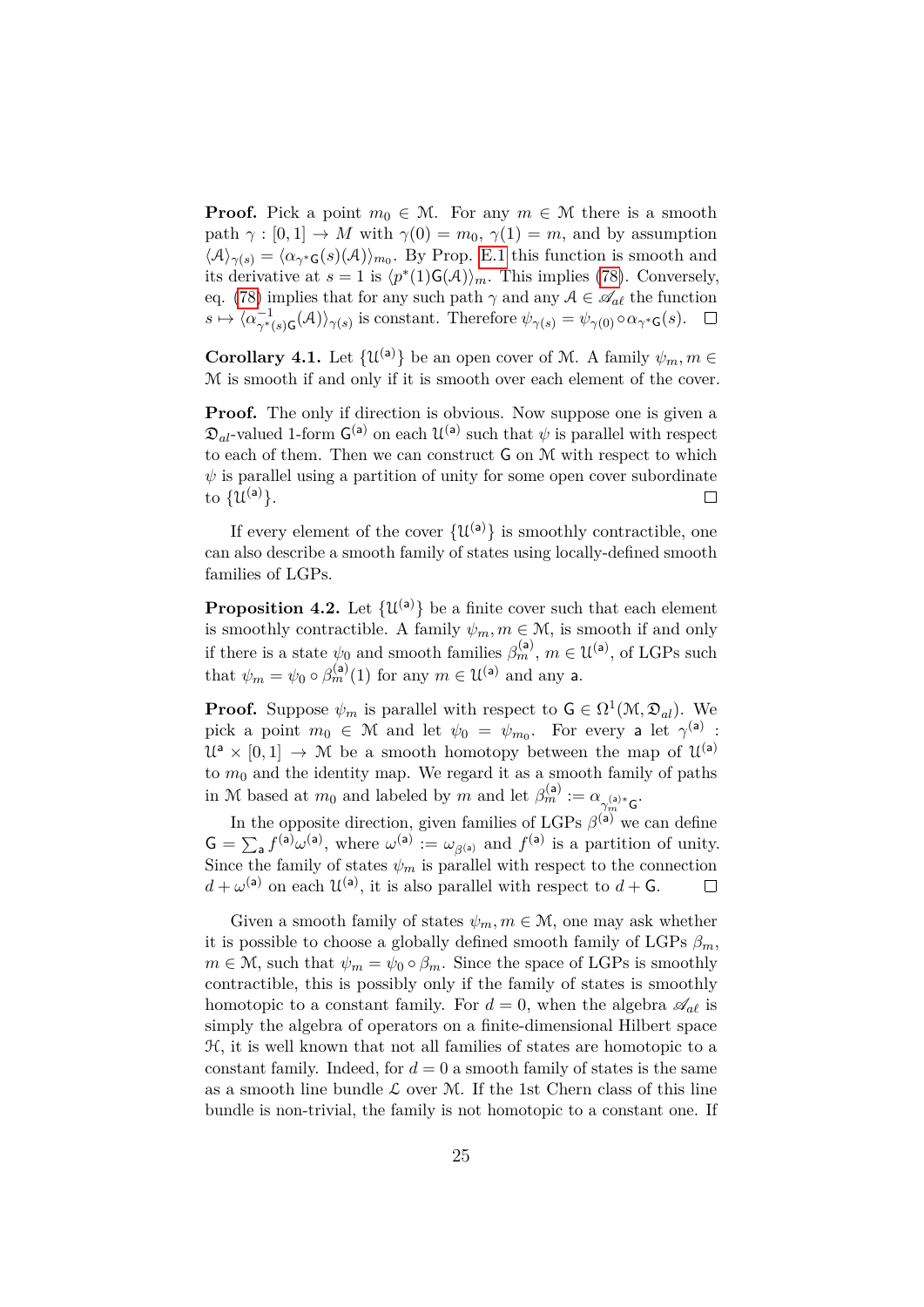**Proof.** Pick a point $m_0 \in \mathcal{M}$. For any $m \in \mathcal{M}$ there is a smooth path $\gamma : [0,1] \to M$ with $\gamma(0) = m_0$, $\gamma(1) = m$, and by assumption $\langle \mathcal{A} \rangle_{\gamma(s)} = \langle \alpha_{\gamma^* \mathsf{G}}(s)(\mathcal{A}) \rangle_{m_0}$. By Prop. E.1 this function is smooth and its derivative at $s = 1$ is $\langle p^*(1) \mathsf{G}(\mathcal{A}) \rangle_m$. This implies (78). Conversely, eq. (78) implies that for any such path $\gamma$ and any $\mathcal{A} \in \mathscr{A}_{a\ell}$ the function $s \mapsto \langle \alpha^{-1}_{\gamma^*(s)\mathsf{G}}(\mathcal{A}) \rangle_{\gamma(s)}$ is constant. Therefore $\psi_{\gamma(s)} = \psi_{\gamma(0)} \circ \alpha_{\gamma^* \mathsf{G}}(s)$. $\square$

**Corollary 4.1.** Let $\{\mathcal{U}^{(\mathsf{a})}\}$ be an open cover of $\mathcal{M}$. A family $\psi_m, m \in \mathcal{M}$ is smooth if and only if it is smooth over each element of the cover.

**Proof.** The only if direction is obvious. Now suppose one is given a $\mathfrak{D}_{al}$-valued 1-form $\mathsf{G}^{(\mathsf{a})}$ on each $\mathcal{U}^{(\mathsf{a})}$ such that $\psi$ is parallel with respect to each of them. Then we can construct $\mathsf{G}$ on $\mathcal{M}$ with respect to which $\psi$ is parallel using a partition of unity for some open cover subordinate to $\{\mathcal{U}^{(\mathsf{a})}\}$. $\square$

If every element of the cover $\{\mathcal{U}^{(\mathsf{a})}\}$ is smoothly contractible, one can also describe a smooth family of states using locally-defined smooth families of LGPs.

**Proposition 4.2.** Let $\{\mathcal{U}^{(\mathsf{a})}\}$ be a finite cover such that each element is smoothly contractible. A family $\psi_m, m \in \mathcal{M}$, is smooth if and only if there is a state $\psi_0$ and smooth families $\beta^{(\mathsf{a})}_m$, $m \in \mathcal{U}^{(\mathsf{a})}$, of LGPs such that $\psi_m = \psi_0 \circ \beta^{(\mathsf{a})}_m(1)$ for any $m \in \mathcal{U}^{(\mathsf{a})}$ and any $\mathsf{a}$.

**Proof.** Suppose $\psi_m$ is parallel with respect to $\mathsf{G} \in \Omega^1(\mathcal{M}, \mathfrak{D}_{al})$. We pick a point $m_0 \in \mathcal{M}$ and let $\psi_0 = \psi_{m_0}$. For every $\mathsf{a}$ let $\gamma^{(\mathsf{a})} : \mathcal{U}^{\mathsf{a}} \times [0,1] \to \mathcal{M}$ be a smooth homotopy between the map of $\mathcal{U}^{(\mathsf{a})}$ to $m_0$ and the identity map. We regard it as a smooth family of paths in $\mathcal{M}$ based at $m_0$ and labeled by $m$ and let $\beta^{(\mathsf{a})}_m := \alpha_{\gamma^{(\mathsf{a})*}_m \mathsf{G}}$.

In the opposite direction, given families of LGPs $\beta^{(\mathsf{a})}$ we can define $\mathsf{G} = \sum_{\mathsf{a}} f^{(\mathsf{a})} \omega^{(\mathsf{a})}$, where $\omega^{(\mathsf{a})} := \omega_{\beta^{(\mathsf{a})}}$ and $f^{(\mathsf{a})}$ is a partition of unity. Since the family of states $\psi_m$ is parallel with respect to the connection $d + \omega^{(\mathsf{a})}$ on each $\mathcal{U}^{(\mathsf{a})}$, it is also parallel with respect to $d + \mathsf{G}$. $\square$

Given a smooth family of states $\psi_m, m \in \mathcal{M}$, one may ask whether it is possible to choose a globally defined smooth family of LGPs $\beta_m$, $m \in \mathcal{M}$, such that $\psi_m = \psi_0 \circ \beta_m$. Since the space of LGPs is smoothly contractible, this is possibly only if the family of states is smoothly homotopic to a constant family. For $d = 0$, when the algebra $\mathscr{A}_{a\ell}$ is simply the algebra of operators on a finite-dimensional Hilbert space $\mathcal{H}$, it is well known that not all families of states are homotopic to a constant family. Indeed, for $d = 0$ a smooth family of states is the same as a smooth line bundle $\mathcal{L}$ over $\mathcal{M}$. If the 1st Chern class of this line bundle is non-trivial, the family is not homotopic to a constant one. If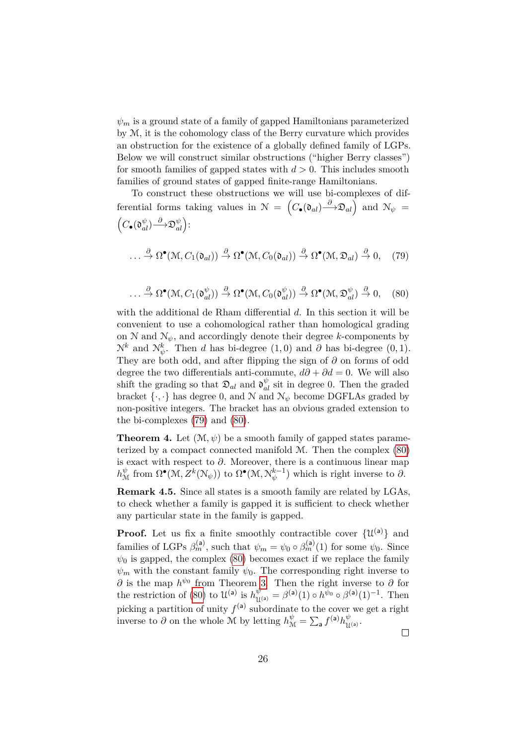$\psi_m$ is a ground state of a family of gapped Hamiltonians parameterized by $\mathcal{M}$, it is the cohomology class of the Berry curvature which provides an obstruction for the existence of a globally defined family of LGPs. Below we will construct similar obstructions ("higher Berry classes") for smooth families of gapped states with $d > 0$. This includes smooth families of ground states of gapped finite-range Hamiltonians.

To construct these obstructions we will use bi-complexes of differential forms taking values in $\mathcal{N} = \left(C_\bullet(\mathfrak{d}_{al}) \xrightarrow{\partial} \mathfrak{D}_{al}\right)$ and $\mathcal{N}_\psi = \left(C_\bullet(\mathfrak{d}^\psi_{al}) \xrightarrow{\partial} \mathfrak{D}^\psi_{al}\right)$:

$$\ldots \xrightarrow{\partial} \Omega^\bullet(\mathcal{M}, C_1(\mathfrak{d}_{al})) \xrightarrow{\partial} \Omega^\bullet(\mathcal{M}, C_0(\mathfrak{d}_{al})) \xrightarrow{\partial} \Omega^\bullet(\mathcal{M}, \mathfrak{D}_{al}) \xrightarrow{\partial} 0, \quad (79)$$

$$\ldots \xrightarrow{\partial} \Omega^\bullet(\mathcal{M}, C_1(\mathfrak{d}^\psi_{al})) \xrightarrow{\partial} \Omega^\bullet(\mathcal{M}, C_0(\mathfrak{d}^\psi_{al})) \xrightarrow{\partial} \Omega^\bullet(\mathcal{M}, \mathfrak{D}^\psi_{al}) \xrightarrow{\partial} 0, \quad (80)$$

with the additional de Rham differential $d$. In this section it will be convenient to use a cohomological rather than homological grading on $\mathcal{N}$ and $\mathcal{N}_\psi$, and accordingly denote their degree $k$-components by $\mathcal{N}^k$ and $\mathcal{N}^k_\psi$. Then $d$ has bi-degree $(1, 0)$ and $\partial$ has bi-degree $(0, 1)$. They are both odd, and after flipping the sign of $\partial$ on forms of odd degree the two differentials anti-commute, $d\partial + \partial d = 0$. We will also shift the grading so that $\mathfrak{D}_{al}$ and $\mathfrak{d}^\psi_{al}$ sit in degree 0. Then the graded bracket $\{\cdot, \cdot\}$ has degree 0, and $\mathcal{N}$ and $\mathcal{N}_\psi$ become DGFLAs graded by non-positive integers. The bracket has an obvious graded extension to the bi-complexes (79) and (80).

**Theorem 4.** *Let $(\mathcal{M}, \psi)$ be a smooth family of gapped states parameterized by a compact connected manifold $\mathcal{M}$. Then the complex (80) is exact with respect to $\partial$. Moreover, there is a continuous linear map $h^\psi_\mathcal{M}$ from $\Omega^\bullet(\mathcal{M}, Z^k(\mathcal{N}_\psi))$ to $\Omega^\bullet(\mathcal{M}, \mathcal{N}^{k-1}_\psi)$ which is right inverse to $\partial$.*

**Remark 4.5.** Since all states is a smooth family are related by LGAs, to check whether a family is gapped it is sufficient to check whether any particular state in the family is gapped.

**Proof.** Let us fix a finite smoothly contractible cover $\{\mathcal{U}^{(\mathsf{a})}\}$ and families of LGPs $\beta^{(\mathsf{a})}_m$, such that $\psi_m = \psi_0 \circ \beta^{(\mathsf{a})}_m(1)$ for some $\psi_0$. Since $\psi_0$ is gapped, the complex (80) becomes exact if we replace the family $\psi_m$ with the constant family $\psi_0$. The corresponding right inverse to $\partial$ is the map $h^{\psi_0}$ from Theorem 3. Then the right inverse to $\partial$ for the restriction of (80) to $\mathcal{U}^{(\mathsf{a})}$ is $h^\psi_{\mathcal{U}^{(\mathsf{a})}} = \beta^{(\mathsf{a})}(1) \circ h^{\psi_0} \circ \beta^{(\mathsf{a})}(1)^{-1}$. Then picking a partition of unity $f^{(\mathsf{a})}$ subordinate to the cover we get a right inverse to $\partial$ on the whole $\mathcal{M}$ by letting $h^\psi_\mathcal{M} = \sum_\mathsf{a} f^{(\mathsf{a})} h^\psi_{\mathcal{U}^{(\mathsf{a})}}$.

$\square$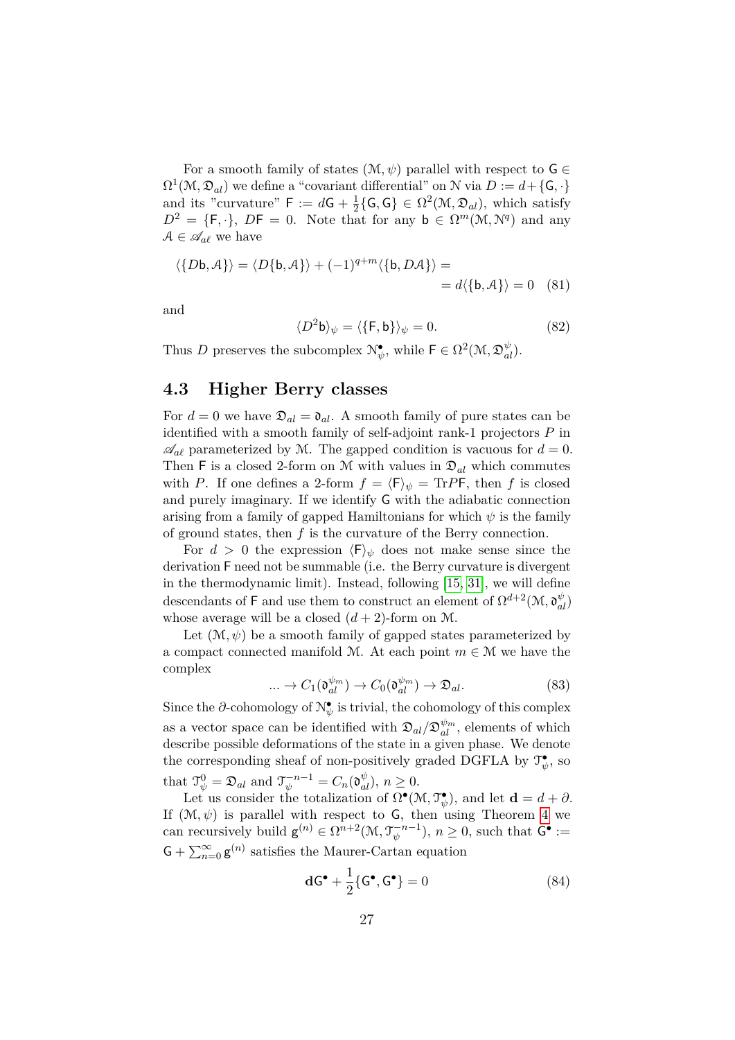For a smooth family of states $(\mathcal{M}, \psi)$ parallel with respect to $\mathsf{G} \in \Omega^1(\mathcal{M}, \mathfrak{D}_{al})$ we define a "covariant differential" on $\mathcal{N}$ via $D := d + \{\mathsf{G}, \cdot\}$ and its "curvature" $\mathsf{F} := d\mathsf{G} + \frac{1}{2}\{\mathsf{G}, \mathsf{G}\} \in \Omega^2(\mathcal{M}, \mathfrak{D}_{al})$, which satisfy $D^2 = \{\mathsf{F}, \cdot\}$, $D\mathsf{F} = 0$. Note that for any $\mathsf{b} \in \Omega^m(\mathcal{M}, \mathcal{N}^q)$ and any $\mathcal{A} \in \mathscr{A}_{a\ell}$ we have

$$\langle\{D\mathsf{b}, \mathcal{A}\}\rangle = \langle D\{\mathsf{b}, \mathcal{A}\}\rangle + (-1)^{q+m}\langle\{\mathsf{b}, D\mathcal{A}\}\rangle = \\ = d\langle\{\mathsf{b}, \mathcal{A}\}\rangle = 0 \quad (81)$$

and

$$\langle D^2 \mathsf{b}\rangle_\psi = \langle\{\mathsf{F}, \mathsf{b}\}\rangle_\psi = 0. \tag{82}$$

Thus $D$ preserves the subcomplex $\mathcal{N}^\bullet_\psi$, while $\mathsf{F} \in \Omega^2(\mathcal{M}, \mathfrak{D}^\psi_{al})$.

## 4.3 Higher Berry classes

For $d = 0$ we have $\mathfrak{D}_{al} = \mathfrak{d}_{al}$. A smooth family of pure states can be identified with a smooth family of self-adjoint rank-1 projectors $P$ in $\mathscr{A}_{a\ell}$ parameterized by $\mathcal{M}$. The gapped condition is vacuous for $d = 0$. Then $\mathsf{F}$ is a closed 2-form on $\mathcal{M}$ with values in $\mathfrak{D}_{al}$ which commutes with $P$. If one defines a 2-form $f = \langle\mathsf{F}\rangle_\psi = \mathrm{Tr} P\mathsf{F}$, then $f$ is closed and purely imaginary. If we identify $\mathsf{G}$ with the adiabatic connection arising from a family of gapped Hamiltonians for which $\psi$ is the family of ground states, then $f$ is the curvature of the Berry connection.

For $d > 0$ the expression $\langle\mathsf{F}\rangle_\psi$ does not make sense since the derivation $\mathsf{F}$ need not be summable (i.e. the Berry curvature is divergent in the thermodynamic limit). Instead, following [15, 31], we will define descendants of $\mathsf{F}$ and use them to construct an element of $\Omega^{d+2}(\mathcal{M}, \mathfrak{d}^\psi_{al})$ whose average will be a closed $(d+2)$-form on $\mathcal{M}$.

Let $(\mathcal{M}, \psi)$ be a smooth family of gapped states parameterized by a compact connected manifold $\mathcal{M}$. At each point $m \in \mathcal{M}$ we have the complex

$$... \to C_1(\mathfrak{d}^{\psi_m}_{al}) \to C_0(\mathfrak{d}^{\psi_m}_{al}) \to \mathfrak{D}_{al}. \tag{83}$$

Since the $\partial$-cohomology of $\mathcal{N}^\bullet_\psi$ is trivial, the cohomology of this complex as a vector space can be identified with $\mathfrak{D}_{al}/\mathfrak{D}^{\psi_m}_{al}$, elements of which describe possible deformations of the state in a given phase. We denote the corresponding sheaf of non-positively graded DGFLA by $\mathcal{T}^\bullet_\psi$, so that $\mathcal{T}^0_\psi = \mathfrak{D}_{al}$ and $\mathcal{T}^{-n-1}_\psi = C_n(\mathfrak{d}^\psi_{al})$, $n \geq 0$.

Let us consider the totalization of $\Omega^\bullet(\mathcal{M}, \mathcal{T}^\bullet_\psi)$, and let $\mathbf{d} = d + \partial$. If $(\mathcal{M}, \psi)$ is parallel with respect to $\mathsf{G}$, then using Theorem 4 we can recursively build $\mathsf{g}^{(n)} \in \Omega^{n+2}(\mathcal{M}, \mathcal{T}^{-n-1}_\psi)$, $n \geq 0$, such that $\mathsf{G}^\bullet := \mathsf{G} + \sum_{n=0}^\infty \mathsf{g}^{(n)}$ satisfies the Maurer-Cartan equation

$$\mathbf{d}\mathsf{G}^\bullet + \frac{1}{2}\{\mathsf{G}^\bullet, \mathsf{G}^\bullet\} = 0 \tag{84}$$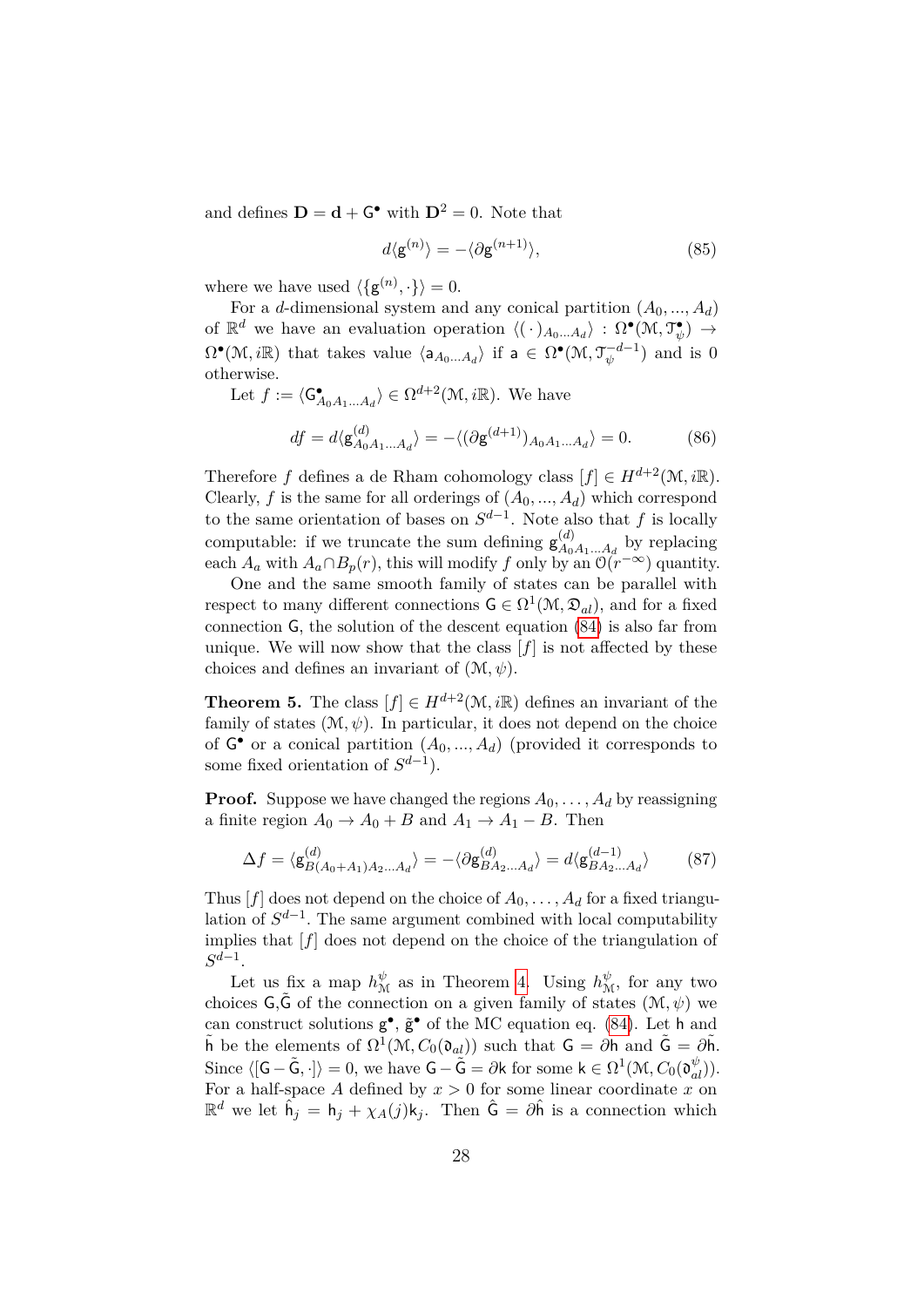and defines $\mathbf{D} = \mathbf{d} + \mathsf{G}^\bullet$ with $\mathbf{D}^2 = 0$. Note that

$$d\langle \mathsf{g}^{(n)} \rangle = -\langle \partial \mathsf{g}^{(n+1)} \rangle, \tag{85}$$

where we have used $\langle \{\mathsf{g}^{(n)}, \cdot\} \rangle = 0$.

For a $d$-dimensional system and any conical partition $(A_0, ..., A_d)$ of $\mathbb{R}^d$ we have an evaluation operation $\langle (\,\cdot\,)_{A_0 \dots A_d} \rangle : \Omega^\bullet(\mathcal{M}, \mathcal{T}^\bullet_\psi) \to \Omega^\bullet(\mathcal{M}, i\mathbb{R})$ that takes value $\langle \mathsf{a}_{A_0 \dots A_d} \rangle$ if $\mathsf{a} \in \Omega^\bullet(\mathcal{M}, \mathcal{T}^{-d-1}_\psi)$ and is 0 otherwise.

Let $f := \langle \mathsf{G}^\bullet_{A_0 A_1 \dots A_d} \rangle \in \Omega^{d+2}(\mathcal{M}, i\mathbb{R})$. We have

$$df = d\langle \mathsf{g}^{(d)}_{A_0 A_1 \dots A_d} \rangle = -\langle (\partial \mathsf{g}^{(d+1)})_{A_0 A_1 \dots A_d} \rangle = 0. \tag{86}$$

Therefore $f$ defines a de Rham cohomology class $[f] \in H^{d+2}(\mathcal{M}, i\mathbb{R})$. Clearly, $f$ is the same for all orderings of $(A_0, ..., A_d)$ which correspond to the same orientation of bases on $S^{d-1}$. Note also that $f$ is locally computable: if we truncate the sum defining $\mathsf{g}^{(d)}_{A_0 A_1 \dots A_d}$ by replacing each $A_a$ with $A_a \cap B_p(r)$, this will modify $f$ only by an $\mathcal{O}(r^{-\infty})$ quantity.

One and the same smooth family of states can be parallel with respect to many different connections $\mathsf{G} \in \Omega^1(\mathcal{M}, \mathfrak{D}_{al})$, and for a fixed connection $\mathsf{G}$, the solution of the descent equation (84) is also far from unique. We will now show that the class $[f]$ is not affected by these choices and defines an invariant of $(\mathcal{M}, \psi)$.

**Theorem 5.** The class $[f] \in H^{d+2}(\mathcal{M}, i\mathbb{R})$ defines an invariant of the family of states $(\mathcal{M}, \psi)$. In particular, it does not depend on the choice of $\mathsf{G}^\bullet$ or a conical partition $(A_0, ..., A_d)$ (provided it corresponds to some fixed orientation of $S^{d-1}$).

**Proof.** Suppose we have changed the regions $A_0, \dots, A_d$ by reassigning a finite region $A_0 \to A_0 + B$ and $A_1 \to A_1 - B$. Then

$$\Delta f = \langle \mathsf{g}^{(d)}_{B(A_0 + A_1) A_2 \dots A_d} \rangle = -\langle \partial \mathsf{g}^{(d)}_{B A_2 \dots A_d} \rangle = d\langle \mathsf{g}^{(d-1)}_{B A_2 \dots A_d} \rangle \tag{87}$$

Thus $[f]$ does not depend on the choice of $A_0, \dots, A_d$ for a fixed triangulation of $S^{d-1}$. The same argument combined with local computability implies that $[f]$ does not depend on the choice of the triangulation of $S^{d-1}$.

Let us fix a map $h^\psi_\mathcal{M}$ as in Theorem 4. Using $h^\psi_\mathcal{M}$, for any two choices $\mathsf{G}$,$\tilde{\mathsf{G}}$ of the connection on a given family of states $(\mathcal{M}, \psi)$ we can construct solutions $\mathsf{g}^\bullet$, $\tilde{\mathsf{g}}^\bullet$ of the MC equation eq. (84). Let $\mathsf{h}$ and $\tilde{\mathsf{h}}$ be the elements of $\Omega^1(\mathcal{M}, C_0(\mathfrak{d}_{al}))$ such that $\mathsf{G} = \partial \mathsf{h}$ and $\tilde{\mathsf{G}} = \partial \tilde{\mathsf{h}}$. Since $\langle [\mathsf{G} - \tilde{\mathsf{G}}, \cdot] \rangle = 0$, we have $\mathsf{G} - \tilde{\mathsf{G}} = \partial \mathsf{k}$ for some $\mathsf{k} \in \Omega^1(\mathcal{M}, C_0(\mathfrak{d}^\psi_{al}))$. For a half-space $A$ defined by $x > 0$ for some linear coordinate $x$ on $\mathbb{R}^d$ we let $\hat{\mathsf{h}}_j = \mathsf{h}_j + \chi_A(j)\mathsf{k}_j$. Then $\hat{\mathsf{G}} = \partial \hat{\mathsf{h}}$ is a connection which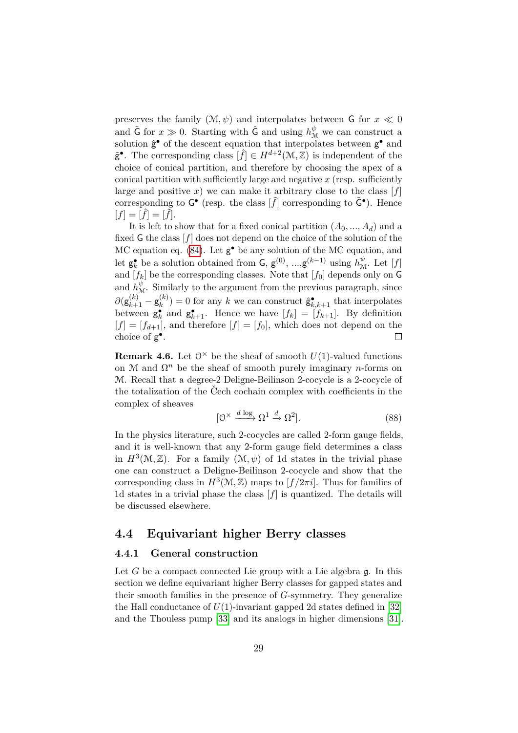preserves the family $(\mathcal{M}, \psi)$ and interpolates between $\mathsf{G}$ for $x \ll 0$ and $\tilde{\mathsf{G}}$ for $x \gg 0$. Starting with $\hat{\mathsf{G}}$ and using $h^{\psi}_{\mathcal{M}}$ we can construct a solution $\hat{\mathsf{g}}^{\bullet}$ of the descent equation that interpolates between $\mathsf{g}^{\bullet}$ and $\tilde{\mathsf{g}}^{\bullet}$. The corresponding class $[\hat{f}] \in H^{d+2}(\mathcal{M}, \mathbb{Z})$ is independent of the choice of conical partition, and therefore by choosing the apex of a conical partition with sufficiently large and negative $x$ (resp. sufficiently large and positive $x$) we can make it arbitrary close to the class $[f]$ corresponding to $\mathsf{G}^{\bullet}$ (resp. the class $[\tilde{f}]$ corresponding to $\tilde{\mathsf{G}}^{\bullet}$). Hence $[f] = [\hat{f}] = [\tilde{f}]$.

It is left to show that for a fixed conical partition $(A_0, ..., A_d)$ and a fixed $\mathsf{G}$ the class $[f]$ does not depend on the choice of the solution of the MC equation eq. (84). Let $\mathsf{g}^{\bullet}$ be any solution of the MC equation, and let $\mathsf{g}^{\bullet}_k$ be a solution obtained from $\mathsf{G}$, $\mathsf{g}^{(0)}$, ...,$\mathsf{g}^{(k-1)}$ using $h^{\psi}_{\mathcal{M}}$. Let $[f]$ and $[f_k]$ be the corresponding classes. Note that $[f_0]$ depends only on $\mathsf{G}$ and $h^{\psi}_{\mathcal{M}}$. Similarly to the argument from the previous paragraph, since $\partial(\mathsf{g}^{(k)}_{k+1} - \mathsf{g}^{(k)}_k) = 0$ for any $k$ we can construct $\hat{\mathsf{g}}^{\bullet}_{k,k+1}$ that interpolates between $\mathsf{g}^{\bullet}_k$ and $\mathsf{g}^{\bullet}_{k+1}$. Hence we have $[f_k] = [f_{k+1}]$. By definition $[f] = [f_{d+1}]$, and therefore $[f] = [f_0]$, which does not depend on the choice of $\mathsf{g}^{\bullet}$. □

**Remark 4.6.** Let $\mathcal{O}^{\times}$ be the sheaf of smooth $U(1)$-valued functions on $\mathcal{M}$ and $\Omega^n$ be the sheaf of smooth purely imaginary $n$-forms on $\mathcal{M}$. Recall that a degree-2 Deligne-Beilinson 2-cocycle is a 2-cocycle of the totalization of the Čech cochain complex with coefficients in the complex of sheaves

$$[\mathcal{O}^{\times} \xrightarrow{d\log} \Omega^1 \xrightarrow{d} \Omega^2]. \tag{88}$$

In the physics literature, such 2-cocycles are called 2-form gauge fields, and it is well-known that any 2-form gauge field determines a class in $H^3(\mathcal{M}, \mathbb{Z})$. For a family $(\mathcal{M}, \psi)$ of 1d states in the trivial phase one can construct a Deligne-Beilinson 2-cocycle and show that the corresponding class in $H^3(\mathcal{M}, \mathbb{Z})$ maps to $[f/2\pi i]$. Thus for families of 1d states in a trivial phase the class $[f]$ is quantized. The details will be discussed elsewhere.

## 4.4 Equivariant higher Berry classes

### 4.4.1 General construction

Let $G$ be a compact connected Lie group with a Lie algebra $\mathfrak{g}$. In this section we define equivariant higher Berry classes for gapped states and their smooth families in the presence of $G$-symmetry. They generalize the Hall conductance of $U(1)$-invariant gapped 2d states defined in [32] and the Thouless pump [33] and its analogs in higher dimensions [31].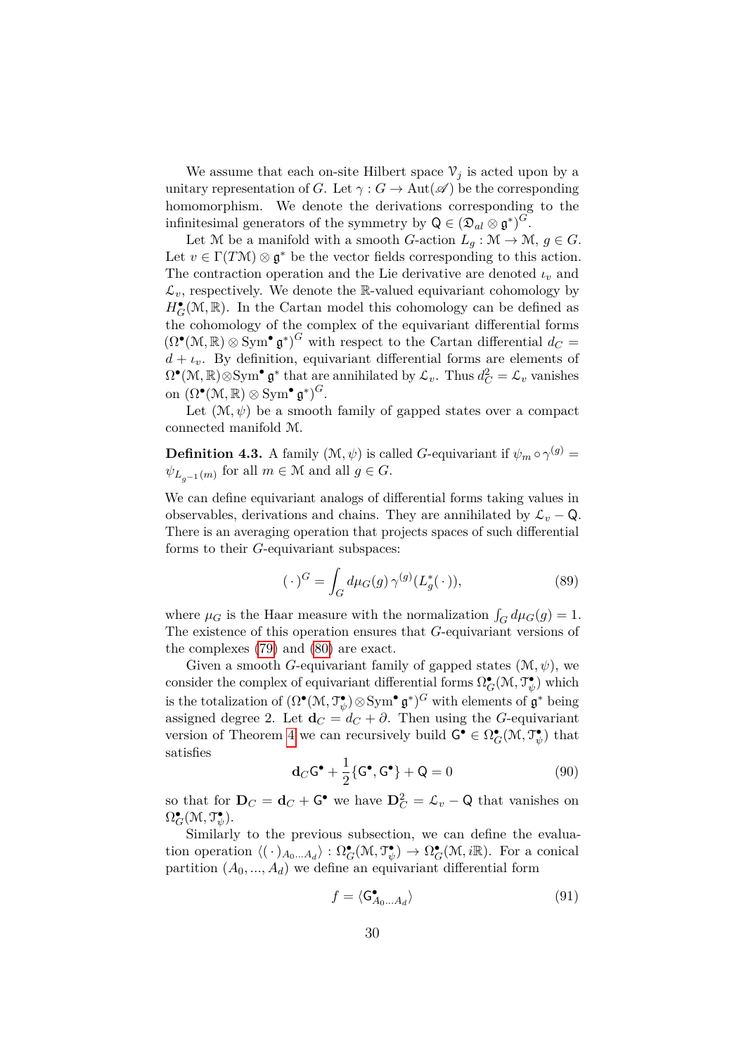We assume that each on-site Hilbert space $\mathcal{V}_j$ is acted upon by a unitary representation of $G$. Let $\gamma : G \to \mathrm{Aut}(\mathscr{A})$ be the corresponding homomorphism. We denote the derivations corresponding to the infinitesimal generators of the symmetry by $\mathsf{Q} \in (\mathfrak{D}_{al} \otimes \mathfrak{g}^*)^G$.

Let $\mathcal{M}$ be a manifold with a smooth $G$-action $L_g : \mathcal{M} \to \mathcal{M}$, $g \in G$. Let $v \in \Gamma(T\mathcal{M}) \otimes \mathfrak{g}^*$ be the vector fields corresponding to this action. The contraction operation and the Lie derivative are denoted $\iota_v$ and $\mathcal{L}_v$, respectively. We denote the $\mathbb{R}$-valued equivariant cohomology by $H^\bullet_G(\mathcal{M}, \mathbb{R})$. In the Cartan model this cohomology can be defined as the cohomology of the complex of the equivariant differential forms $(\Omega^\bullet(\mathcal{M}, \mathbb{R}) \otimes \mathrm{Sym}^\bullet \mathfrak{g}^*)^G$ with respect to the Cartan differential $d_C = d + \iota_v$. By definition, equivariant differential forms are elements of $\Omega^\bullet(\mathcal{M}, \mathbb{R}) \otimes \mathrm{Sym}^\bullet \mathfrak{g}^*$ that are annihilated by $\mathcal{L}_v$. Thus $d_C^2 = \mathcal{L}_v$ vanishes on $(\Omega^\bullet(\mathcal{M}, \mathbb{R}) \otimes \mathrm{Sym}^\bullet \mathfrak{g}^*)^G$.

Let $(\mathcal{M}, \psi)$ be a smooth family of gapped states over a compact connected manifold $\mathcal{M}$.

**Definition 4.3.** A family $(\mathcal{M}, \psi)$ is called $G$-equivariant if $\psi_m \circ \gamma^{(g)} = \psi_{L_{g^{-1}}(m)}$ for all $m \in \mathcal{M}$ and all $g \in G$.

We can define equivariant analogs of differential forms taking values in observables, derivations and chains. They are annihilated by $\mathcal{L}_v - \mathsf{Q}$. There is an averaging operation that projects spaces of such differential forms to their $G$-equivariant subspaces:

$$(\,\cdot\,)^G = \int_G d\mu_G(g)\, \gamma^{(g)}(L_g^*(\,\cdot\,)), \tag{89}$$

where $\mu_G$ is the Haar measure with the normalization $\int_G d\mu_G(g) = 1$. The existence of this operation ensures that $G$-equivariant versions of the complexes (79) and (80) are exact.

Given a smooth $G$-equivariant family of gapped states $(\mathcal{M}, \psi)$, we consider the complex of equivariant differential forms $\Omega^\bullet_G(\mathcal{M}, \mathcal{T}^\bullet_\psi)$ which is the totalization of $(\Omega^\bullet(\mathcal{M}, \mathcal{T}^\bullet_\psi) \otimes \mathrm{Sym}^\bullet \mathfrak{g}^*)^G$ with elements of $\mathfrak{g}^*$ being assigned degree 2. Let $\mathbf{d}_C = d_C + \partial$. Then using the $G$-equivariant version of Theorem 4 we can recursively build $\mathsf{G}^\bullet \in \Omega^\bullet_G(\mathcal{M}, \mathcal{T}^\bullet_\psi)$ that satisfies

$$\mathbf{d}_C \mathsf{G}^\bullet + \frac{1}{2}\{\mathsf{G}^\bullet, \mathsf{G}^\bullet\} + \mathsf{Q} = 0 \tag{90}$$

so that for $\mathbf{D}_C = \mathbf{d}_C + \mathsf{G}^\bullet$ we have $\mathbf{D}_C^2 = \mathcal{L}_v - \mathsf{Q}$ that vanishes on $\Omega^\bullet_G(\mathcal{M}, \mathcal{T}^\bullet_\psi)$.

Similarly to the previous subsection, we can define the evaluation operation $\langle (\,\cdot\,)_{A_0 \ldots A_d} \rangle : \Omega^\bullet_G(\mathcal{M}, \mathcal{T}^\bullet_\psi) \to \Omega^\bullet_G(\mathcal{M}, i\mathbb{R})$. For a conical partition $(A_0, \ldots, A_d)$ we define an equivariant differential form

$$f = \langle \mathsf{G}^\bullet_{A_0 \ldots A_d} \rangle \tag{91}$$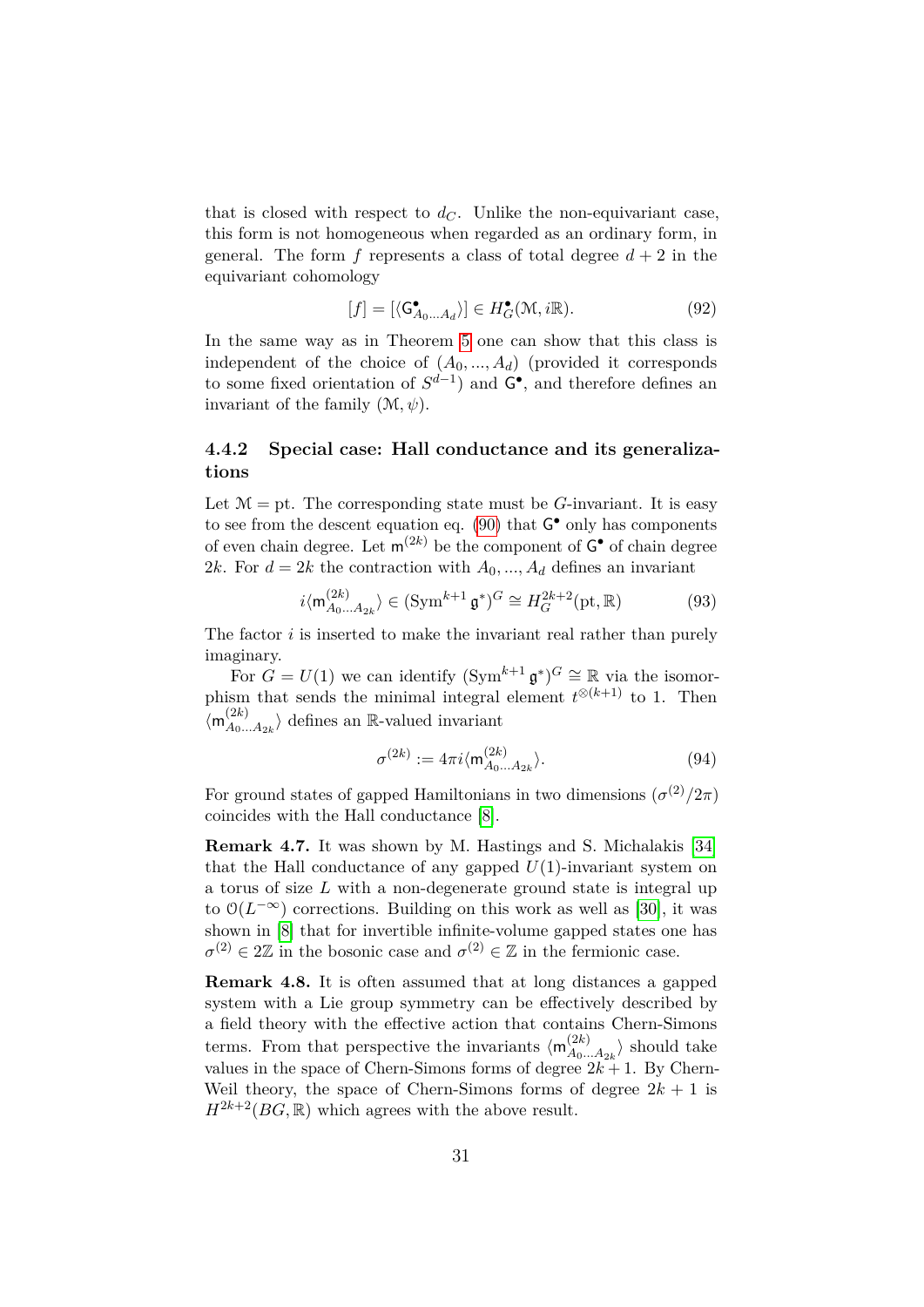that is closed with respect to $d_C$. Unlike the non-equivariant case, this form is not homogeneous when regarded as an ordinary form, in general. The form $f$ represents a class of total degree $d+2$ in the equivariant cohomology

$$[f] = [\langle \mathsf{G}^{\bullet}_{A_0 \dots A_d} \rangle] \in H^{\bullet}_G(\mathcal{M}, i\mathbb{R}). \tag{92}$$

In the same way as in Theorem 5 one can show that this class is independent of the choice of $(A_0, ..., A_d)$ (provided it corresponds to some fixed orientation of $S^{d-1}$) and $\mathsf{G}^{\bullet}$, and therefore defines an invariant of the family $(\mathcal{M}, \psi)$.

### 4.4.2 Special case: Hall conductance and its generalizations

Let $\mathcal{M} = \text{pt}$. The corresponding state must be $G$-invariant. It is easy to see from the descent equation eq. (90) that $\mathsf{G}^{\bullet}$ only has components of even chain degree. Let $\mathsf{m}^{(2k)}$ be the component of $\mathsf{G}^{\bullet}$ of chain degree $2k$. For $d = 2k$ the contraction with $A_0, ..., A_d$ defines an invariant

$$i\langle \mathsf{m}^{(2k)}_{A_0 \dots A_{2k}} \rangle \in (\mathrm{Sym}^{k+1}\, \mathfrak{g}^*)^G \cong H^{2k+2}_G(\text{pt}, \mathbb{R}) \tag{93}$$

The factor $i$ is inserted to make the invariant real rather than purely imaginary.

For $G = U(1)$ we can identify $(\mathrm{Sym}^{k+1}\, \mathfrak{g}^*)^G \cong \mathbb{R}$ via the isomorphism that sends the minimal integral element $t^{\otimes(k+1)}$ to 1. Then $\langle \mathsf{m}^{(2k)}_{A_0 \dots A_{2k}} \rangle$ defines an $\mathbb{R}$-valued invariant

$$\sigma^{(2k)} := 4\pi i \langle \mathsf{m}^{(2k)}_{A_0 \dots A_{2k}} \rangle. \tag{94}$$

For ground states of gapped Hamiltonians in two dimensions $(\sigma^{(2)}/2\pi)$ coincides with the Hall conductance [8].

**Remark 4.7.** It was shown by M. Hastings and S. Michalakis [34] that the Hall conductance of any gapped $U(1)$-invariant system on a torus of size $L$ with a non-degenerate ground state is integral up to $\mathcal{O}(L^{-\infty})$ corrections. Building on this work as well as [30], it was shown in [8] that for invertible infinite-volume gapped states one has $\sigma^{(2)} \in 2\mathbb{Z}$ in the bosonic case and $\sigma^{(2)} \in \mathbb{Z}$ in the fermionic case.

**Remark 4.8.** It is often assumed that at long distances a gapped system with a Lie group symmetry can be effectively described by a field theory with the effective action that contains Chern-Simons terms. From that perspective the invariants $\langle \mathsf{m}^{(2k)}_{A_0 \dots A_{2k}} \rangle$ should take values in the space of Chern-Simons forms of degree $2k+1$. By Chern-Weil theory, the space of Chern-Simons forms of degree $2k+1$ is $H^{2k+2}(BG, \mathbb{R})$ which agrees with the above result.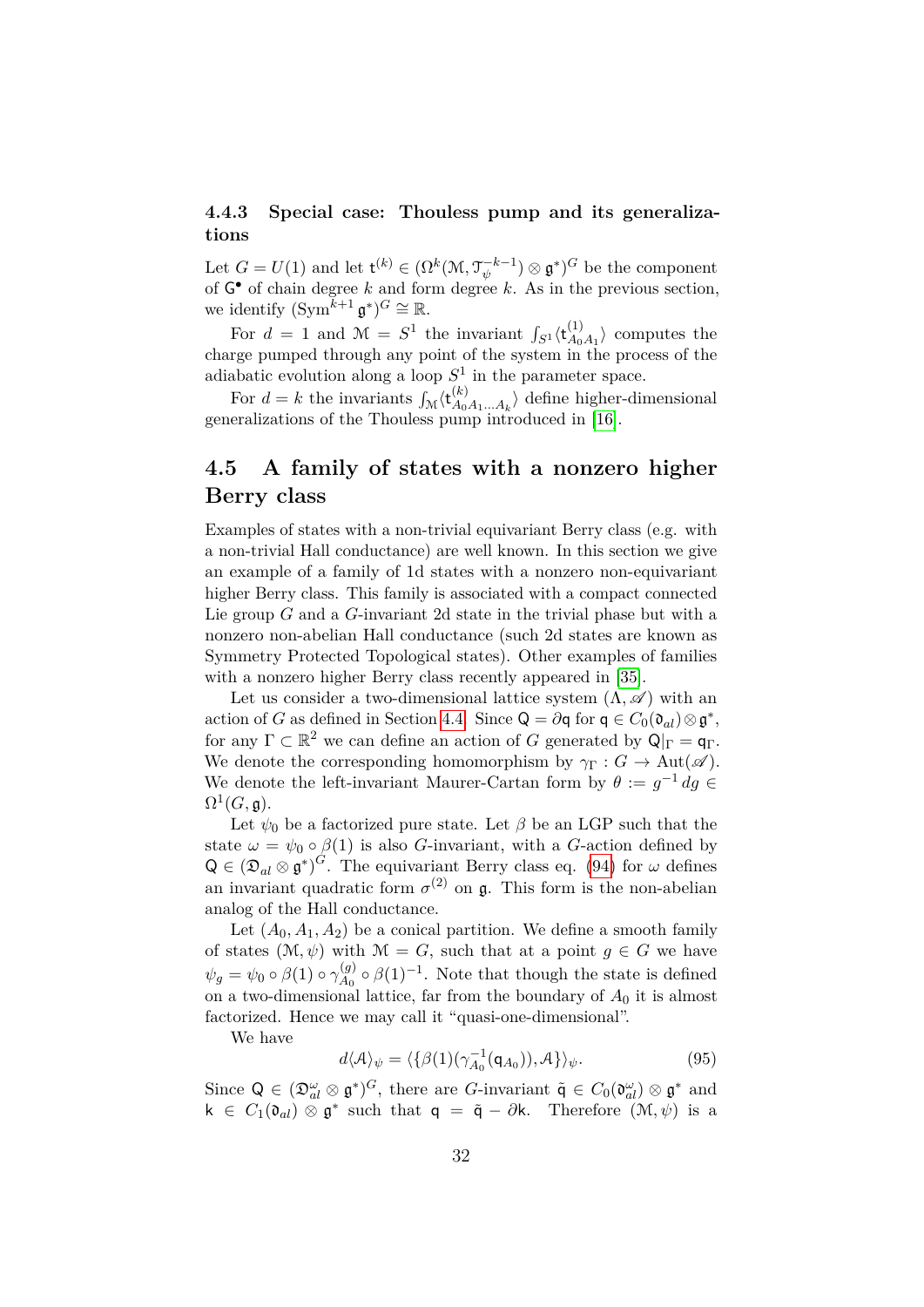### 4.4.3 Special case: Thouless pump and its generalizations

Let $G = U(1)$ and let $\mathsf{t}^{(k)} \in (\Omega^k(\mathcal{M}, \mathcal{T}_\psi^{-k-1}) \otimes \mathfrak{g}^*)^G$ be the component of $\mathsf{G}^\bullet$ of chain degree $k$ and form degree $k$. As in the previous section, we identify $(\mathrm{Sym}^{k+1}\mathfrak{g}^*)^G \cong \mathbb{R}$.

For $d = 1$ and $\mathcal{M} = S^1$ the invariant $\int_{S^1} \langle \mathsf{t}^{(1)}_{A_0 A_1} \rangle$ computes the charge pumped through any point of the system in the process of the adiabatic evolution along a loop $S^1$ in the parameter space.

For $d = k$ the invariants $\int_{\mathcal{M}} \langle \mathsf{t}^{(k)}_{A_0 A_1 \ldots A_k} \rangle$ define higher-dimensional generalizations of the Thouless pump introduced in [16].

## 4.5 A family of states with a nonzero higher Berry class

Examples of states with a non-trivial equivariant Berry class (e.g. with a non-trivial Hall conductance) are well known. In this section we give an example of a family of 1d states with a nonzero non-equivariant higher Berry class. This family is associated with a compact connected Lie group $G$ and a $G$-invariant 2d state in the trivial phase but with a nonzero non-abelian Hall conductance (such 2d states are known as Symmetry Protected Topological states). Other examples of families with a nonzero higher Berry class recently appeared in [35].

Let us consider a two-dimensional lattice system $(\Lambda, \mathscr{A})$ with an action of $G$ as defined in Section 4.4. Since $\mathsf{Q} = \partial \mathsf{q}$ for $\mathsf{q} \in C_0(\mathfrak{d}_{al}) \otimes \mathfrak{g}^*$, for any $\Gamma \subset \mathbb{R}^2$ we can define an action of $G$ generated by $\mathsf{Q}|_\Gamma = \mathsf{q}_\Gamma$. We denote the corresponding homomorphism by $\gamma_\Gamma : G \to \mathrm{Aut}(\mathscr{A})$. We denote the left-invariant Maurer-Cartan form by $\theta := g^{-1} dg \in \Omega^1(G, \mathfrak{g})$.

Let $\psi_0$ be a factorized pure state. Let $\beta$ be an LGP such that the state $\omega = \psi_0 \circ \beta(1)$ is also $G$-invariant, with a $G$-action defined by $\mathsf{Q} \in (\mathfrak{D}_{al} \otimes \mathfrak{g}^*)^G$. The equivariant Berry class eq. (94) for $\omega$ defines an invariant quadratic form $\sigma^{(2)}$ on $\mathfrak{g}$. This form is the non-abelian analog of the Hall conductance.

Let $(A_0, A_1, A_2)$ be a conical partition. We define a smooth family of states $(\mathcal{M}, \psi)$ with $\mathcal{M} = G$, such that at a point $g \in G$ we have $\psi_g = \psi_0 \circ \beta(1) \circ \gamma^{(g)}_{A_0} \circ \beta(1)^{-1}$. Note that though the state is defined on a two-dimensional lattice, far from the boundary of $A_0$ it is almost factorized. Hence we may call it "quasi-one-dimensional".

We have

$$d\langle \mathcal{A} \rangle_\psi = \langle \{\beta(1)(\gamma^{-1}_{A_0}(\mathsf{q}_{A_0})), \mathcal{A}\} \rangle_\psi. \tag{95}$$

Since $\mathsf{Q} \in (\mathfrak{D}^\omega_{al} \otimes \mathfrak{g}^*)^G$, there are $G$-invariant $\tilde{\mathsf{q}} \in C_0(\mathfrak{d}^\omega_{al}) \otimes \mathfrak{g}^*$ and $\mathsf{k} \in C_1(\mathfrak{d}_{al}) \otimes \mathfrak{g}^*$ such that $\mathsf{q} = \tilde{\mathsf{q}} - \partial \mathsf{k}$. Therefore $(\mathcal{M}, \psi)$ is a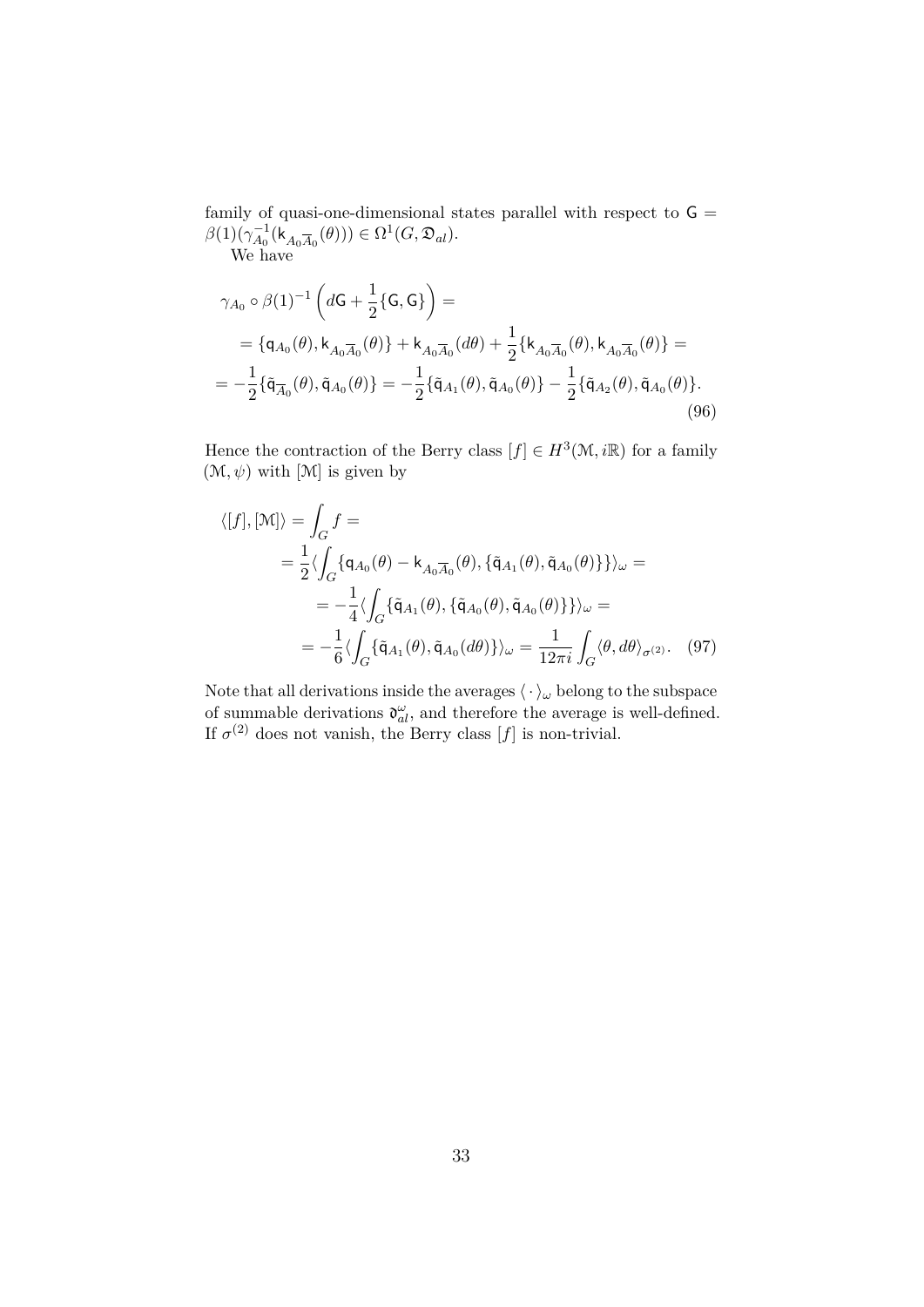family of quasi-one-dimensional states parallel with respect to $\mathsf{G} = \beta(1)(\gamma_{A_0}^{-1}(\mathsf{k}_{A_0\overline{A}_0}(\theta))) \in \Omega^1(G, \mathfrak{D}_{al})$.

We have

$$
\begin{aligned}
&\gamma_{A_0} \circ \beta(1)^{-1}\left(d\mathsf{G} + \frac{1}{2}\{\mathsf{G},\mathsf{G}\}\right) = \\
&\quad = \{\mathsf{q}_{A_0}(\theta), \mathsf{k}_{A_0\overline{A}_0}(\theta)\} + \mathsf{k}_{A_0\overline{A}_0}(d\theta) + \frac{1}{2}\{\mathsf{k}_{A_0\overline{A}_0}(\theta), \mathsf{k}_{A_0\overline{A}_0}(\theta)\} = \\
&= -\frac{1}{2}\{\tilde{\mathsf{q}}_{\overline{A}_0}(\theta), \tilde{\mathsf{q}}_{A_0}(\theta)\} = -\frac{1}{2}\{\tilde{\mathsf{q}}_{A_1}(\theta), \tilde{\mathsf{q}}_{A_0}(\theta)\} - \frac{1}{2}\{\tilde{\mathsf{q}}_{A_2}(\theta), \tilde{\mathsf{q}}_{A_0}(\theta)\}.
\end{aligned}
\tag{96}
$$

Hence the contraction of the Berry class $[f] \in H^3(\mathcal{M}, i\mathbb{R})$ for a family $(\mathcal{M}, \psi)$ with $[\mathcal{M}]$ is given by

$$
\begin{aligned}
\langle [f], [\mathcal{M}] \rangle &= \int_G f = \\
&= \frac{1}{2}\langle \int_G \{\mathsf{q}_{A_0}(\theta) - \mathsf{k}_{A_0\overline{A}_0}(\theta), \{\tilde{\mathsf{q}}_{A_1}(\theta), \tilde{\mathsf{q}}_{A_0}(\theta)\}\}\rangle_\omega = \\
&\quad = -\frac{1}{4}\langle \int_G \{\tilde{\mathsf{q}}_{A_1}(\theta), \{\tilde{\mathsf{q}}_{A_0}(\theta), \tilde{\mathsf{q}}_{A_0}(\theta)\}\}\rangle_\omega = \\
&\quad = -\frac{1}{6}\langle \int_G \{\tilde{\mathsf{q}}_{A_1}(\theta), \tilde{\mathsf{q}}_{A_0}(d\theta)\}\rangle_\omega = \frac{1}{12\pi i}\int_G \langle \theta, d\theta \rangle_{\sigma^{(2)}}.
\end{aligned}
\tag{97}
$$

Note that all derivations inside the averages $\langle \cdot \rangle_\omega$ belong to the subspace of summable derivations $\mathfrak{d}_{al}^{\omega}$, and therefore the average is well-defined. If $\sigma^{(2)}$ does not vanish, the Berry class $[f]$ is non-trivial.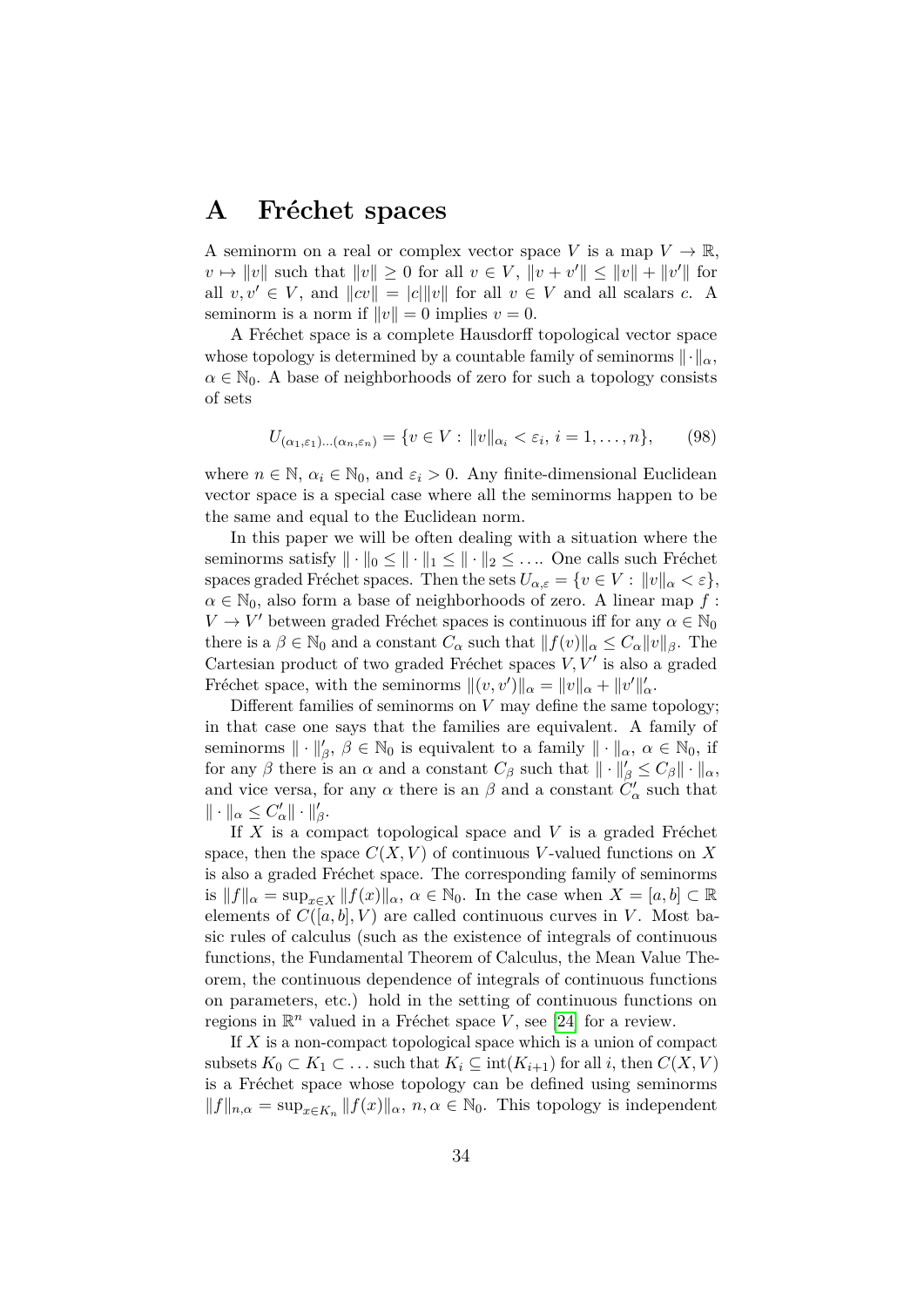# A Fréchet spaces

A seminorm on a real or complex vector space $V$ is a map $V \to \mathbb{R}$, $v \mapsto \|v\|$ such that $\|v\| \geq 0$ for all $v \in V$, $\|v + v'\| \leq \|v\| + \|v'\|$ for all $v, v' \in V$, and $\|cv\| = |c|\|v\|$ for all $v \in V$ and all scalars $c$. A seminorm is a norm if $\|v\| = 0$ implies $v = 0$.

A Fréchet space is a complete Hausdorff topological vector space whose topology is determined by a countable family of seminorms $\|\cdot\|_\alpha$, $\alpha \in \mathbb{N}_0$. A base of neighborhoods of zero for such a topology consists of sets

$$U_{(\alpha_1,\varepsilon_1)\dots(\alpha_n,\varepsilon_n)} = \{v \in V : \|v\|_{\alpha_i} < \varepsilon_i,\, i = 1, \dots, n\}, \tag{98}$$

where $n \in \mathbb{N}$, $\alpha_i \in \mathbb{N}_0$, and $\varepsilon_i > 0$. Any finite-dimensional Euclidean vector space is a special case where all the seminorms happen to be the same and equal to the Euclidean norm.

In this paper we will be often dealing with a situation where the seminorms satisfy $\|\cdot\|_0 \leq \|\cdot\|_1 \leq \|\cdot\|_2 \leq \dots$. One calls such Fréchet spaces graded Fréchet spaces. Then the sets $U_{\alpha,\varepsilon} = \{v \in V : \|v\|_\alpha < \varepsilon\}$, $\alpha \in \mathbb{N}_0$, also form a base of neighborhoods of zero. A linear map $f : V \to V'$ between graded Fréchet spaces is continuous iff for any $\alpha \in \mathbb{N}_0$ there is a $\beta \in \mathbb{N}_0$ and a constant $C_\alpha$ such that $\|f(v)\|_\alpha \leq C_\alpha \|v\|_\beta$. The Cartesian product of two graded Fréchet spaces $V, V'$ is also a graded Fréchet space, with the seminorms $\|(v, v')\|_\alpha = \|v\|_\alpha + \|v'\|'_\alpha$.

Different families of seminorms on $V$ may define the same topology; in that case one says that the families are equivalent. A family of seminorms $\|\cdot\|'_\beta$, $\beta \in \mathbb{N}_0$ is equivalent to a family $\|\cdot\|_\alpha$, $\alpha \in \mathbb{N}_0$, if for any $\beta$ there is an $\alpha$ and a constant $C_\beta$ such that $\|\cdot\|'_\beta \leq C_\beta \|\cdot\|_\alpha$, and vice versa, for any $\alpha$ there is an $\beta$ and a constant $C'_\alpha$ such that $\|\cdot\|_\alpha \leq C'_\alpha \|\cdot\|'_\beta$.

If $X$ is a compact topological space and $V$ is a graded Fréchet space, then the space $C(X, V)$ of continuous $V$-valued functions on $X$ is also a graded Fréchet space. The corresponding family of seminorms is $\|f\|_\alpha = \sup_{x \in X} \|f(x)\|_\alpha$, $\alpha \in \mathbb{N}_0$. In the case when $X = [a, b] \subset \mathbb{R}$ elements of $C([a, b], V)$ are called continuous curves in $V$. Most basic rules of calculus (such as the existence of integrals of continuous functions, the Fundamental Theorem of Calculus, the Mean Value Theorem, the continuous dependence of integrals of continuous functions on parameters, etc.) hold in the setting of continuous functions on regions in $\mathbb{R}^n$ valued in a Fréchet space $V$, see [24] for a review.

If $X$ is a non-compact topological space which is a union of compact subsets $K_0 \subset K_1 \subset \dots$ such that $K_i \subseteq \mathrm{int}(K_{i+1})$ for all $i$, then $C(X, V)$ is a Fréchet space whose topology can be defined using seminorms $\|f\|_{n,\alpha} = \sup_{x \in K_n} \|f(x)\|_\alpha$, $n, \alpha \in \mathbb{N}_0$. This topology is independent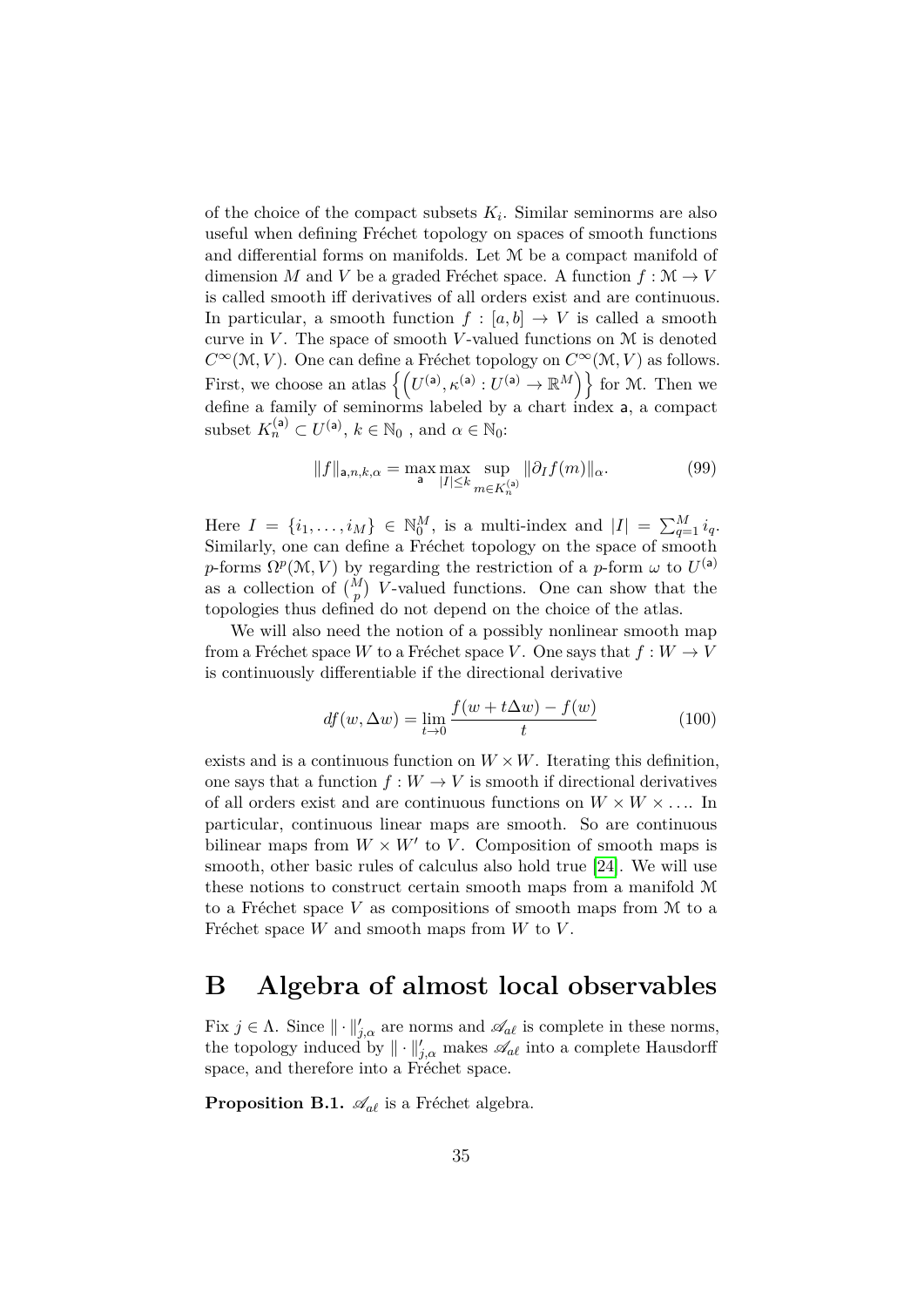of the choice of the compact subsets $K_i$. Similar seminorms are also useful when defining Fréchet topology on spaces of smooth functions and differential forms on manifolds. Let $\mathcal{M}$ be a compact manifold of dimension $M$ and $V$ be a graded Fréchet space. A function $f : \mathcal{M} \to V$ is called smooth iff derivatives of all orders exist and are continuous. In particular, a smooth function $f : [a, b] \to V$ is called a smooth curve in $V$. The space of smooth $V$-valued functions on $\mathcal{M}$ is denoted $C^\infty(\mathcal{M}, V)$. One can define a Fréchet topology on $C^\infty(\mathcal{M}, V)$ as follows. First, we choose an atlas $\left\{ \left( U^{(\mathsf{a})}, \kappa^{(\mathsf{a})} : U^{(\mathsf{a})} \to \mathbb{R}^M \right) \right\}$ for $\mathcal{M}$. Then we define a family of seminorms labeled by a chart index $\mathsf{a}$, a compact subset $K_n^{(\mathsf{a})} \subset U^{(\mathsf{a})}$, $k \in \mathbb{N}_0$ , and $\alpha \in \mathbb{N}_0$:

$$\|f\|_{\mathsf{a},n,k,\alpha} = \max_{\mathsf{a}} \max_{|I| \leq k} \sup_{m \in K_n^{(\mathsf{a})}} \|\partial_I f(m)\|_\alpha. \tag{99}$$

Here $I = \{i_1, \ldots, i_M\} \in \mathbb{N}_0^M$, is a multi-index and $|I| = \sum_{q=1}^M i_q$. Similarly, one can define a Fréchet topology on the space of smooth $p$-forms $\Omega^p(\mathcal{M}, V)$ by regarding the restriction of a $p$-form $\omega$ to $U^{(\mathsf{a})}$ as a collection of $\binom{M}{p}$ $V$-valued functions. One can show that the topologies thus defined do not depend on the choice of the atlas.

We will also need the notion of a possibly nonlinear smooth map from a Fréchet space $W$ to a Fréchet space $V$. One says that $f : W \to V$ is continuously differentiable if the directional derivative

$$df(w, \Delta w) = \lim_{t \to 0} \frac{f(w + t\Delta w) - f(w)}{t} \tag{100}$$

exists and is a continuous function on $W \times W$. Iterating this definition, one says that a function $f : W \to V$ is smooth if directional derivatives of all orders exist and are continuous functions on $W \times W \times \ldots$. In particular, continuous linear maps are smooth. So are continuous bilinear maps from $W \times W'$ to $V$. Composition of smooth maps is smooth, other basic rules of calculus also hold true [24]. We will use these notions to construct certain smooth maps from a manifold $\mathcal{M}$ to a Fréchet space $V$ as compositions of smooth maps from $\mathcal{M}$ to a Fréchet space $W$ and smooth maps from $W$ to $V$.

# B Algebra of almost local observables

Fix $j \in \Lambda$. Since $\|\cdot\|'_{j,\alpha}$ are norms and $\mathscr{A}_{a\ell}$ is complete in these norms, the topology induced by $\|\cdot\|'_{j,\alpha}$ makes $\mathscr{A}_{a\ell}$ into a complete Hausdorff space, and therefore into a Fréchet space.

**Proposition B.1.** $\mathscr{A}_{a\ell}$ is a Fréchet algebra.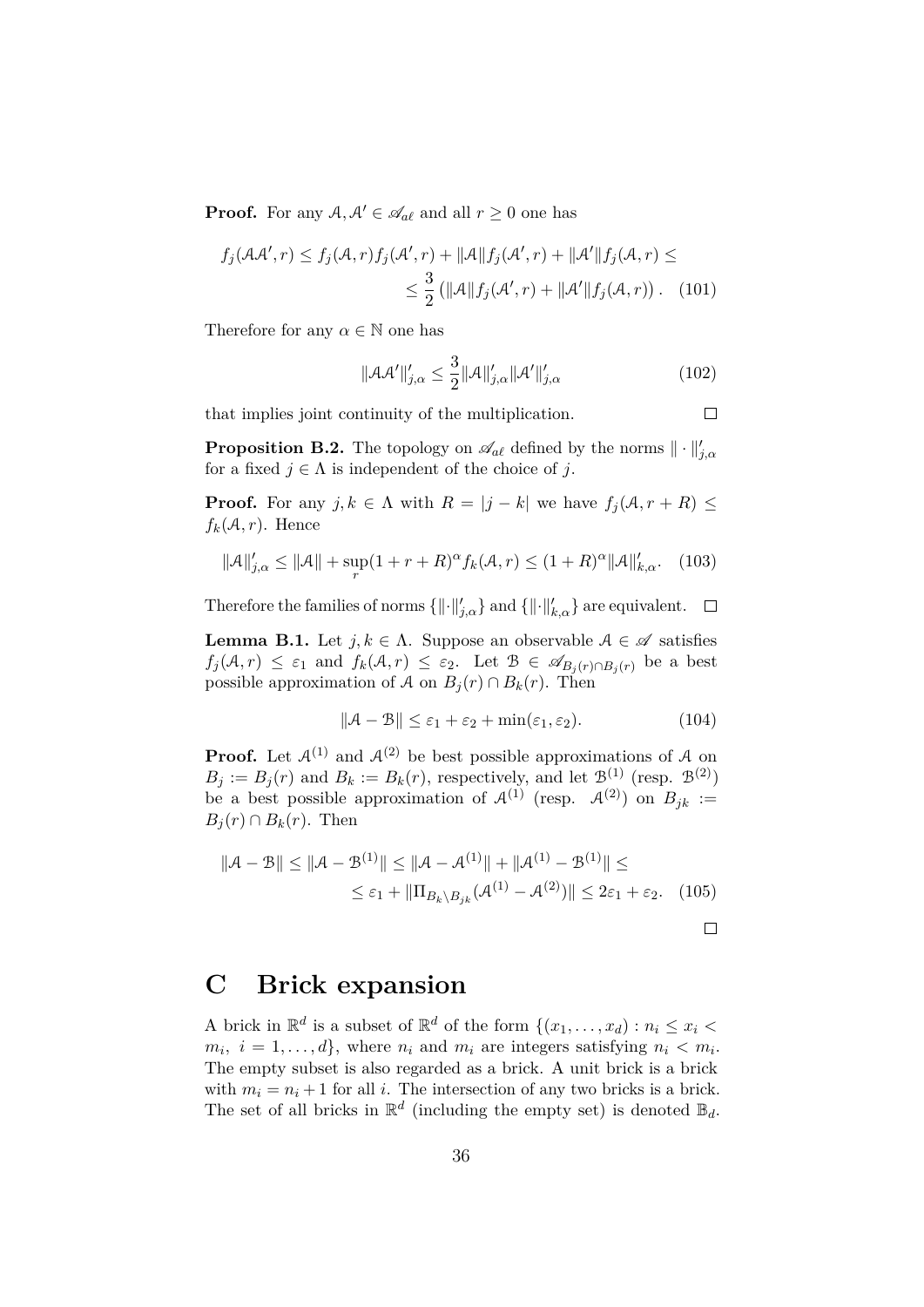**Proof.** For any $\mathcal{A}, \mathcal{A}' \in \mathscr{A}_{a\ell}$ and all $r \geq 0$ one has

$$f_j(\mathcal{A}\mathcal{A}', r) \leq f_j(\mathcal{A}, r) f_j(\mathcal{A}', r) + \|\mathcal{A}\| f_j(\mathcal{A}', r) + \|\mathcal{A}'\| f_j(\mathcal{A}, r) \leq \\ \leq \frac{3}{2} \left( \|\mathcal{A}\| f_j(\mathcal{A}', r) + \|\mathcal{A}'\| f_j(\mathcal{A}, r) \right). \quad (101)$$

Therefore for any $\alpha \in \mathbb{N}$ one has

$$\|\mathcal{A}\mathcal{A}'\|'_{j,\alpha} \leq \frac{3}{2} \|\mathcal{A}\|'_{j,\alpha} \|\mathcal{A}'\|'_{j,\alpha} \quad (102)$$

that implies joint continuity of the multiplication. $\square$

**Proposition B.2.** The topology on $\mathscr{A}_{a\ell}$ defined by the norms $\|\cdot\|'_{j,\alpha}$ for a fixed $j \in \Lambda$ is independent of the choice of $j$.

**Proof.** For any $j, k \in \Lambda$ with $R = |j - k|$ we have $f_j(\mathcal{A}, r + R) \leq f_k(\mathcal{A}, r)$. Hence

$$\|\mathcal{A}\|'_{j,\alpha} \leq \|\mathcal{A}\| + \sup_r (1 + r + R)^\alpha f_k(\mathcal{A}, r) \leq (1 + R)^\alpha \|\mathcal{A}\|'_{k,\alpha}. \quad (103)$$

Therefore the families of norms $\{\|\cdot\|'_{j,\alpha}\}$ and $\{\|\cdot\|'_{k,\alpha}\}$ are equivalent. $\square$

**Lemma B.1.** Let $j, k \in \Lambda$. Suppose an observable $\mathcal{A} \in \mathscr{A}$ satisfies $f_j(\mathcal{A}, r) \leq \varepsilon_1$ and $f_k(\mathcal{A}, r) \leq \varepsilon_2$. Let $\mathcal{B} \in \mathscr{A}_{B_j(r) \cap B_j(r)}$ be a best possible approximation of $\mathcal{A}$ on $B_j(r) \cap B_k(r)$. Then

$$\|\mathcal{A} - \mathcal{B}\| \leq \varepsilon_1 + \varepsilon_2 + \min(\varepsilon_1, \varepsilon_2). \quad (104)$$

**Proof.** Let $\mathcal{A}^{(1)}$ and $\mathcal{A}^{(2)}$ be best possible approximations of $\mathcal{A}$ on $B_j := B_j(r)$ and $B_k := B_k(r)$, respectively, and let $\mathcal{B}^{(1)}$ (resp. $\mathcal{B}^{(2)}$) be a best possible approximation of $\mathcal{A}^{(1)}$ (resp. $\mathcal{A}^{(2)}$) on $B_{jk} := B_j(r) \cap B_k(r)$. Then

$$\|\mathcal{A} - \mathcal{B}\| \leq \|\mathcal{A} - \mathcal{B}^{(1)}\| \leq \|\mathcal{A} - \mathcal{A}^{(1)}\| + \|\mathcal{A}^{(1)} - \mathcal{B}^{(1)}\| \leq \\ \leq \varepsilon_1 + \|\Pi_{B_k \setminus B_{jk}}(\mathcal{A}^{(1)} - \mathcal{A}^{(2)})\| \leq 2\varepsilon_1 + \varepsilon_2. \quad (105)$$

$\square$

# C Brick expansion

A brick in $\mathbb{R}^d$ is a subset of $\mathbb{R}^d$ of the form $\{(x_1, \ldots, x_d) : n_i \leq x_i < m_i, \ i = 1, \ldots, d\}$, where $n_i$ and $m_i$ are integers satisfying $n_i < m_i$. The empty subset is also regarded as a brick. A unit brick is a brick with $m_i = n_i + 1$ for all $i$. The intersection of any two bricks is a brick. The set of all bricks in $\mathbb{R}^d$ (including the empty set) is denoted $\mathbb{B}_d$.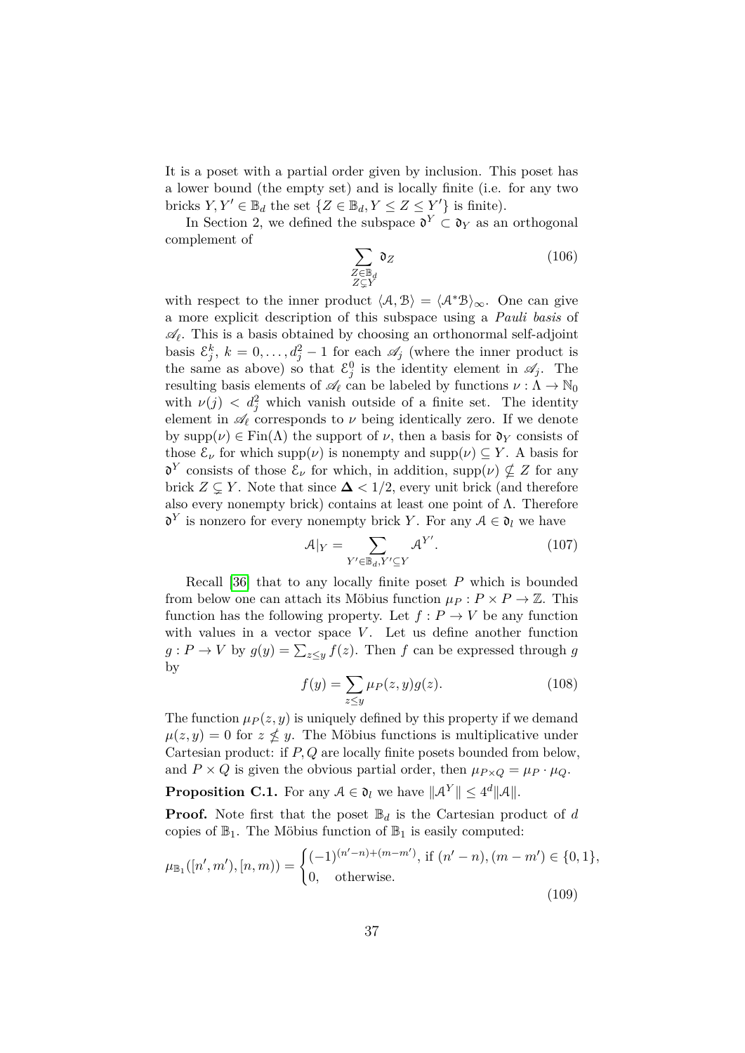It is a poset with a partial order given by inclusion. This poset has a lower bound (the empty set) and is locally finite (i.e. for any two bricks $Y, Y' \in \mathbb{B}_d$ the set $\{Z \in \mathbb{B}_d, Y \leq Z \leq Y'\}$ is finite).

In Section 2, we defined the subspace $\mathfrak{d}^Y \subset \mathfrak{d}_Y$ as an orthogonal complement of

$$\sum_{\substack{Z \in \mathbb{B}_d \\ Z \subsetneq Y}} \mathfrak{d}_Z \tag{106}$$

with respect to the inner product $\langle \mathcal{A}, \mathcal{B} \rangle = \langle \mathcal{A}^* \mathcal{B} \rangle_\infty$. One can give a more explicit description of this subspace using a *Pauli basis* of $\mathscr{A}_\ell$. This is a basis obtained by choosing an orthonormal self-adjoint basis $\mathcal{E}_j^k$, $k = 0, \ldots, d_j^2 - 1$ for each $\mathscr{A}_j$ (where the inner product is the same as above) so that $\mathcal{E}_j^0$ is the identity element in $\mathscr{A}_j$. The resulting basis elements of $\mathscr{A}_\ell$ can be labeled by functions $\nu : \Lambda \to \mathbb{N}_0$ with $\nu(j) < d_j^2$ which vanish outside of a finite set. The identity element in $\mathscr{A}_\ell$ corresponds to $\nu$ being identically zero. If we denote by $\mathrm{supp}(\nu) \in \mathrm{Fin}(\Lambda)$ the support of $\nu$, then a basis for $\mathfrak{d}_Y$ consists of those $\mathcal{E}_\nu$ for which $\mathrm{supp}(\nu)$ is nonempty and $\mathrm{supp}(\nu) \subseteq Y$. A basis for $\mathfrak{d}^Y$ consists of those $\mathcal{E}_\nu$ for which, in addition, $\mathrm{supp}(\nu) \nsubseteq Z$ for any brick $Z \subsetneq Y$. Note that since $\mathbf{\Delta} < 1/2$, every unit brick (and therefore also every nonempty brick) contains at least one point of $\Lambda$. Therefore $\mathfrak{d}^Y$ is nonzero for every nonempty brick $Y$. For any $\mathcal{A} \in \mathfrak{d}_l$ we have

$$\mathcal{A}|_Y = \sum_{Y' \in \mathbb{B}_d, Y' \subseteq Y} \mathcal{A}^{Y'}. \tag{107}$$

Recall [36] that to any locally finite poset $P$ which is bounded from below one can attach its Möbius function $\mu_P : P \times P \to \mathbb{Z}$. This function has the following property. Let $f : P \to V$ be any function with values in a vector space $V$. Let us define another function $g : P \to V$ by $g(y) = \sum_{z \leq y} f(z)$. Then $f$ can be expressed through $g$ by

$$f(y) = \sum_{z \leq y} \mu_P(z, y) g(z). \tag{108}$$

The function $\mu_P(z, y)$ is uniquely defined by this property if we demand $\mu(z, y) = 0$ for $z \nleq y$. The Möbius functions is multiplicative under Cartesian product: if $P, Q$ are locally finite posets bounded from below, and $P \times Q$ is given the obvious partial order, then $\mu_{P \times Q} = \mu_P \cdot \mu_Q$.

**Proposition C.1.** For any $\mathcal{A} \in \mathfrak{d}_l$ we have $\|\mathcal{A}^Y\| \leq 4^d \|\mathcal{A}\|$.

**Proof.** Note first that the poset $\mathbb{B}_d$ is the Cartesian product of $d$ copies of $\mathbb{B}_1$. The Möbius function of $\mathbb{B}_1$ is easily computed:

$$\mu_{\mathbb{B}_1}([n', m'), [n, m)) = \begin{cases} (-1)^{(n'-n)+(m-m')}, \text{ if } (n'-n), (m-m') \in \{0, 1\}, \\ 0, \quad \text{otherwise.} \end{cases} \tag{109}$$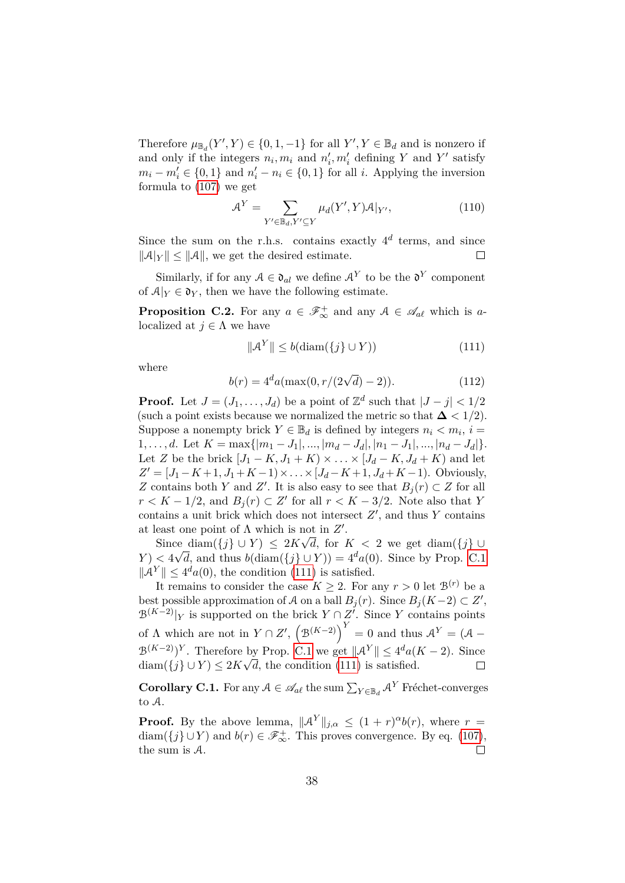Therefore $\mu_{\mathbb{B}_d}(Y', Y) \in \{0, 1, -1\}$ for all $Y', Y \in \mathbb{B}_d$ and is nonzero if and only if the integers $n_i, m_i$ and $n_i', m_i'$ defining $Y$ and $Y'$ satisfy $m_i - m_i' \in \{0, 1\}$ and $n_i' - n_i \in \{0, 1\}$ for all $i$. Applying the inversion formula to (107) we get

$$\mathcal{A}^Y = \sum_{Y' \in \mathbb{B}_d, Y' \subseteq Y} \mu_d(Y', Y) \mathcal{A}|_{Y'}, \tag{110}$$

Since the sum on the r.h.s. contains exactly $4^d$ terms, and since $\|\mathcal{A}|_Y\| \leq \|\mathcal{A}\|$, we get the desired estimate. $\square$

Similarly, if for any $\mathcal{A} \in \mathfrak{d}_{al}$ we define $\mathcal{A}^Y$ to be the $\mathfrak{d}^Y$ component of $\mathcal{A}|_Y \in \mathfrak{d}_Y$, then we have the following estimate.

**Proposition C.2.** For any $a \in \mathscr{F}_\infty^+$ and any $\mathcal{A} \in \mathscr{A}_{a\ell}$ which is $a$-localized at $j \in \Lambda$ we have

$$\|\mathcal{A}^Y\| \leq b(\text{diam}(\{j\} \cup Y)) \tag{111}$$

where

$$b(r) = 4^d a(\max(0, r/(2\sqrt{d}) - 2)). \tag{112}$$

**Proof.** Let $J = (J_1, \ldots, J_d)$ be a point of $\mathbb{Z}^d$ such that $|J - j| < 1/2$ (such a point exists because we normalized the metric so that $\boldsymbol{\Delta} < 1/2$). Suppose a nonempty brick $Y \in \mathbb{B}_d$ is defined by integers $n_i < m_i$, $i = 1, \ldots, d$. Let $K = \max\{|m_1 - J_1|, ..., |m_d - J_d|, |n_1 - J_1|, ..., |n_d - J_d|\}$. Let $Z$ be the brick $[J_1 - K, J_1 + K) \times \ldots \times [J_d - K, J_d + K)$ and let $Z' = [J_1 - K + 1, J_1 + K - 1) \times \ldots \times [J_d - K + 1, J_d + K - 1)$. Obviously, $Z$ contains both $Y$ and $Z'$. It is also easy to see that $B_j(r) \subset Z$ for all $r < K - 1/2$, and $B_j(r) \subset Z'$ for all $r < K - 3/2$. Note also that $Y$ contains a unit brick which does not intersect $Z'$, and thus $Y$ contains at least one point of $\Lambda$ which is not in $Z'$.

Since $\text{diam}(\{j\} \cup Y) \leq 2K\sqrt{d}$, for $K < 2$ we get $\text{diam}(\{j\} \cup Y) < 4\sqrt{d}$, and thus $b(\text{diam}(\{j\} \cup Y)) = 4^d a(0)$. Since by Prop. C.1 $\|\mathcal{A}^Y\| \leq 4^d a(0)$, the condition (111) is satisfied.

It remains to consider the case $K \geq 2$. For any $r > 0$ let $\mathcal{B}^{(r)}$ be a best possible approximation of $\mathcal{A}$ on a ball $B_j(r)$. Since $B_j(K-2) \subset Z'$, $\mathcal{B}^{(K-2)}|_Y$ is supported on the brick $Y \cap Z'$. Since $Y$ contains points of $\Lambda$ which are not in $Y \cap Z'$, $\left(\mathcal{B}^{(K-2)}\right)^Y = 0$ and thus $\mathcal{A}^Y = (\mathcal{A} - \mathcal{B}^{(K-2)})^Y$. Therefore by Prop. C.1 we get $\|\mathcal{A}^Y\| \leq 4^d a(K-2)$. Since $\text{diam}(\{j\} \cup Y) \leq 2K\sqrt{d}$, the condition (111) is satisfied. $\square$

**Corollary C.1.** For any $\mathcal{A} \in \mathscr{A}_{a\ell}$ the sum $\sum_{Y \in \mathbb{B}_d} \mathcal{A}^Y$ Fréchet-converges to $\mathcal{A}$.

**Proof.** By the above lemma, $\|\mathcal{A}^Y\|_{j,\alpha} \leq (1+r)^\alpha b(r)$, where $r = \text{diam}(\{j\} \cup Y)$ and $b(r) \in \mathscr{F}_\infty^+$. This proves convergence. By eq. (107), the sum is $\mathcal{A}$. $\square$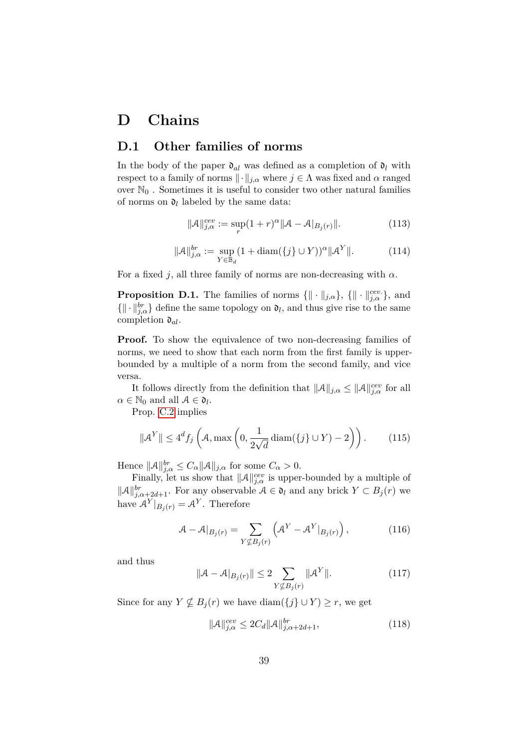# D Chains

## D.1 Other families of norms

In the body of the paper $\mathfrak{d}_{al}$ was defined as a completion of $\mathfrak{d}_l$ with respect to a family of norms $\|\cdot\|_{j,\alpha}$ where $j \in \Lambda$ was fixed and $\alpha$ ranged over $\mathbb{N}_0$ . Sometimes it is useful to consider two other natural families of norms on $\mathfrak{d}_l$ labeled by the same data:

$$\|\mathcal{A}\|^{cev}_{j,\alpha} := \sup_r (1+r)^\alpha \|\mathcal{A} - \mathcal{A}|_{B_j(r)}\|. \tag{113}$$

$$\|\mathcal{A}\|^{br}_{j,\alpha} := \sup_{Y \in \mathbb{B}_d} (1 + \operatorname{diam}(\{j\} \cup Y))^\alpha \|\mathcal{A}^Y\|. \tag{114}$$

For a fixed $j$, all three family of norms are non-decreasing with $\alpha$.

**Proposition D.1.** The families of norms $\{\|\cdot\|_{j,\alpha}\}$, $\{\|\cdot\|^{cev.}_{j,\alpha}\}$, and $\{\|\cdot\|^{br}_{j,\alpha}\}$ define the same topology on $\mathfrak{d}_l$, and thus give rise to the same completion $\mathfrak{d}_{al}$.

**Proof.** To show the equivalence of two non-decreasing families of norms, we need to show that each norm from the first family is upper-bounded by a multiple of a norm from the second family, and vice versa.

It follows directly from the definition that $\|\mathcal{A}\|_{j,\alpha} \leq \|\mathcal{A}\|^{cev}_{j,\alpha}$ for all $\alpha \in \mathbb{N}_0$ and all $\mathcal{A} \in \mathfrak{d}_l$.

Prop. C.2 implies

$$\|\mathcal{A}^Y\| \leq 4^d f_j \left(\mathcal{A}, \max\left(0, \frac{1}{2\sqrt{d}} \operatorname{diam}(\{j\} \cup Y) - 2\right)\right). \tag{115}$$

Hence $\|\mathcal{A}\|^{br}_{j,\alpha} \leq C_\alpha \|\mathcal{A}\|_{j,\alpha}$ for some $C_\alpha > 0$.

Finally, let us show that $\|\mathcal{A}\|^{cev}_{j,\alpha}$ is upper-bounded by a multiple of $\|\mathcal{A}\|^{br}_{j,\alpha+2d+1}$. For any observable $\mathcal{A} \in \mathfrak{d}_l$ and any brick $Y \subset B_j(r)$ we have $\mathcal{A}^Y|_{B_j(r)} = \mathcal{A}^Y$. Therefore

$$\mathcal{A} - \mathcal{A}|_{B_j(r)} = \sum_{Y \not\subseteq B_j(r)} \left(\mathcal{A}^Y - \mathcal{A}^Y|_{B_j(r)}\right), \tag{116}$$

and thus

$$\|\mathcal{A} - \mathcal{A}|_{B_j(r)}\| \leq 2 \sum_{Y \not\subseteq B_j(r)} \|\mathcal{A}^Y\|. \tag{117}$$

Since for any $Y \not\subseteq B_j(r)$ we have $\operatorname{diam}(\{j\} \cup Y) \geq r$, we get

$$\|\mathcal{A}\|^{cev}_{j,\alpha} \leq 2C_d \|\mathcal{A}\|^{br}_{j,\alpha+2d+1}, \tag{118}$$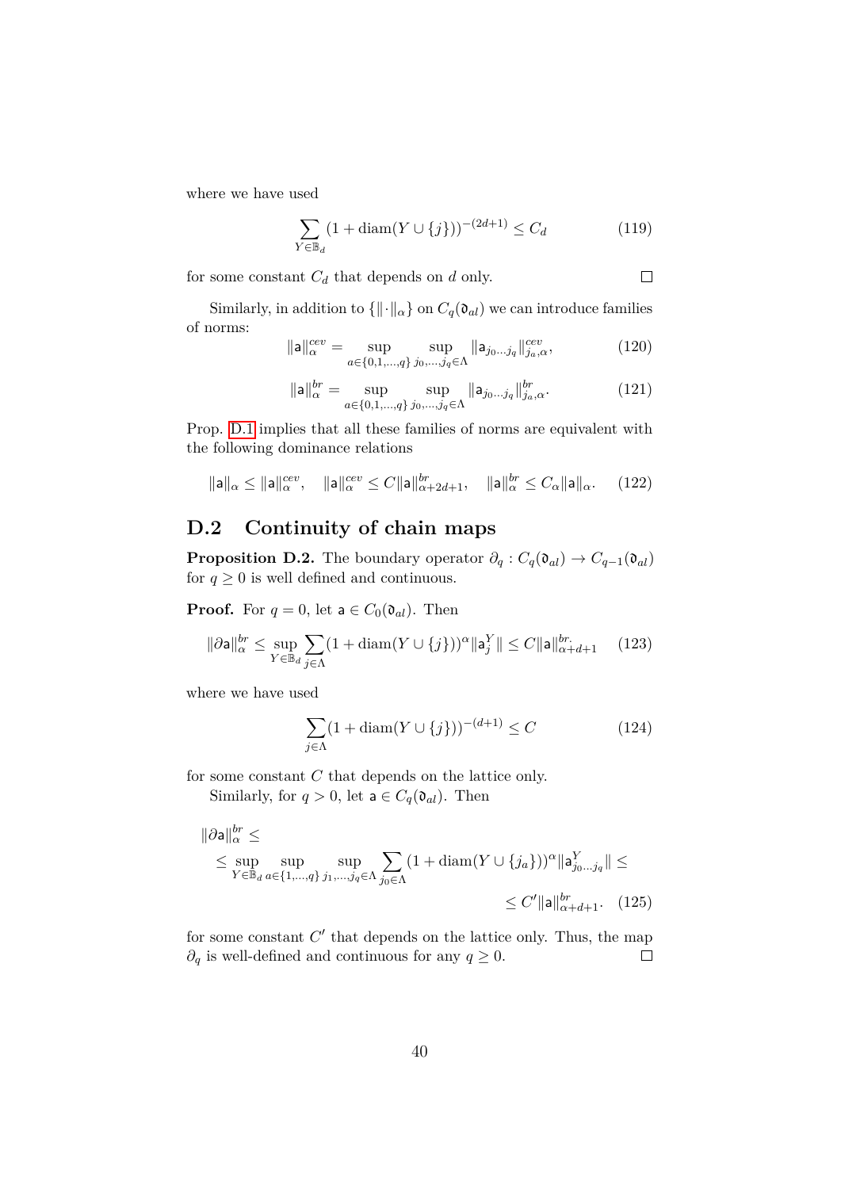where we have used

$$\sum_{Y \in \mathbb{B}_d} (1 + \mathrm{diam}(Y \cup \{j\}))^{-(2d+1)} \leq C_d \tag{119}$$

for some constant $C_d$ that depends on $d$ only. $\square$

Similarly, in addition to $\{\|\cdot\|_\alpha\}$ on $C_q(\mathfrak{d}_{al})$ we can introduce families of norms:

$$\|\mathsf{a}\|_\alpha^{cev} = \sup_{a \in \{0,1,\ldots,q\}} \sup_{j_0,\ldots,j_q \in \Lambda} \|\mathsf{a}_{j_0\ldots j_q}\|_{j_a,\alpha}^{cev}, \tag{120}$$

$$\|\mathsf{a}\|_\alpha^{br} = \sup_{a \in \{0,1,\ldots,q\}} \sup_{j_0,\ldots,j_q \in \Lambda} \|\mathsf{a}_{j_0\ldots j_q}\|_{j_a,\alpha}^{br}. \tag{121}$$

Prop. D.1 implies that all these families of norms are equivalent with the following dominance relations

$$\|\mathsf{a}\|_\alpha \leq \|\mathsf{a}\|_\alpha^{cev}, \quad \|\mathsf{a}\|_\alpha^{cev} \leq C\|\mathsf{a}\|_{\alpha+2d+1}^{br}, \quad \|\mathsf{a}\|_\alpha^{br} \leq C_\alpha \|\mathsf{a}\|_\alpha. \tag{122}$$

## D.2 Continuity of chain maps

**Proposition D.2.** The boundary operator $\partial_q : C_q(\mathfrak{d}_{al}) \to C_{q-1}(\mathfrak{d}_{al})$ for $q \geq 0$ is well defined and continuous.

**Proof.** For $q = 0$, let $\mathsf{a} \in C_0(\mathfrak{d}_{al})$. Then

$$\|\partial \mathsf{a}\|_\alpha^{br} \leq \sup_{Y \in \mathbb{B}_d} \sum_{j \in \Lambda} (1 + \mathrm{diam}(Y \cup \{j\}))^\alpha \|\mathsf{a}_j^Y\| \leq C\|\mathsf{a}\|_{\alpha+d+1}^{br.} \tag{123}$$

where we have used

$$\sum_{j \in \Lambda} (1 + \mathrm{diam}(Y \cup \{j\}))^{-(d+1)} \leq C \tag{124}$$

for some constant $C$ that depends on the lattice only.

Similarly, for $q > 0$, let $\mathsf{a} \in C_q(\mathfrak{d}_{al})$. Then

$$\begin{aligned}
&\|\partial \mathsf{a}\|_\alpha^{br} \leq \\
&\leq \sup_{Y \in \mathbb{B}_d} \sup_{a \in \{1,\ldots,q\}} \sup_{j_1,\ldots,j_q \in \Lambda} \sum_{j_0 \in \Lambda} (1 + \mathrm{diam}(Y \cup \{j_a\}))^\alpha \|\mathsf{a}_{j_0\ldots j_q}^Y\| \leq \\
&\qquad\qquad\qquad\qquad \leq C'\|\mathsf{a}\|_{\alpha+d+1}^{br}.
\end{aligned} \tag{125}$$

for some constant $C'$ that depends on the lattice only. Thus, the map $\partial_q$ is well-defined and continuous for any $q \geq 0$. $\square$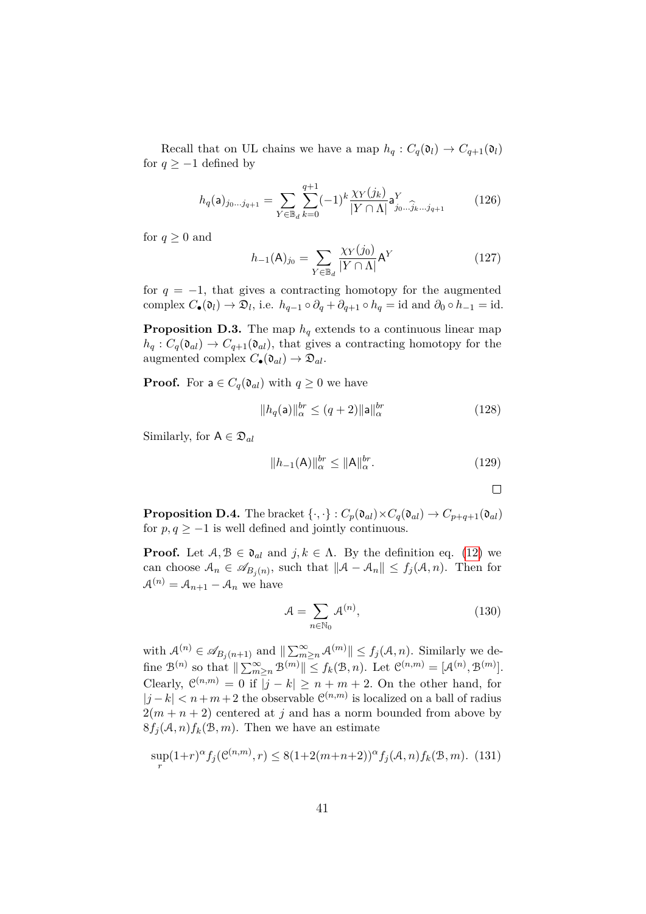Recall that on UL chains we have a map $h_q : C_q(\mathfrak{d}_l) \to C_{q+1}(\mathfrak{d}_l)$ for $q \geq -1$ defined by

$$h_q(\mathsf{a})_{j_0 \ldots j_{q+1}} = \sum_{Y \in \mathbb{B}_d} \sum_{k=0}^{q+1} (-1)^k \frac{\chi_Y(j_k)}{|Y \cap \Lambda|} \mathsf{a}^Y_{j_0 \ldots \widehat{j}_k \ldots j_{q+1}} \tag{126}$$

for $q \geq 0$ and

$$h_{-1}(\mathsf{A})_{j_0} = \sum_{Y \in \mathbb{B}_d} \frac{\chi_Y(j_0)}{|Y \cap \Lambda|} \mathsf{A}^Y \tag{127}$$

for $q = -1$, that gives a contracting homotopy for the augmented complex $C_\bullet(\mathfrak{d}_l) \to \mathfrak{D}_l$, i.e. $h_{q-1} \circ \partial_q + \partial_{q+1} \circ h_q = \mathrm{id}$ and $\partial_0 \circ h_{-1} = \mathrm{id}$.

**Proposition D.3.** The map $h_q$ extends to a continuous linear map $h_q : C_q(\mathfrak{d}_{al}) \to C_{q+1}(\mathfrak{d}_{al})$, that gives a contracting homotopy for the augmented complex $C_\bullet(\mathfrak{d}_{al}) \to \mathfrak{D}_{al}$.

**Proof.** For $\mathsf{a} \in C_q(\mathfrak{d}_{al})$ with $q \geq 0$ we have

$$\|h_q(\mathsf{a})\|^{br}_\alpha \leq (q+2)\|\mathsf{a}\|^{br}_\alpha \tag{128}$$

Similarly, for $\mathsf{A} \in \mathfrak{D}_{al}$

$$\|h_{-1}(\mathsf{A})\|^{br}_\alpha \leq \|\mathsf{A}\|^{br}_\alpha. \tag{129}$$

□

**Proposition D.4.** The bracket $\{\cdot,\cdot\} : C_p(\mathfrak{d}_{al}) \times C_q(\mathfrak{d}_{al}) \to C_{p+q+1}(\mathfrak{d}_{al})$ for $p, q \geq -1$ is well defined and jointly continuous.

**Proof.** Let $\mathcal{A}, \mathcal{B} \in \mathfrak{d}_{al}$ and $j, k \in \Lambda$. By the definition eq. (12) we can choose $\mathcal{A}_n \in \mathscr{A}_{B_j(n)}$, such that $\|\mathcal{A} - \mathcal{A}_n\| \leq f_j(\mathcal{A}, n)$. Then for $\mathcal{A}^{(n)} = \mathcal{A}_{n+1} - \mathcal{A}_n$ we have

$$\mathcal{A} = \sum_{n \in \mathbb{N}_0} \mathcal{A}^{(n)}, \tag{130}$$

with $\mathcal{A}^{(n)} \in \mathscr{A}_{B_j(n+1)}$ and $\|\sum_{m \geq n}^{\infty} \mathcal{A}^{(m)}\| \leq f_j(\mathcal{A}, n)$. Similarly we define $\mathcal{B}^{(n)}$ so that $\|\sum_{m \geq n}^{\infty} \mathcal{B}^{(m)}\| \leq f_k(\mathcal{B}, n)$. Let $\mathcal{C}^{(n,m)} = [\mathcal{A}^{(n)}, \mathcal{B}^{(m)}]$. Clearly, $\mathcal{C}^{(n,m)} = 0$ if $|j - k| \geq n + m + 2$. On the other hand, for $|j-k| < n+m+2$ the observable $\mathcal{C}^{(n,m)}$ is localized on a ball of radius $2(m+n+2)$ centered at $j$ and has a norm bounded from above by $8 f_j(\mathcal{A}, n) f_k(\mathcal{B}, m)$. Then we have an estimate

$$\sup_r (1+r)^\alpha f_j(\mathcal{C}^{(n,m)}, r) \leq 8(1+2(m+n+2))^\alpha f_j(\mathcal{A}, n) f_k(\mathcal{B}, m). \tag{131}$$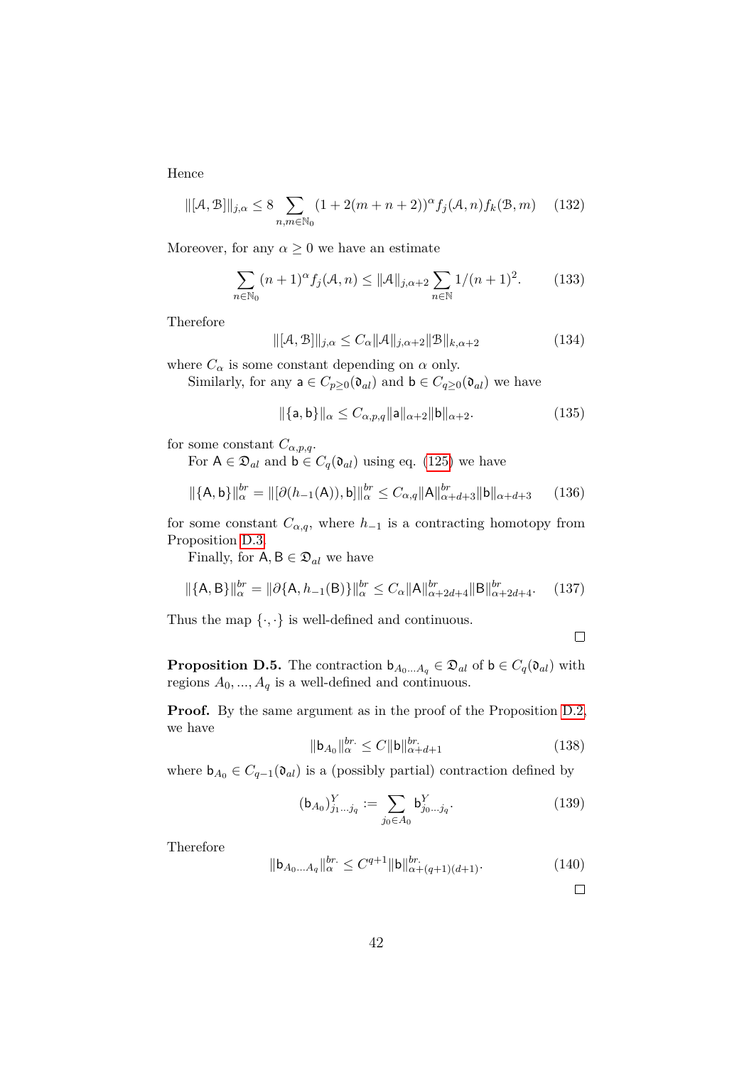Hence

$$\|[\mathcal{A},\mathcal{B}]\|_{j,\alpha} \leq 8 \sum_{n,m\in\mathbb{N}_0} (1+2(m+n+2))^{\alpha} f_j(\mathcal{A},n) f_k(\mathcal{B},m) \tag{132}$$

Moreover, for any $\alpha \geq 0$ we have an estimate

$$\sum_{n\in\mathbb{N}_0} (n+1)^{\alpha} f_j(\mathcal{A},n) \leq \|\mathcal{A}\|_{j,\alpha+2} \sum_{n\in\mathbb{N}} 1/(n+1)^2. \tag{133}$$

Therefore

$$\|[\mathcal{A},\mathcal{B}]\|_{j,\alpha} \leq C_{\alpha} \|\mathcal{A}\|_{j,\alpha+2} \|\mathcal{B}\|_{k,\alpha+2} \tag{134}$$

where $C_{\alpha}$ is some constant depending on $\alpha$ only.

Similarly, for any $\mathsf{a} \in C_{p\geq 0}(\mathfrak{d}_{al})$ and $\mathsf{b} \in C_{q\geq 0}(\mathfrak{d}_{al})$ we have

$$\|\{\mathsf{a},\mathsf{b}\}\|_{\alpha} \leq C_{\alpha,p,q} \|\mathsf{a}\|_{\alpha+2} \|\mathsf{b}\|_{\alpha+2}. \tag{135}$$

for some constant $C_{\alpha,p,q}$.

For $\mathsf{A} \in \mathfrak{D}_{al}$ and $\mathsf{b} \in C_q(\mathfrak{d}_{al})$ using eq. (125) we have

$$\|\{\mathsf{A},\mathsf{b}\}\|^{br}_{\alpha} = \|[\partial(h_{-1}(\mathsf{A})),\mathsf{b}]\|^{br}_{\alpha} \leq C_{\alpha,q} \|\mathsf{A}\|^{br}_{\alpha+d+3} \|\mathsf{b}\|_{\alpha+d+3} \tag{136}$$

for some constant $C_{\alpha,q}$, where $h_{-1}$ is a contracting homotopy from Proposition D.3.

Finally, for $\mathsf{A},\mathsf{B} \in \mathfrak{D}_{al}$ we have

$$\|\{\mathsf{A},\mathsf{B}\}\|^{br}_{\alpha} = \|\partial\{\mathsf{A},h_{-1}(\mathsf{B})\}\|^{br}_{\alpha} \leq C_{\alpha} \|\mathsf{A}\|^{br}_{\alpha+2d+4} \|\mathsf{B}\|^{br}_{\alpha+2d+4}. \tag{137}$$

Thus the map $\{\cdot,\cdot\}$ is well-defined and continuous.

□

**Proposition D.5.** The contraction $\mathsf{b}_{A_0\ldots A_q} \in \mathfrak{D}_{al}$ of $\mathsf{b} \in C_q(\mathfrak{d}_{al})$ with regions $A_0,\ldots,A_q$ is a well-defined and continuous.

**Proof.** By the same argument as in the proof of the Proposition D.2, we have

$$\|\mathsf{b}_{A_0}\|^{br.}_{\alpha} \leq C \|\mathsf{b}\|^{br.}_{\alpha+d+1} \tag{138}$$

where $\mathsf{b}_{A_0} \in C_{q-1}(\mathfrak{d}_{al})$ is a (possibly partial) contraction defined by

$$(\mathsf{b}_{A_0})^{Y}_{j_1\ldots j_q} := \sum_{j_0\in A_0} \mathsf{b}^{Y}_{j_0\ldots j_q}. \tag{139}$$

Therefore

$$\|\mathsf{b}_{A_0\ldots A_q}\|^{br.}_{\alpha} \leq C^{q+1} \|\mathsf{b}\|^{br.}_{\alpha+(q+1)(d+1)}. \tag{140}$$

□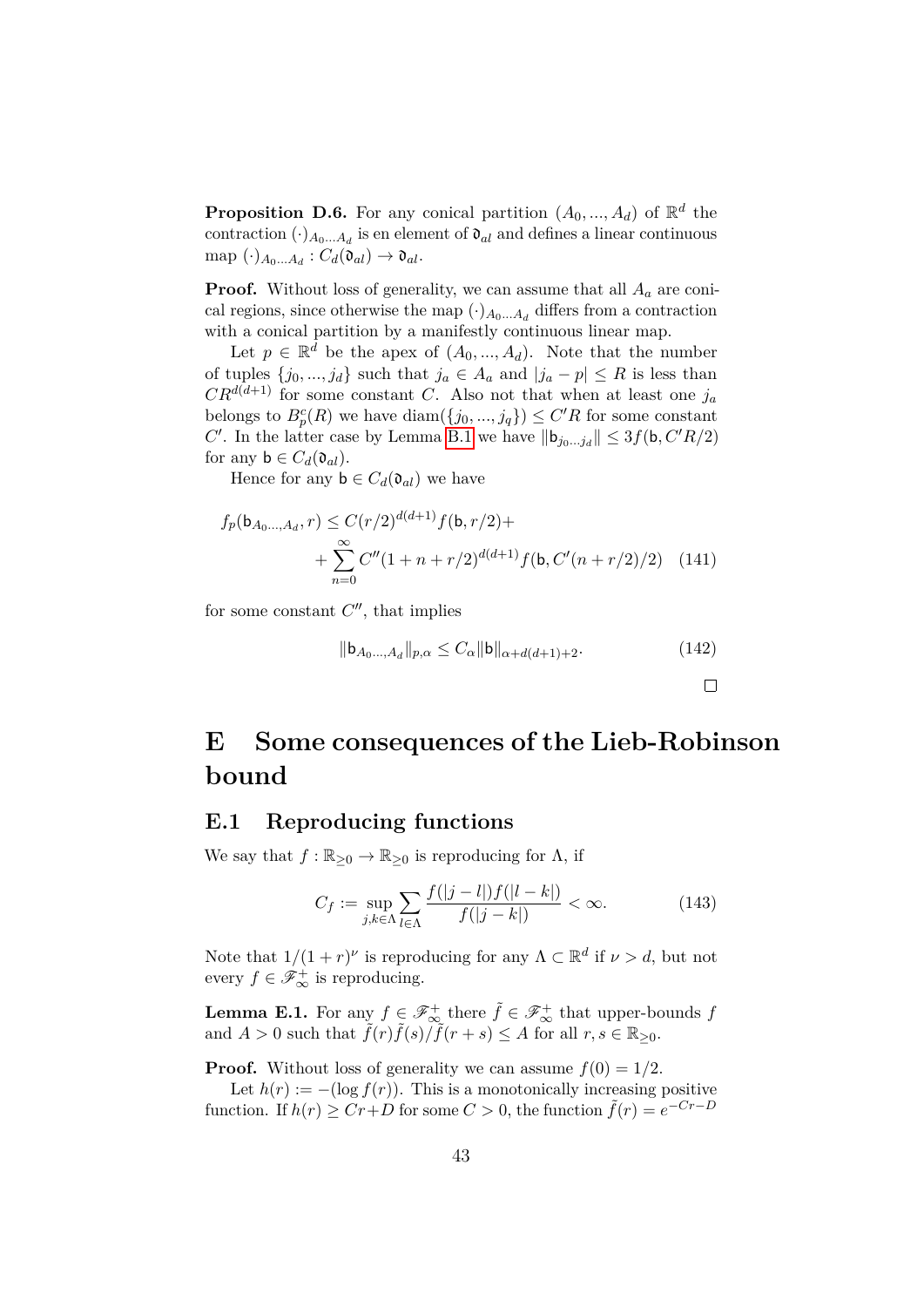**Proposition D.6.** For any conical partition $(A_0, ..., A_d)$ of $\mathbb{R}^d$ the contraction $(\cdot)_{A_0...A_d}$ is en element of $\mathfrak{d}_{al}$ and defines a linear continuous map $(\cdot)_{A_0...A_d} : C_d(\mathfrak{d}_{al}) \to \mathfrak{d}_{al}$.

**Proof.** Without loss of generality, we can assume that all $A_a$ are conical regions, since otherwise the map $(\cdot)_{A_0...A_d}$ differs from a contraction with a conical partition by a manifestly continuous linear map.

Let $p \in \mathbb{R}^d$ be the apex of $(A_0, ..., A_d)$. Note that the number of tuples $\{j_0, ..., j_d\}$ such that $j_a \in A_a$ and $|j_a - p| \leq R$ is less than $CR^{d(d+1)}$ for some constant $C$. Also not that when at least one $j_a$ belongs to $B^c_p(R)$ we have $\mathrm{diam}(\{j_0, ..., j_q\}) \leq C'R$ for some constant $C'$. In the latter case by Lemma B.1 we have $\|\mathsf{b}_{j_0...j_d}\| \leq 3f(\mathsf{b}, C'R/2)$ for any $\mathsf{b} \in C_d(\mathfrak{d}_{al})$.

Hence for any $\mathsf{b} \in C_d(\mathfrak{d}_{al})$ we have

$$f_p(\mathsf{b}_{A_0,...,A_d}, r) \leq C(r/2)^{d(d+1)} f(\mathsf{b}, r/2) + \\ + \sum_{n=0}^{\infty} C''(1 + n + r/2)^{d(d+1)} f(\mathsf{b}, C'(n + r/2)/2) \quad (141)$$

for some constant $C''$, that implies

$$\|\mathsf{b}_{A_0...,A_d}\|_{p,\alpha} \leq C_\alpha \|\mathsf{b}\|_{\alpha+d(d+1)+2}. \quad (142)$$

□

# E Some consequences of the Lieb-Robinson bound

## E.1 Reproducing functions

We say that $f : \mathbb{R}_{\geq 0} \to \mathbb{R}_{\geq 0}$ is reproducing for $\Lambda$, if

$$C_f := \sup_{j,k \in \Lambda} \sum_{l \in \Lambda} \frac{f(|j - l|) f(|l - k|)}{f(|j - k|)} < \infty. \quad (143)$$

Note that $1/(1 + r)^\nu$ is reproducing for any $\Lambda \subset \mathbb{R}^d$ if $\nu > d$, but not every $f \in \mathscr{F}^+_\infty$ is reproducing.

**Lemma E.1.** For any $f \in \mathscr{F}^+_\infty$ there $\tilde{f} \in \mathscr{F}^+_\infty$ that upper-bounds $f$ and $A > 0$ such that $\tilde{f}(r)\tilde{f}(s)/\tilde{f}(r + s) \leq A$ for all $r, s \in \mathbb{R}_{\geq 0}$.

**Proof.** Without loss of generality we can assume $f(0) = 1/2$.

Let $h(r) := -(\log f(r))$. This is a monotonically increasing positive function. If $h(r) \geq Cr + D$ for some $C > 0$, the function $\tilde{f}(r) = e^{-Cr-D}$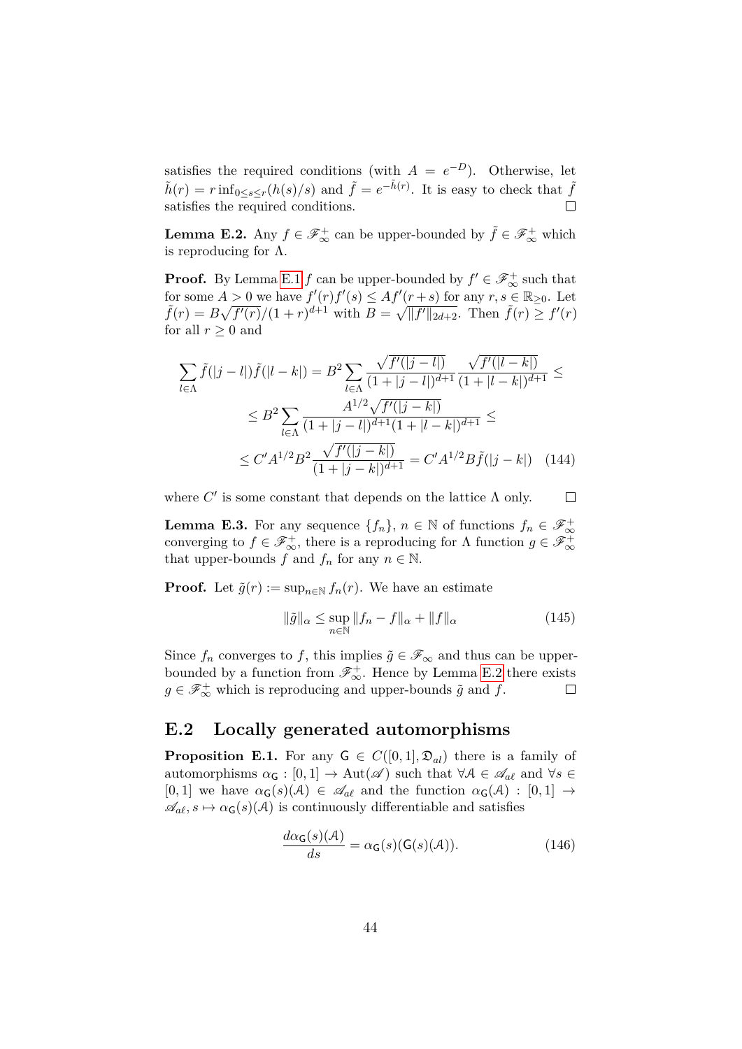satisfies the required conditions (with $A = e^{-D}$). Otherwise, let $\tilde{h}(r) = r \inf_{0 \leq s \leq r}(h(s)/s)$ and $\tilde{f} = e^{-\tilde{h}(r)}$. It is easy to check that $\tilde{f}$ satisfies the required conditions. □

**Lemma E.2.** Any $f \in \mathscr{F}_\infty^+$ can be upper-bounded by $\tilde{f} \in \mathscr{F}_\infty^+$ which is reproducing for $\Lambda$.

**Proof.** By Lemma E.1 $f$ can be upper-bounded by $f' \in \mathscr{F}_\infty^+$ such that for some $A > 0$ we have $f'(r)f'(s) \leq Af'(r+s)$ for any $r, s \in \mathbb{R}_{\geq 0}$. Let $\tilde{f}(r) = B\sqrt{f'(r)}/(1+r)^{d+1}$ with $B = \sqrt{\|f'\|_{2d+2}}$. Then $\tilde{f}(r) \geq f'(r)$ for all $r \geq 0$ and

$$
\begin{aligned}
\sum_{l \in \Lambda} \tilde{f}(|j-l|)\tilde{f}(|l-k|) &= B^2 \sum_{l \in \Lambda} \frac{\sqrt{f'(|j-l|)}}{(1+|j-l|)^{d+1}} \frac{\sqrt{f'(|l-k|)}}{(1+|l-k|)^{d+1}} \leq \\
&\leq B^2 \sum_{l \in \Lambda} \frac{A^{1/2}\sqrt{f'(|j-k|)}}{(1+|j-l|)^{d+1}(1+|l-k|)^{d+1}} \leq \\
&\leq C' A^{1/2} B^2 \frac{\sqrt{f'(|j-k|)}}{(1+|j-k|)^{d+1}} = C' A^{1/2} B \tilde{f}(|j-k|) \quad (144)
\end{aligned}
$$

where $C'$ is some constant that depends on the lattice $\Lambda$ only. □

**Lemma E.3.** For any sequence $\{f_n\}$, $n \in \mathbb{N}$ of functions $f_n \in \mathscr{F}_\infty^+$ converging to $f \in \mathscr{F}_\infty^+$, there is a reproducing for $\Lambda$ function $g \in \mathscr{F}_\infty^+$ that upper-bounds $f$ and $f_n$ for any $n \in \mathbb{N}$.

**Proof.** Let $\tilde{g}(r) := \sup_{n \in \mathbb{N}} f_n(r)$. We have an estimate

$$
\|\tilde{g}\|_\alpha \leq \sup_{n \in \mathbb{N}} \|f_n - f\|_\alpha + \|f\|_\alpha \quad (145)
$$

Since $f_n$ converges to $f$, this implies $\tilde{g} \in \mathscr{F}_\infty$ and thus can be upper-bounded by a function from $\mathscr{F}_\infty^+$. Hence by Lemma E.2 there exists $g \in \mathscr{F}_\infty^+$ which is reproducing and upper-bounds $\tilde{g}$ and $f$. □

## E.2 Locally generated automorphisms

**Proposition E.1.** For any $\mathsf{G} \in C([0,1], \mathfrak{D}_{al})$ there is a family of automorphisms $\alpha_{\mathsf{G}} : [0,1] \to \mathrm{Aut}(\mathscr{A})$ such that $\forall \mathcal{A} \in \mathscr{A}_{a\ell}$ and $\forall s \in [0,1]$ we have $\alpha_{\mathsf{G}}(s)(\mathcal{A}) \in \mathscr{A}_{a\ell}$ and the function $\alpha_{\mathsf{G}}(\mathcal{A}) : [0,1] \to \mathscr{A}_{a\ell}, s \mapsto \alpha_{\mathsf{G}}(s)(\mathcal{A})$ is continuously differentiable and satisfies

$$
\frac{d\alpha_{\mathsf{G}}(s)(\mathcal{A})}{ds} = \alpha_{\mathsf{G}}(s)(\mathsf{G}(s)(\mathcal{A})). \quad (146)
$$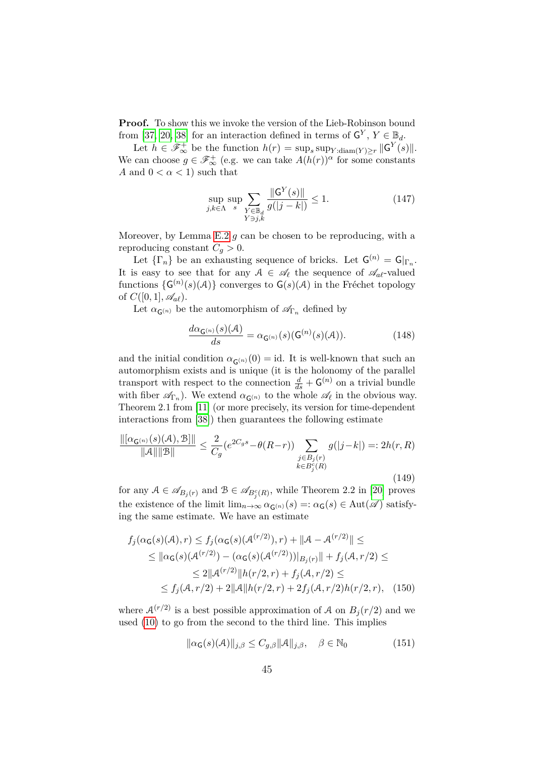**Proof.** To show this we invoke the version of the Lieb-Robinson bound from [37, 20, 38] for an interaction defined in terms of $\mathsf{G}^Y$, $Y \in \mathbb{B}_d$.

Let $h \in \mathscr{F}_\infty^+$ be the function $h(r) = \sup_s \sup_{Y:\mathrm{diam}(Y)\geq r} \|\mathsf{G}^Y(s)\|$. We can choose $g \in \mathscr{F}_\infty^+$ (e.g. we can take $A(h(r))^\alpha$ for some constants $A$ and $0 < \alpha < 1$) such that

$$\sup_{j,k\in\Lambda} \sup_s \sum_{\substack{Y\in\mathbb{B}_d\\ Y\ni j,k}} \frac{\|\mathsf{G}^Y(s)\|}{g(|j-k|)} \leq 1. \tag{147}$$

Moreover, by Lemma E.2 $g$ can be chosen to be reproducing, with a reproducing constant $C_g > 0$.

Let $\{\Gamma_n\}$ be an exhausting sequence of bricks. Let $\mathsf{G}^{(n)} = \mathsf{G}|_{\Gamma_n}$. It is easy to see that for any $\mathcal{A} \in \mathscr{A}_\ell$ the sequence of $\mathscr{A}_{a\ell}$-valued functions $\{\mathsf{G}^{(n)}(s)(\mathcal{A})\}$ converges to $\mathsf{G}(s)(\mathcal{A})$ in the Fréchet topology of $C([0,1], \mathscr{A}_{a\ell})$.

Let $\alpha_{\mathsf{G}^{(n)}}$ be the automorphism of $\mathscr{A}_{\Gamma_n}$ defined by

$$\frac{d\alpha_{\mathsf{G}^{(n)}}(s)(\mathcal{A})}{ds} = \alpha_{\mathsf{G}^{(n)}}(s)(\mathsf{G}^{(n)}(s)(\mathcal{A})). \tag{148}$$

and the initial condition $\alpha_{\mathsf{G}^{(n)}}(0) = \mathrm{id}$. It is well-known that such an automorphism exists and is unique (it is the holonomy of the parallel transport with respect to the connection $\frac{d}{ds} + \mathsf{G}^{(n)}$ on a trivial bundle with fiber $\mathscr{A}_{\Gamma_n}$). We extend $\alpha_{\mathsf{G}^{(n)}}$ to the whole $\mathscr{A}_\ell$ in the obvious way. Theorem 2.1 from [11] (or more precisely, its version for time-dependent interactions from [38]) then guarantees the following estimate

$$\frac{\|[\alpha_{\mathsf{G}^{(n)}}(s)(\mathcal{A}), \mathcal{B}]\|}{\|\mathcal{A}\|\|\mathcal{B}\|} \leq \frac{2}{C_g}(e^{2C_g s} - \theta(R-r)) \sum_{\substack{j\in B_j(r)\\ k\in B_j^c(R)}} g(|j-k|) =: 2h(r,R) \tag{149}$$

for any $\mathcal{A} \in \mathscr{A}_{B_j(r)}$ and $\mathcal{B} \in \mathscr{A}_{B_j^c(R)}$, while Theorem 2.2 in [20] proves the existence of the limit $\lim_{n\to\infty} \alpha_{\mathsf{G}^{(n)}}(s) =: \alpha_{\mathsf{G}}(s) \in \mathrm{Aut}(\mathscr{A})$ satisfying the same estimate. We have an estimate

$$\begin{aligned}
f_j(\alpha_{\mathsf{G}}(s)(\mathcal{A}), r) &\leq f_j(\alpha_{\mathsf{G}}(s)(\mathcal{A}^{(r/2)}), r) + \|\mathcal{A} - \mathcal{A}^{(r/2)}\| \leq \\
&\leq \|\alpha_{\mathsf{G}}(s)(\mathcal{A}^{(r/2)}) - (\alpha_{\mathsf{G}}(s)(\mathcal{A}^{(r/2)}))|_{B_j(r)}\| + f_j(\mathcal{A}, r/2) \leq \\
&\leq 2\|\mathcal{A}^{(r/2)}\| h(r/2, r) + f_j(\mathcal{A}, r/2) \leq \\
&\leq f_j(\mathcal{A}, r/2) + 2\|\mathcal{A}\| h(r/2, r) + 2 f_j(\mathcal{A}, r/2) h(r/2, r),
\end{aligned} \tag{150}$$

where $\mathcal{A}^{(r/2)}$ is a best possible approximation of $\mathcal{A}$ on $B_j(r/2)$ and we used (10) to go from the second to the third line. This implies

$$\|\alpha_{\mathsf{G}}(s)(\mathcal{A})\|_{j,\beta} \leq C_{g,\beta} \|\mathcal{A}\|_{j,\beta}, \quad \beta \in \mathbb{N}_0 \tag{151}$$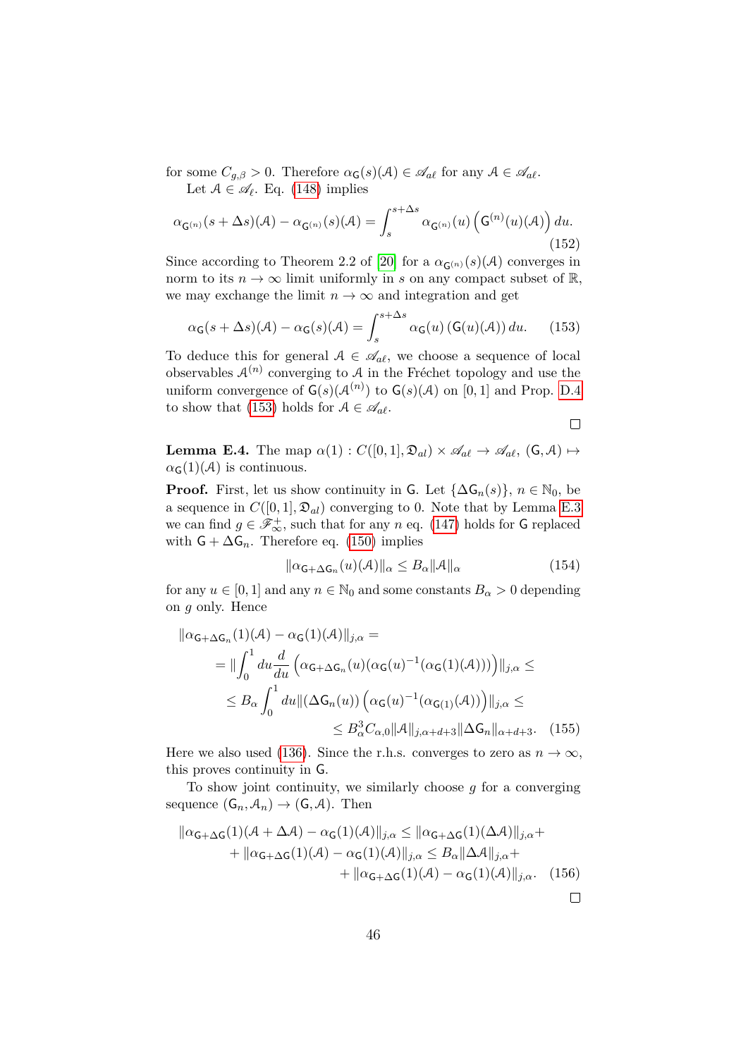for some $C_{g,\beta} > 0$. Therefore $\alpha_{\mathsf{G}}(s)(\mathcal{A}) \in \mathscr{A}_{a\ell}$ for any $\mathcal{A} \in \mathscr{A}_{a\ell}$.

Let $\mathcal{A} \in \mathscr{A}_{\ell}$. Eq. (148) implies

$$\alpha_{\mathsf{G}^{(n)}}(s + \Delta s)(\mathcal{A}) - \alpha_{\mathsf{G}^{(n)}}(s)(\mathcal{A}) = \int_s^{s+\Delta s} \alpha_{\mathsf{G}^{(n)}}(u) \left(\mathsf{G}^{(n)}(u)(\mathcal{A})\right) du. \tag{152}$$

Since according to Theorem 2.2 of [20] for a $\alpha_{\mathsf{G}^{(n)}}(s)(\mathcal{A})$ converges in norm to its $n \to \infty$ limit uniformly in $s$ on any compact subset of $\mathbb{R}$, we may exchange the limit $n \to \infty$ and integration and get

$$\alpha_{\mathsf{G}}(s + \Delta s)(\mathcal{A}) - \alpha_{\mathsf{G}}(s)(\mathcal{A}) = \int_s^{s+\Delta s} \alpha_{\mathsf{G}}(u) \left(\mathsf{G}(u)(\mathcal{A})\right) du. \tag{153}$$

To deduce this for general $\mathcal{A} \in \mathscr{A}_{a\ell}$, we choose a sequence of local observables $\mathcal{A}^{(n)}$ converging to $\mathcal{A}$ in the Fréchet topology and use the uniform convergence of $\mathsf{G}(s)(\mathcal{A}^{(n)})$ to $\mathsf{G}(s)(\mathcal{A})$ on $[0,1]$ and Prop. D.4 to show that (153) holds for $\mathcal{A} \in \mathscr{A}_{a\ell}$.

□

**Lemma E.4.** The map $\alpha(1) : C([0,1], \mathfrak{D}_{al}) \times \mathscr{A}_{a\ell} \to \mathscr{A}_{a\ell}$, $(\mathsf{G}, \mathcal{A}) \mapsto \alpha_{\mathsf{G}}(1)(\mathcal{A})$ is continuous.

**Proof.** First, let us show continuity in $\mathsf{G}$. Let $\{\Delta\mathsf{G}_n(s)\}$, $n \in \mathbb{N}_0$, be a sequence in $C([0,1], \mathfrak{D}_{al})$ converging to 0. Note that by Lemma E.3 we can find $g \in \mathscr{F}_\infty^+$, such that for any $n$ eq. (147) holds for $\mathsf{G}$ replaced with $\mathsf{G} + \Delta\mathsf{G}_n$. Therefore eq. (150) implies

$$\|\alpha_{\mathsf{G}+\Delta\mathsf{G}_n}(u)(\mathcal{A})\|_\alpha \leq B_\alpha \|\mathcal{A}\|_\alpha \tag{154}$$

for any $u \in [0,1]$ and any $n \in \mathbb{N}_0$ and some constants $B_\alpha > 0$ depending on $g$ only. Hence

$$\begin{aligned}
\|\alpha_{\mathsf{G}+\Delta\mathsf{G}_n}(1)(\mathcal{A}) - \alpha_{\mathsf{G}}(1)(\mathcal{A})\|_{j,\alpha} &= \\
= \|\int_0^1 du \frac{d}{du} \left(\alpha_{\mathsf{G}+\Delta\mathsf{G}_n}(u)(\alpha_{\mathsf{G}}(u)^{-1}(\alpha_{\mathsf{G}}(1)(\mathcal{A})))\right)\|_{j,\alpha} &\leq \\
\leq B_\alpha \int_0^1 du \|(\Delta\mathsf{G}_n(u)) \left(\alpha_{\mathsf{G}}(u)^{-1}(\alpha_{\mathsf{G}(1)}(\mathcal{A}))\right)\|_{j,\alpha} &\leq \\
\leq B_\alpha^3 C_{\alpha,0} \|\mathcal{A}\|_{j,\alpha+d+3} \|\Delta\mathsf{G}_n\|_{\alpha+d+3}&.
\end{aligned} \tag{155}$$

Here we also used (136). Since the r.h.s. converges to zero as $n \to \infty$, this proves continuity in $\mathsf{G}$.

To show joint continuity, we similarly choose $g$ for a converging sequence $(\mathsf{G}_n, \mathcal{A}_n) \to (\mathsf{G}, \mathcal{A})$. Then

$$\begin{aligned}
\|\alpha_{\mathsf{G}+\Delta\mathsf{G}}(1)(\mathcal{A} + \Delta\mathcal{A}) - \alpha_{\mathsf{G}}(1)(\mathcal{A})\|_{j,\alpha} &\leq \|\alpha_{\mathsf{G}+\Delta\mathsf{G}}(1)(\Delta\mathcal{A})\|_{j,\alpha} + \\
+ \|\alpha_{\mathsf{G}+\Delta\mathsf{G}}(1)(\mathcal{A}) - \alpha_{\mathsf{G}}(1)(\mathcal{A})\|_{j,\alpha} &\leq B_\alpha \|\Delta\mathcal{A}\|_{j,\alpha} + \\
+ \|\alpha_{\mathsf{G}+\Delta\mathsf{G}}(1)(\mathcal{A}) - \alpha_{\mathsf{G}}(1)(\mathcal{A})\|_{j,\alpha}&.
\end{aligned} \tag{156}$$

□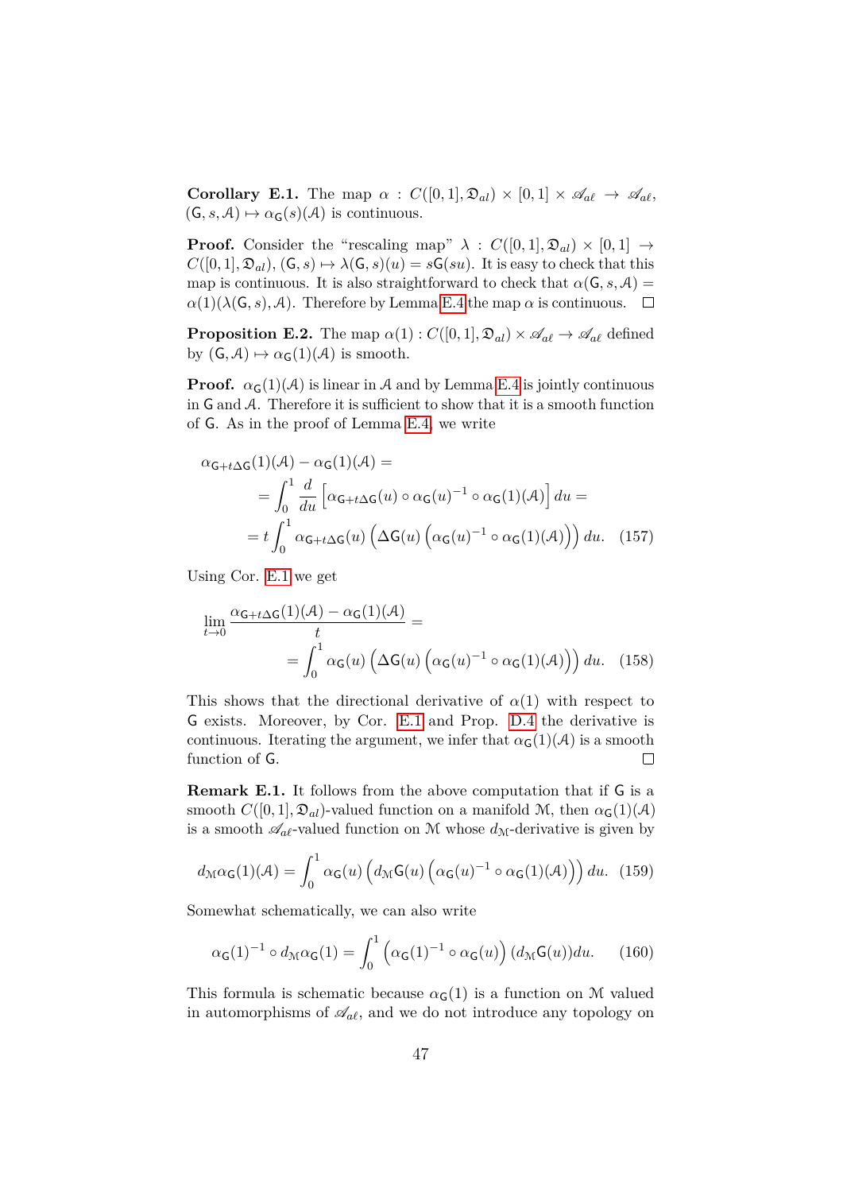**Corollary E.1.** The map $\alpha : C([0,1], \mathfrak{D}_{al}) \times [0,1] \times \mathscr{A}_{a\ell} \to \mathscr{A}_{a\ell}$, $(\mathsf{G}, s, \mathcal{A}) \mapsto \alpha_{\mathsf{G}}(s)(\mathcal{A})$ is continuous.

**Proof.** Consider the "rescaling map" $\lambda : C([0,1], \mathfrak{D}_{al}) \times [0,1] \to C([0,1], \mathfrak{D}_{al})$, $(\mathsf{G}, s) \mapsto \lambda(\mathsf{G}, s)(u) = s\mathsf{G}(su)$. It is easy to check that this map is continuous. It is also straightforward to check that $\alpha(\mathsf{G}, s, \mathcal{A}) = \alpha(1)(\lambda(\mathsf{G}, s), \mathcal{A})$. Therefore by Lemma E.4 the map $\alpha$ is continuous. $\square$

**Proposition E.2.** The map $\alpha(1) : C([0,1], \mathfrak{D}_{al}) \times \mathscr{A}_{a\ell} \to \mathscr{A}_{a\ell}$ defined by $(\mathsf{G}, \mathcal{A}) \mapsto \alpha_{\mathsf{G}}(1)(\mathcal{A})$ is smooth.

**Proof.** $\alpha_{\mathsf{G}}(1)(\mathcal{A})$ is linear in $\mathcal{A}$ and by Lemma E.4 is jointly continuous in $\mathsf{G}$ and $\mathcal{A}$. Therefore it is sufficient to show that it is a smooth function of $\mathsf{G}$. As in the proof of Lemma E.4, we write

$$
\begin{aligned}
\alpha_{\mathsf{G}+t\Delta\mathsf{G}}(1)(\mathcal{A}) - \alpha_{\mathsf{G}}(1)(\mathcal{A}) &= \\
&= \int_0^1 \frac{d}{du}\left[\alpha_{\mathsf{G}+t\Delta\mathsf{G}}(u) \circ \alpha_{\mathsf{G}}(u)^{-1} \circ \alpha_{\mathsf{G}}(1)(\mathcal{A})\right] du = \\
&= t\int_0^1 \alpha_{\mathsf{G}+t\Delta\mathsf{G}}(u)\left(\Delta\mathsf{G}(u)\left(\alpha_{\mathsf{G}}(u)^{-1} \circ \alpha_{\mathsf{G}}(1)(\mathcal{A})\right)\right) du. \quad (157)
\end{aligned}
$$

Using Cor. E.1 we get

$$
\begin{aligned}
\lim_{t\to 0} \frac{\alpha_{\mathsf{G}+t\Delta\mathsf{G}}(1)(\mathcal{A}) - \alpha_{\mathsf{G}}(1)(\mathcal{A})}{t} &= \\
&= \int_0^1 \alpha_{\mathsf{G}}(u)\left(\Delta\mathsf{G}(u)\left(\alpha_{\mathsf{G}}(u)^{-1} \circ \alpha_{\mathsf{G}}(1)(\mathcal{A})\right)\right) du. \quad (158)
\end{aligned}
$$

This shows that the directional derivative of $\alpha(1)$ with respect to $\mathsf{G}$ exists. Moreover, by Cor. E.1 and Prop. D.4 the derivative is continuous. Iterating the argument, we infer that $\alpha_{\mathsf{G}}(1)(\mathcal{A})$ is a smooth function of $\mathsf{G}$. $\square$

**Remark E.1.** It follows from the above computation that if $\mathsf{G}$ is a smooth $C([0,1], \mathfrak{D}_{al})$-valued function on a manifold $\mathcal{M}$, then $\alpha_{\mathsf{G}}(1)(\mathcal{A})$ is a smooth $\mathscr{A}_{a\ell}$-valued function on $\mathcal{M}$ whose $d_{\mathcal{M}}$-derivative is given by

$$
d_{\mathcal{M}}\alpha_{\mathsf{G}}(1)(\mathcal{A}) = \int_0^1 \alpha_{\mathsf{G}}(u)\left(d_{\mathcal{M}}\mathsf{G}(u)\left(\alpha_{\mathsf{G}}(u)^{-1} \circ \alpha_{\mathsf{G}}(1)(\mathcal{A})\right)\right) du. \quad (159)
$$

Somewhat schematically, we can also write

$$
\alpha_{\mathsf{G}}(1)^{-1} \circ d_{\mathcal{M}}\alpha_{\mathsf{G}}(1) = \int_0^1 \left(\alpha_{\mathsf{G}}(1)^{-1} \circ \alpha_{\mathsf{G}}(u)\right)(d_{\mathcal{M}}\mathsf{G}(u))du. \quad (160)
$$

This formula is schematic because $\alpha_{\mathsf{G}}(1)$ is a function on $\mathcal{M}$ valued in automorphisms of $\mathscr{A}_{a\ell}$, and we do not introduce any topology on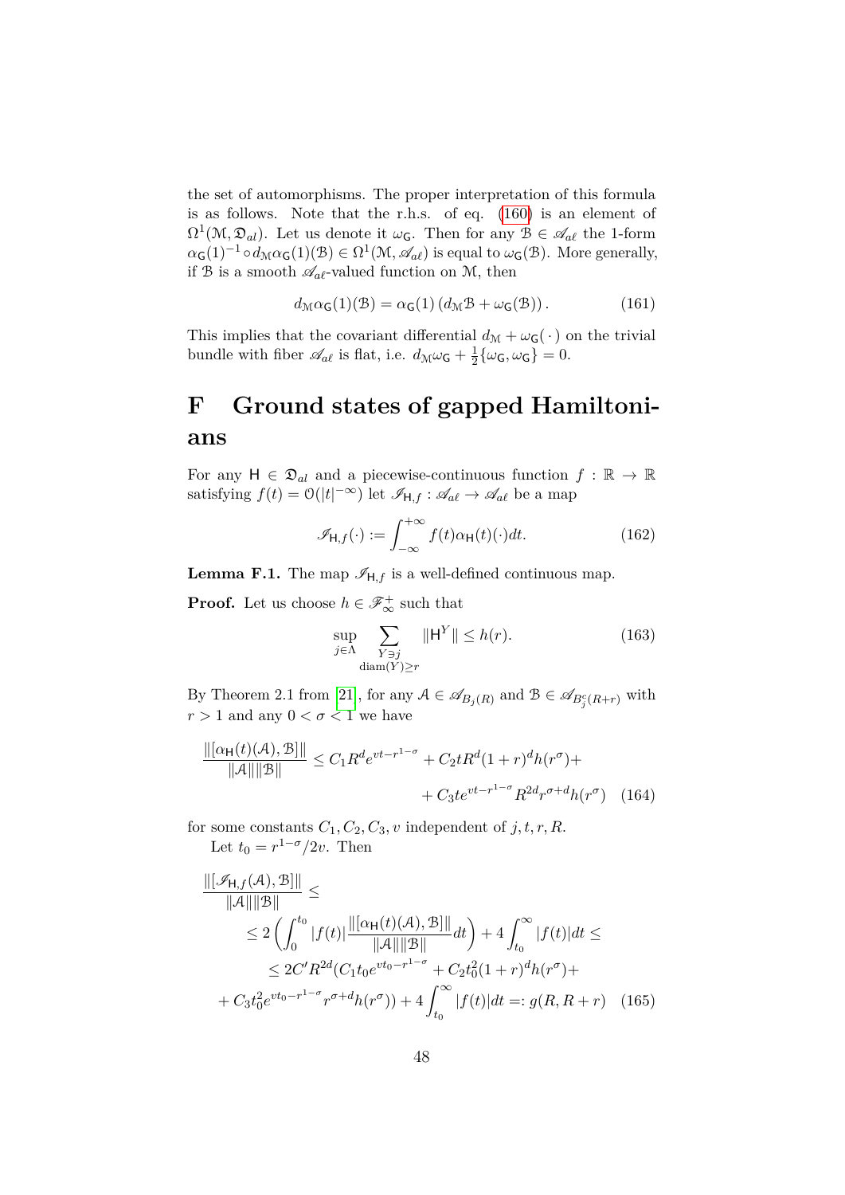the set of automorphisms. The proper interpretation of this formula is as follows. Note that the r.h.s. of eq. (160) is an element of $\Omega^1(\mathcal{M}, \mathfrak{D}_{al})$. Let us denote it $\omega_{\mathsf{G}}$. Then for any $\mathcal{B} \in \mathscr{A}_{a\ell}$ the 1-form $\alpha_{\mathsf{G}}(1)^{-1} \circ d_{\mathcal{M}} \alpha_{\mathsf{G}}(1)(\mathcal{B}) \in \Omega^1(\mathcal{M}, \mathscr{A}_{a\ell})$ is equal to $\omega_{\mathsf{G}}(\mathcal{B})$. More generally, if $\mathcal{B}$ is a smooth $\mathscr{A}_{a\ell}$-valued function on $\mathcal{M}$, then

$$d_{\mathcal{M}} \alpha_{\mathsf{G}}(1)(\mathcal{B}) = \alpha_{\mathsf{G}}(1) \left( d_{\mathcal{M}} \mathcal{B} + \omega_{\mathsf{G}}(\mathcal{B}) \right). \tag{161}$$

This implies that the covariant differential $d_{\mathcal{M}} + \omega_{\mathsf{G}}(\,\cdot\,)$ on the trivial bundle with fiber $\mathscr{A}_{a\ell}$ is flat, i.e. $d_{\mathcal{M}} \omega_{\mathsf{G}} + \frac{1}{2}\{\omega_{\mathsf{G}}, \omega_{\mathsf{G}}\} = 0$.

# F Ground states of gapped Hamiltonians

For any $\mathsf{H} \in \mathfrak{D}_{al}$ and a piecewise-continuous function $f : \mathbb{R} \to \mathbb{R}$ satisfying $f(t) = \mathcal{O}(|t|^{-\infty})$ let $\mathscr{I}_{\mathsf{H},f} : \mathscr{A}_{a\ell} \to \mathscr{A}_{a\ell}$ be a map

$$\mathscr{I}_{\mathsf{H},f}(\cdot) := \int_{-\infty}^{+\infty} f(t) \alpha_{\mathsf{H}}(t)(\cdot) dt. \tag{162}$$

**Lemma F.1.** The map $\mathscr{I}_{\mathsf{H},f}$ is a well-defined continuous map.

**Proof.** Let us choose $h \in \mathscr{F}_{\infty}^{+}$ such that

$$\sup_{j \in \Lambda} \sum_{\substack{Y \ni j \\ \mathrm{diam}(Y) \geq r}} \|\mathsf{H}^Y\| \leq h(r). \tag{163}$$

By Theorem 2.1 from [21], for any $\mathcal{A} \in \mathscr{A}_{B_j(R)}$ and $\mathcal{B} \in \mathscr{A}_{B_j^c(R+r)}$ with $r > 1$ and any $0 < \sigma < 1$ we have

$$\frac{\|[\alpha_{\mathsf{H}}(t)(\mathcal{A}), \mathcal{B}]\|}{\|\mathcal{A}\|\|\mathcal{B}\|} \leq C_1 R^d e^{vt - r^{1-\sigma}} + C_2 t R^d (1+r)^d h(r^{\sigma}) + \\ + C_3 t e^{vt - r^{1-\sigma}} R^{2d} r^{\sigma + d} h(r^{\sigma}) \tag{164}$$

for some constants $C_1, C_2, C_3, v$ independent of $j, t, r, R$.

Let $t_0 = r^{1-\sigma}/2v$. Then

$$\begin{aligned} \frac{\|[\mathscr{I}_{\mathsf{H},f}(\mathcal{A}), \mathcal{B}]\|}{\|\mathcal{A}\|\|\mathcal{B}\|} &\leq \\ &\leq 2 \left( \int_0^{t_0} |f(t)| \frac{\|[\alpha_{\mathsf{H}}(t)(\mathcal{A}), \mathcal{B}]\|}{\|\mathcal{A}\|\|\mathcal{B}\|} dt \right) + 4 \int_{t_0}^{\infty} |f(t)| dt \leq \\ &\leq 2C' R^{2d} (C_1 t_0 e^{vt_0 - r^{1-\sigma}} + C_2 t_0^2 (1+r)^d h(r^{\sigma}) + \\ + C_3 t_0^2 e^{vt_0 - r^{1-\sigma}} r^{\sigma + d} h(r^{\sigma})) &+ 4 \int_{t_0}^{\infty} |f(t)| dt =: g(R, R+r) \end{aligned} \tag{165}$$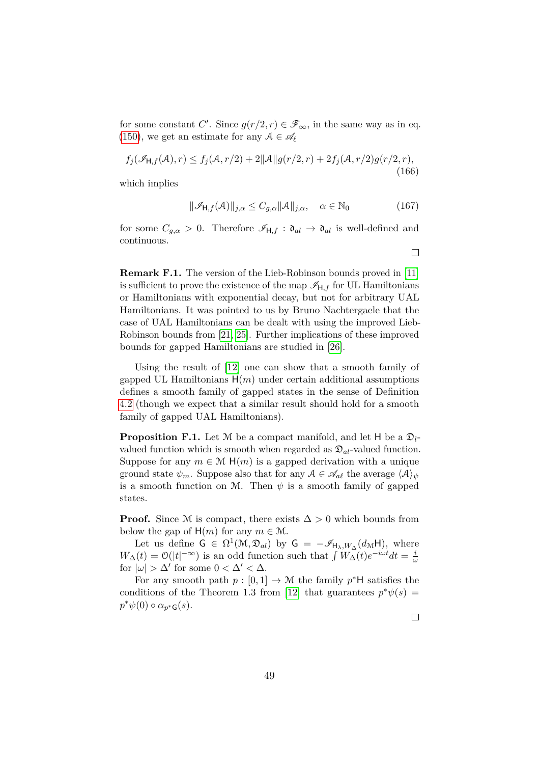for some constant $C'$. Since $g(r/2,r) \in \mathscr{F}_\infty$, in the same way as in eq. (150), we get an estimate for any $\mathcal{A} \in \mathscr{A}_\ell$

$$f_j(\mathscr{I}_{\mathsf{H},f}(\mathcal{A}),r) \leq f_j(\mathcal{A},r/2) + 2\|\mathcal{A}\|g(r/2,r) + 2f_j(\mathcal{A},r/2)g(r/2,r), \tag{166}$$

which implies

$$\|\mathscr{I}_{\mathsf{H},f}(\mathcal{A})\|_{j,\alpha} \leq C_{g,\alpha}\|\mathcal{A}\|_{j,\alpha}, \quad \alpha \in \mathbb{N}_0 \tag{167}$$

for some $C_{g,\alpha} > 0$. Therefore $\mathscr{I}_{\mathsf{H},f} : \mathfrak{d}_{al} \to \mathfrak{d}_{al}$ is well-defined and continuous.

□

**Remark F.1.** The version of the Lieb-Robinson bounds proved in [11] is sufficient to prove the existence of the map $\mathscr{I}_{\mathsf{H},f}$ for UL Hamiltonians or Hamiltonians with exponential decay, but not for arbitrary UAL Hamiltonians. It was pointed to us by Bruno Nachtergaele that the case of UAL Hamiltonians can be dealt with using the improved Lieb-Robinson bounds from [21, 25]. Further implications of these improved bounds for gapped Hamiltonians are studied in [26].

Using the result of [12] one can show that a smooth family of gapped UL Hamiltonians $\mathsf{H}(m)$ under certain additional assumptions defines a smooth family of gapped states in the sense of Definition 4.2 (though we expect that a similar result should hold for a smooth family of gapped UAL Hamiltonians).

**Proposition F.1.** Let $\mathcal{M}$ be a compact manifold, and let $\mathsf{H}$ be a $\mathfrak{D}_l$-valued function which is smooth when regarded as $\mathfrak{D}_{al}$-valued function. Suppose for any $m \in \mathcal{M}$ $\mathsf{H}(m)$ is a gapped derivation with a unique ground state $\psi_m$. Suppose also that for any $\mathcal{A} \in \mathscr{A}_{a\ell}$ the average $\langle\mathcal{A}\rangle_\psi$ is a smooth function on $\mathcal{M}$. Then $\psi$ is a smooth family of gapped states.

**Proof.** Since $\mathcal{M}$ is compact, there exists $\Delta > 0$ which bounds from below the gap of $\mathsf{H}(m)$ for any $m \in \mathcal{M}$.

Let us define $\mathsf{G} \in \Omega^1(\mathcal{M}, \mathfrak{D}_{al})$ by $\mathsf{G} = -\mathscr{I}_{\mathsf{H}_\lambda, W_\Delta}(d_{\mathcal{M}}\mathsf{H})$, where $W_\Delta(t) = \mathcal{O}(|t|^{-\infty})$ is an odd function such that $\int W_\Delta(t)e^{-i\omega t}dt = \frac{i}{\omega}$ for $|\omega| > \Delta'$ for some $0 < \Delta' < \Delta$.

For any smooth path $p : [0,1] \to \mathcal{M}$ the family $p^*\mathsf{H}$ satisfies the conditions of the Theorem 1.3 from [12] that guarantees $p^*\psi(s) = p^*\psi(0) \circ \alpha_{p^*\mathsf{G}}(s)$.

□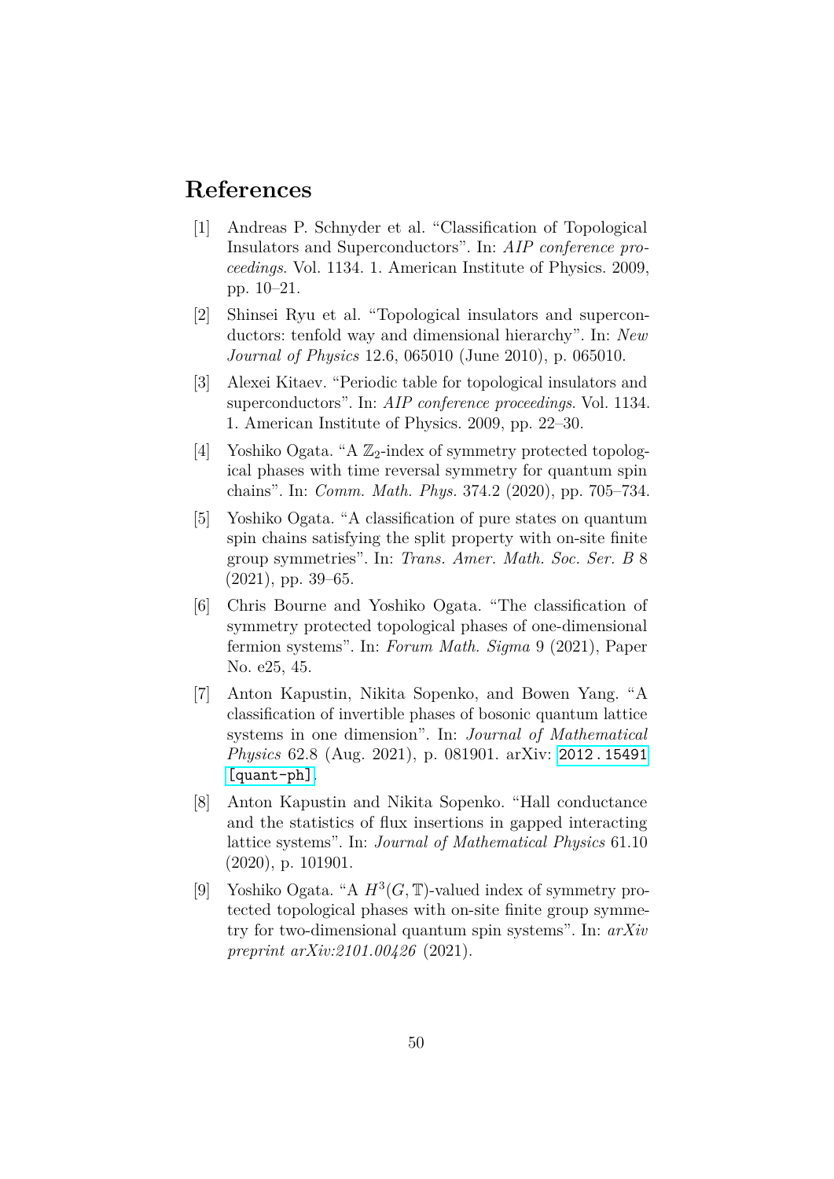# References

[1] Andreas P. Schnyder et al. "Classification of Topological Insulators and Superconductors". In: *AIP conference proceedings*. Vol. 1134. 1. American Institute of Physics. 2009, pp. 10–21.

[2] Shinsei Ryu et al. "Topological insulators and superconductors: tenfold way and dimensional hierarchy". In: *New Journal of Physics* 12.6, 065010 (June 2010), p. 065010.

[3] Alexei Kitaev. "Periodic table for topological insulators and superconductors". In: *AIP conference proceedings*. Vol. 1134. 1. American Institute of Physics. 2009, pp. 22–30.

[4] Yoshiko Ogata. "A $\mathbb{Z}_2$-index of symmetry protected topological phases with time reversal symmetry for quantum spin chains". In: *Comm. Math. Phys.* 374.2 (2020), pp. 705–734.

[5] Yoshiko Ogata. "A classification of pure states on quantum spin chains satisfying the split property with on-site finite group symmetries". In: *Trans. Amer. Math. Soc. Ser. B* 8 (2021), pp. 39–65.

[6] Chris Bourne and Yoshiko Ogata. "The classification of symmetry protected topological phases of one-dimensional fermion systems". In: *Forum Math. Sigma* 9 (2021), Paper No. e25, 45.

[7] Anton Kapustin, Nikita Sopenko, and Bowen Yang. "A classification of invertible phases of bosonic quantum lattice systems in one dimension". In: *Journal of Mathematical Physics* 62.8 (Aug. 2021), p. 081901. arXiv: 2012.15491 [quant-ph].

[8] Anton Kapustin and Nikita Sopenko. "Hall conductance and the statistics of flux insertions in gapped interacting lattice systems". In: *Journal of Mathematical Physics* 61.10 (2020), p. 101901.

[9] Yoshiko Ogata. "A $H^3(G, \mathbb{T})$-valued index of symmetry protected topological phases with on-site finite group symmetry for two-dimensional quantum spin systems". In: *arXiv preprint arXiv:2101.00426* (2021).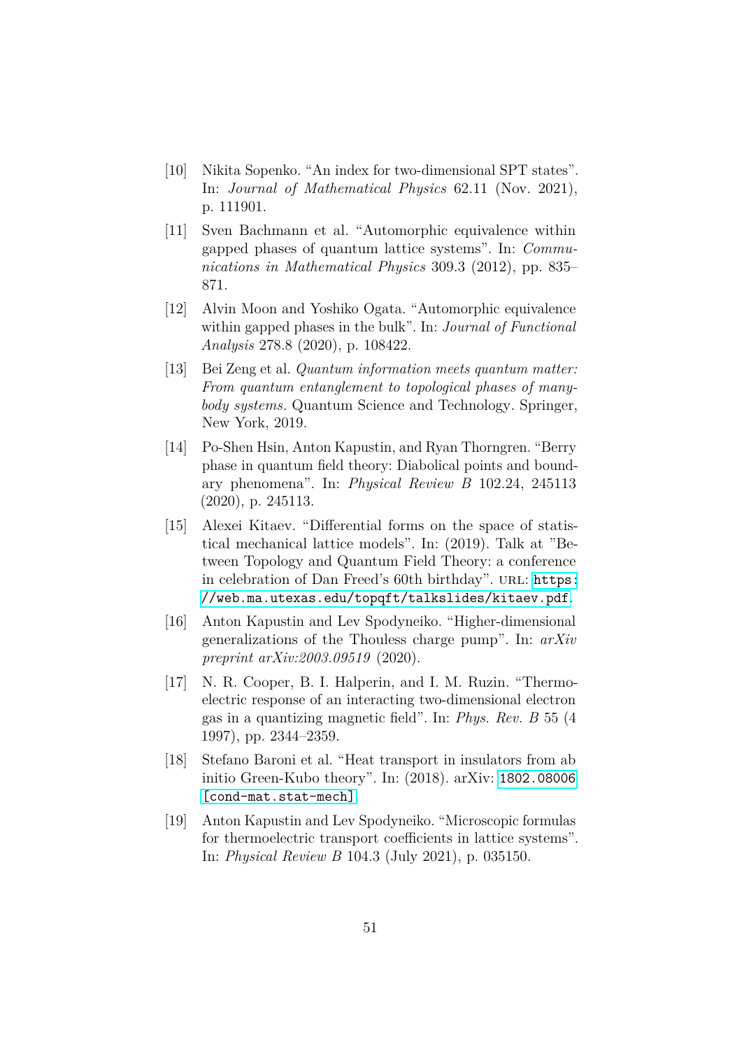[10] Nikita Sopenko. "An index for two-dimensional SPT states". In: *Journal of Mathematical Physics* 62.11 (Nov. 2021), p. 111901.

[11] Sven Bachmann et al. "Automorphic equivalence within gapped phases of quantum lattice systems". In: *Communications in Mathematical Physics* 309.3 (2012), pp. 835–871.

[12] Alvin Moon and Yoshiko Ogata. "Automorphic equivalence within gapped phases in the bulk". In: *Journal of Functional Analysis* 278.8 (2020), p. 108422.

[13] Bei Zeng et al. *Quantum information meets quantum matter: From quantum entanglement to topological phases of many-body systems.* Quantum Science and Technology. Springer, New York, 2019.

[14] Po-Shen Hsin, Anton Kapustin, and Ryan Thorngren. "Berry phase in quantum field theory: Diabolical points and boundary phenomena". In: *Physical Review B* 102.24, 245113 (2020), p. 245113.

[15] Alexei Kitaev. "Differential forms on the space of statistical mechanical lattice models". In: (2019). Talk at "Between Topology and Quantum Field Theory: a conference in celebration of Dan Freed's 60th birthday". URL: https://web.ma.utexas.edu/topqft/talkslides/kitaev.pdf.

[16] Anton Kapustin and Lev Spodyneiko. "Higher-dimensional generalizations of the Thouless charge pump". In: *arXiv preprint arXiv:2003.09519* (2020).

[17] N. R. Cooper, B. I. Halperin, and I. M. Ruzin. "Thermoelectric response of an interacting two-dimensional electron gas in a quantizing magnetic field". In: *Phys. Rev. B* 55 (4 1997), pp. 2344–2359.

[18] Stefano Baroni et al. "Heat transport in insulators from ab initio Green-Kubo theory". In: (2018). arXiv: 1802.08006 [cond-mat.stat-mech].

[19] Anton Kapustin and Lev Spodyneiko. "Microscopic formulas for thermoelectric transport coefficients in lattice systems". In: *Physical Review B* 104.3 (July 2021), p. 035150.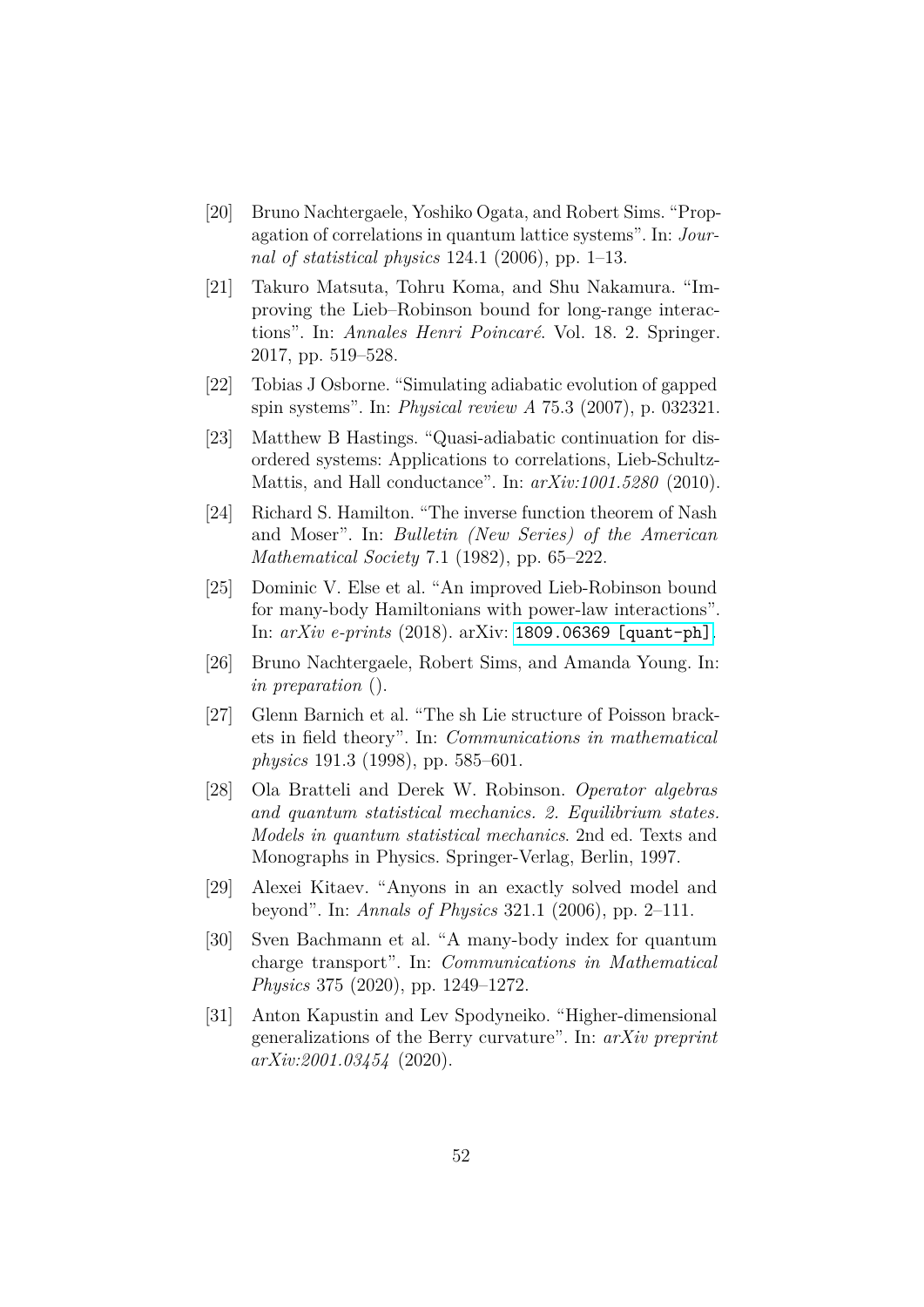[20] Bruno Nachtergaele, Yoshiko Ogata, and Robert Sims. "Propagation of correlations in quantum lattice systems". In: *Journal of statistical physics* 124.1 (2006), pp. 1–13.

[21] Takuro Matsuta, Tohru Koma, and Shu Nakamura. "Improving the Lieb–Robinson bound for long-range interactions". In: *Annales Henri Poincaré*. Vol. 18. 2. Springer. 2017, pp. 519–528.

[22] Tobias J Osborne. "Simulating adiabatic evolution of gapped spin systems". In: *Physical review A* 75.3 (2007), p. 032321.

[23] Matthew B Hastings. "Quasi-adiabatic continuation for disordered systems: Applications to correlations, Lieb-Schultz-Mattis, and Hall conductance". In: *arXiv:1001.5280* (2010).

[24] Richard S. Hamilton. "The inverse function theorem of Nash and Moser". In: *Bulletin (New Series) of the American Mathematical Society* 7.1 (1982), pp. 65–222.

[25] Dominic V. Else et al. "An improved Lieb-Robinson bound for many-body Hamiltonians with power-law interactions". In: *arXiv e-prints* (2018). arXiv: 1809.06369 [quant-ph].

[26] Bruno Nachtergaele, Robert Sims, and Amanda Young. In: *in preparation* ().

[27] Glenn Barnich et al. "The sh Lie structure of Poisson brackets in field theory". In: *Communications in mathematical physics* 191.3 (1998), pp. 585–601.

[28] Ola Bratteli and Derek W. Robinson. *Operator algebras and quantum statistical mechanics. 2. Equilibrium states. Models in quantum statistical mechanics.* 2nd ed. Texts and Monographs in Physics. Springer-Verlag, Berlin, 1997.

[29] Alexei Kitaev. "Anyons in an exactly solved model and beyond". In: *Annals of Physics* 321.1 (2006), pp. 2–111.

[30] Sven Bachmann et al. "A many-body index for quantum charge transport". In: *Communications in Mathematical Physics* 375 (2020), pp. 1249–1272.

[31] Anton Kapustin and Lev Spodyneiko. "Higher-dimensional generalizations of the Berry curvature". In: *arXiv preprint arXiv:2001.03454* (2020).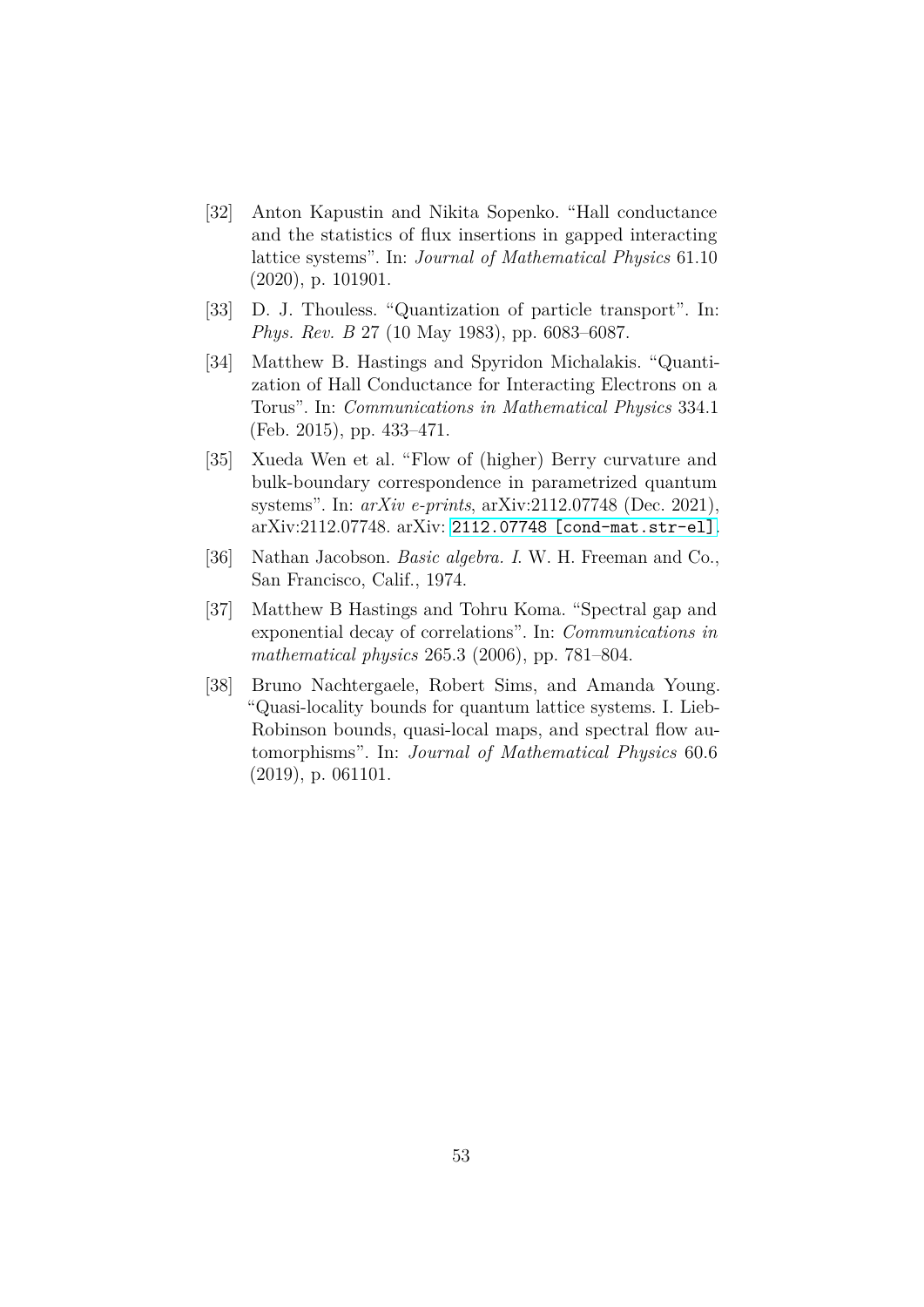[32] Anton Kapustin and Nikita Sopenko. "Hall conductance and the statistics of flux insertions in gapped interacting lattice systems". In: *Journal of Mathematical Physics* 61.10 (2020), p. 101901.

[33] D. J. Thouless. "Quantization of particle transport". In: *Phys. Rev. B* 27 (10 May 1983), pp. 6083–6087.

[34] Matthew B. Hastings and Spyridon Michalakis. "Quantization of Hall Conductance for Interacting Electrons on a Torus". In: *Communications in Mathematical Physics* 334.1 (Feb. 2015), pp. 433–471.

[35] Xueda Wen et al. "Flow of (higher) Berry curvature and bulk-boundary correspondence in parametrized quantum systems". In: *arXiv e-prints*, arXiv:2112.07748 (Dec. 2021), arXiv:2112.07748. arXiv: `2112.07748 [cond-mat.str-el]`.

[36] Nathan Jacobson. *Basic algebra. I.* W. H. Freeman and Co., San Francisco, Calif., 1974.

[37] Matthew B Hastings and Tohru Koma. "Spectral gap and exponential decay of correlations". In: *Communications in mathematical physics* 265.3 (2006), pp. 781–804.

[38] Bruno Nachtergaele, Robert Sims, and Amanda Young. "Quasi-locality bounds for quantum lattice systems. I. Lieb-Robinson bounds, quasi-local maps, and spectral flow automorphisms". In: *Journal of Mathematical Physics* 60.6 (2019), p. 061101.